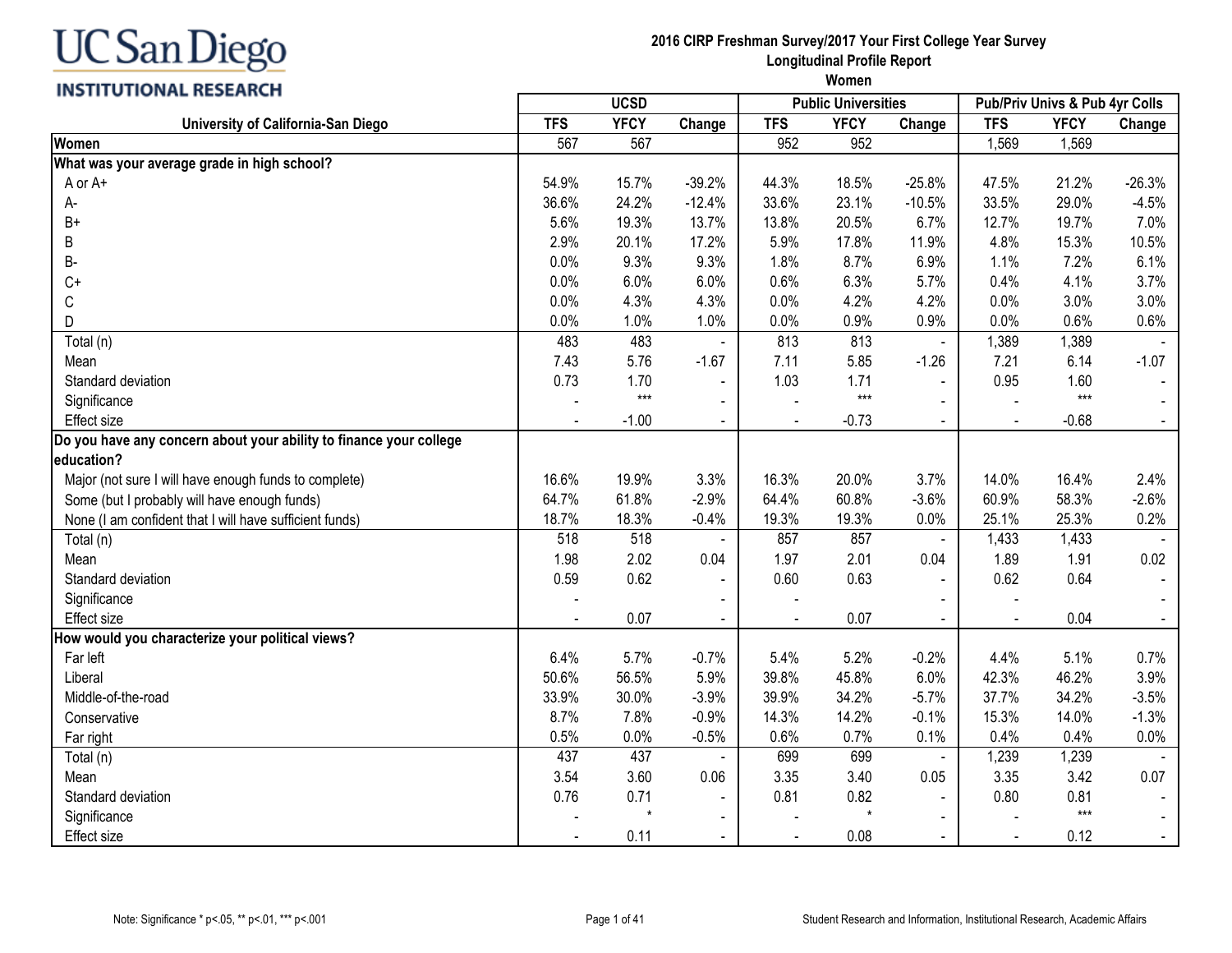UC San Diego
INSTITUTIONAL RESEARCH

# 2016 CIRP Freshman Survey/2017 Your First College Year Survey
## Longitudinal Profile Report
### Women

| University of California-San Diego | UCSD | | | Public Universities | | | Pub/Priv Univs & Pub 4yr Colls | | |
|---|---|---|---|---|---|---|---|---|---|
| | TFS | YFCY | Change | TFS | YFCY | Change | TFS | YFCY | Change |
| **Women** | 567 | 567 | | 952 | 952 | | 1,569 | 1,569 | |
| **What was your average grade in high school?** | | | | | | | | | |
| A or A+ | 54.9% | 15.7% | -39.2% | 44.3% | 18.5% | -25.8% | 47.5% | 21.2% | -26.3% |
| A- | 36.6% | 24.2% | -12.4% | 33.6% | 23.1% | -10.5% | 33.5% | 29.0% | -4.5% |
| B+ | 5.6% | 19.3% | 13.7% | 13.8% | 20.5% | 6.7% | 12.7% | 19.7% | 7.0% |
| B | 2.9% | 20.1% | 17.2% | 5.9% | 17.8% | 11.9% | 4.8% | 15.3% | 10.5% |
| B- | 0.0% | 9.3% | 9.3% | 1.8% | 8.7% | 6.9% | 1.1% | 7.2% | 6.1% |
| C+ | 0.0% | 6.0% | 6.0% | 0.6% | 6.3% | 5.7% | 0.4% | 4.1% | 3.7% |
| C | 0.0% | 4.3% | 4.3% | 0.0% | 4.2% | 4.2% | 0.0% | 3.0% | 3.0% |
| D | 0.0% | 1.0% | 1.0% | 0.0% | 0.9% | 0.9% | 0.0% | 0.6% | 0.6% |
| Total (n) | 483 | 483 | - | 813 | 813 | - | 1,389 | 1,389 | - |
| Mean | 7.43 | 5.76 | -1.67 | 7.11 | 5.85 | -1.26 | 7.21 | 6.14 | -1.07 |
| Standard deviation | 0.73 | 1.70 | - | 1.03 | 1.71 | - | 0.95 | 1.60 | - |
| Significance | - | *** | - | - | *** | - | - | *** | - |
| Effect size | - | -1.00 | - | - | -0.73 | - | - | -0.68 | - |
| **Do you have any concern about your ability to finance your college education?** | | | | | | | | | |
| Major (not sure I will have enough funds to complete) | 16.6% | 19.9% | 3.3% | 16.3% | 20.0% | 3.7% | 14.0% | 16.4% | 2.4% |
| Some (but I probably will have enough funds) | 64.7% | 61.8% | -2.9% | 64.4% | 60.8% | -3.6% | 60.9% | 58.3% | -2.6% |
| None (I am confident that I will have sufficient funds) | 18.7% | 18.3% | -0.4% | 19.3% | 19.3% | 0.0% | 25.1% | 25.3% | 0.2% |
| Total (n) | 518 | 518 | - | 857 | 857 | - | 1,433 | 1,433 | - |
| Mean | 1.98 | 2.02 | 0.04 | 1.97 | 2.01 | 0.04 | 1.89 | 1.91 | 0.02 |
| Standard deviation | 0.59 | 0.62 | - | 0.60 | 0.63 | - | 0.62 | 0.64 | - |
| Significance | - | | - | - | | - | - | | - |
| Effect size | - | 0.07 | - | - | 0.07 | - | - | 0.04 | - |
| **How would you characterize your political views?** | | | | | | | | | |
| Far left | 6.4% | 5.7% | -0.7% | 5.4% | 5.2% | -0.2% | 4.4% | 5.1% | 0.7% |
| Liberal | 50.6% | 56.5% | 5.9% | 39.8% | 45.8% | 6.0% | 42.3% | 46.2% | 3.9% |
| Middle-of-the-road | 33.9% | 30.0% | -3.9% | 39.9% | 34.2% | -5.7% | 37.7% | 34.2% | -3.5% |
| Conservative | 8.7% | 7.8% | -0.9% | 14.3% | 14.2% | -0.1% | 15.3% | 14.0% | -1.3% |
| Far right | 0.5% | 0.0% | -0.5% | 0.6% | 0.7% | 0.1% | 0.4% | 0.4% | 0.0% |
| Total (n) | 437 | 437 | - | 699 | 699 | - | 1,239 | 1,239 | - |
| Mean | 3.54 | 3.60 | 0.06 | 3.35 | 3.40 | 0.05 | 3.35 | 3.42 | 0.07 |
| Standard deviation | 0.76 | 0.71 | - | 0.81 | 0.82 | - | 0.80 | 0.81 | - |
| Significance | - | * | - | - | * | - | - | *** | - |
| Effect size | - | 0.11 | - | - | 0.08 | - | - | 0.12 | - |

Note: Significance * p<.05, ** p<.01, *** p<.001

Student Research and Information, Institutional Research, Academic Affairs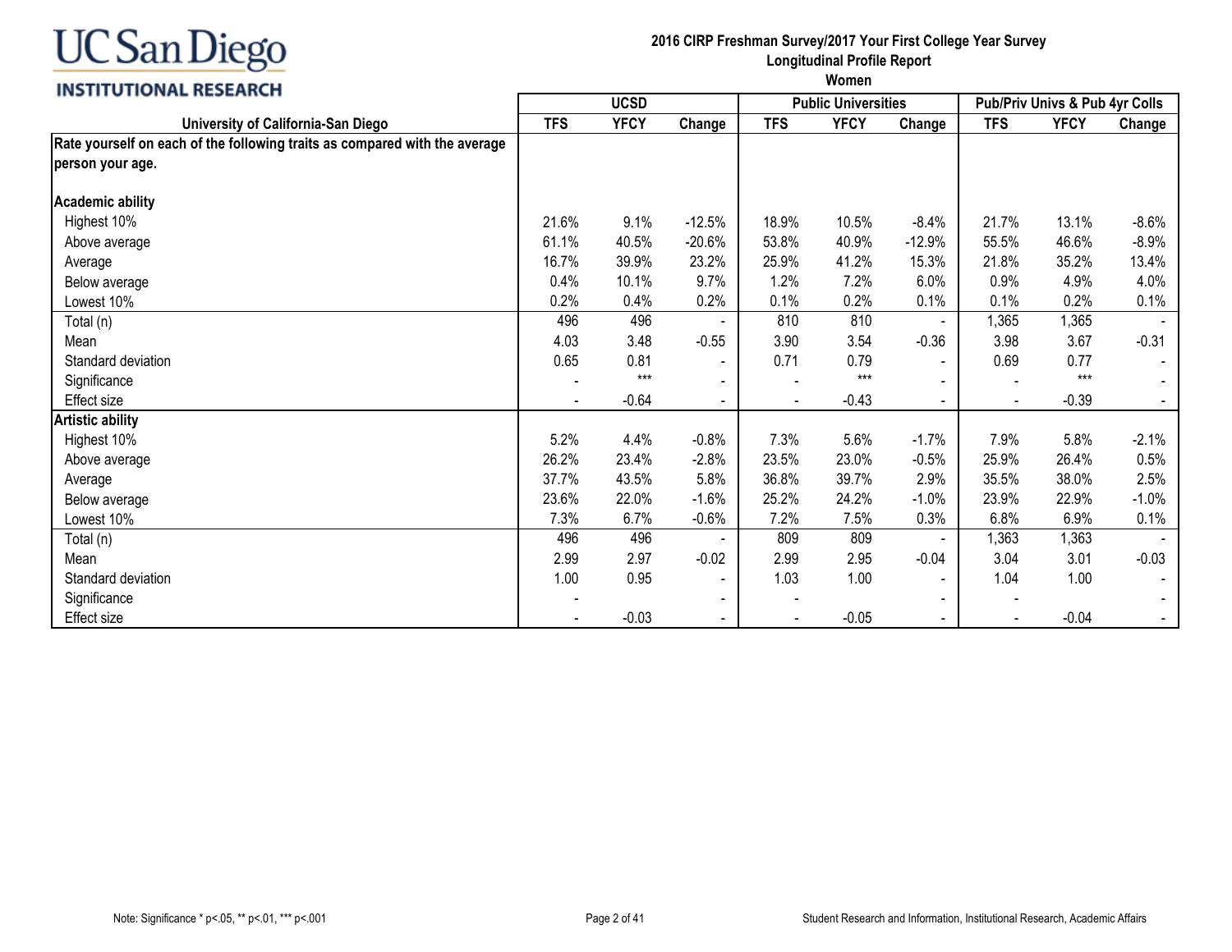**UC San Diego INSTITUTIONAL RESEARCH**

**2016 CIRP Freshman Survey/2017 Your First College Year Survey**
**Longitudinal Profile Report**
**Women**

| University of California-San Diego | UCSD | | | Public Universities | | | Pub/Priv Univs & Pub 4yr Colls | | |
|---|---|---|---|---|---|---|---|---|---|
| | TFS | YFCY | Change | TFS | YFCY | Change | TFS | YFCY | Change |
| **Rate yourself on each of the following traits as compared with the average person your age.** | | | | | | | | | |
| **Academic ability** | | | | | | | | | |
| Highest 10% | 21.6% | 9.1% | -12.5% | 18.9% | 10.5% | -8.4% | 21.7% | 13.1% | -8.6% |
| Above average | 61.1% | 40.5% | -20.6% | 53.8% | 40.9% | -12.9% | 55.5% | 46.6% | -8.9% |
| Average | 16.7% | 39.9% | 23.2% | 25.9% | 41.2% | 15.3% | 21.8% | 35.2% | 13.4% |
| Below average | 0.4% | 10.1% | 9.7% | 1.2% | 7.2% | 6.0% | 0.9% | 4.9% | 4.0% |
| Lowest 10% | 0.2% | 0.4% | 0.2% | 0.1% | 0.2% | 0.1% | 0.1% | 0.2% | 0.1% |
| Total (n) | 496 | 496 | - | 810 | 810 | - | 1,365 | 1,365 | - |
| Mean | 4.03 | 3.48 | -0.55 | 3.90 | 3.54 | -0.36 | 3.98 | 3.67 | -0.31 |
| Standard deviation | 0.65 | 0.81 | - | 0.71 | 0.79 | - | 0.69 | 0.77 | - |
| Significance | - | *** | - | - | *** | - | - | *** | - |
| Effect size | - | -0.64 | - | - | -0.43 | - | - | -0.39 | - |
| **Artistic ability** | | | | | | | | | |
| Highest 10% | 5.2% | 4.4% | -0.8% | 7.3% | 5.6% | -1.7% | 7.9% | 5.8% | -2.1% |
| Above average | 26.2% | 23.4% | -2.8% | 23.5% | 23.0% | -0.5% | 25.9% | 26.4% | 0.5% |
| Average | 37.7% | 43.5% | 5.8% | 36.8% | 39.7% | 2.9% | 35.5% | 38.0% | 2.5% |
| Below average | 23.6% | 22.0% | -1.6% | 25.2% | 24.2% | -1.0% | 23.9% | 22.9% | -1.0% |
| Lowest 10% | 7.3% | 6.7% | -0.6% | 7.2% | 7.5% | 0.3% | 6.8% | 6.9% | 0.1% |
| Total (n) | 496 | 496 | - | 809 | 809 | - | 1,363 | 1,363 | - |
| Mean | 2.99 | 2.97 | -0.02 | 2.99 | 2.95 | -0.04 | 3.04 | 3.01 | -0.03 |
| Standard deviation | 1.00 | 0.95 | - | 1.03 | 1.00 | - | 1.04 | 1.00 | - |
| Significance | - | | - | - | | - | - | | - |
| Effect size | - | -0.03 | - | - | -0.05 | - | - | -0.04 | - |

Note: Significance * p<.05, ** p<.01, *** p<.001

Student Research and Information, Institutional Research, Academic Affairs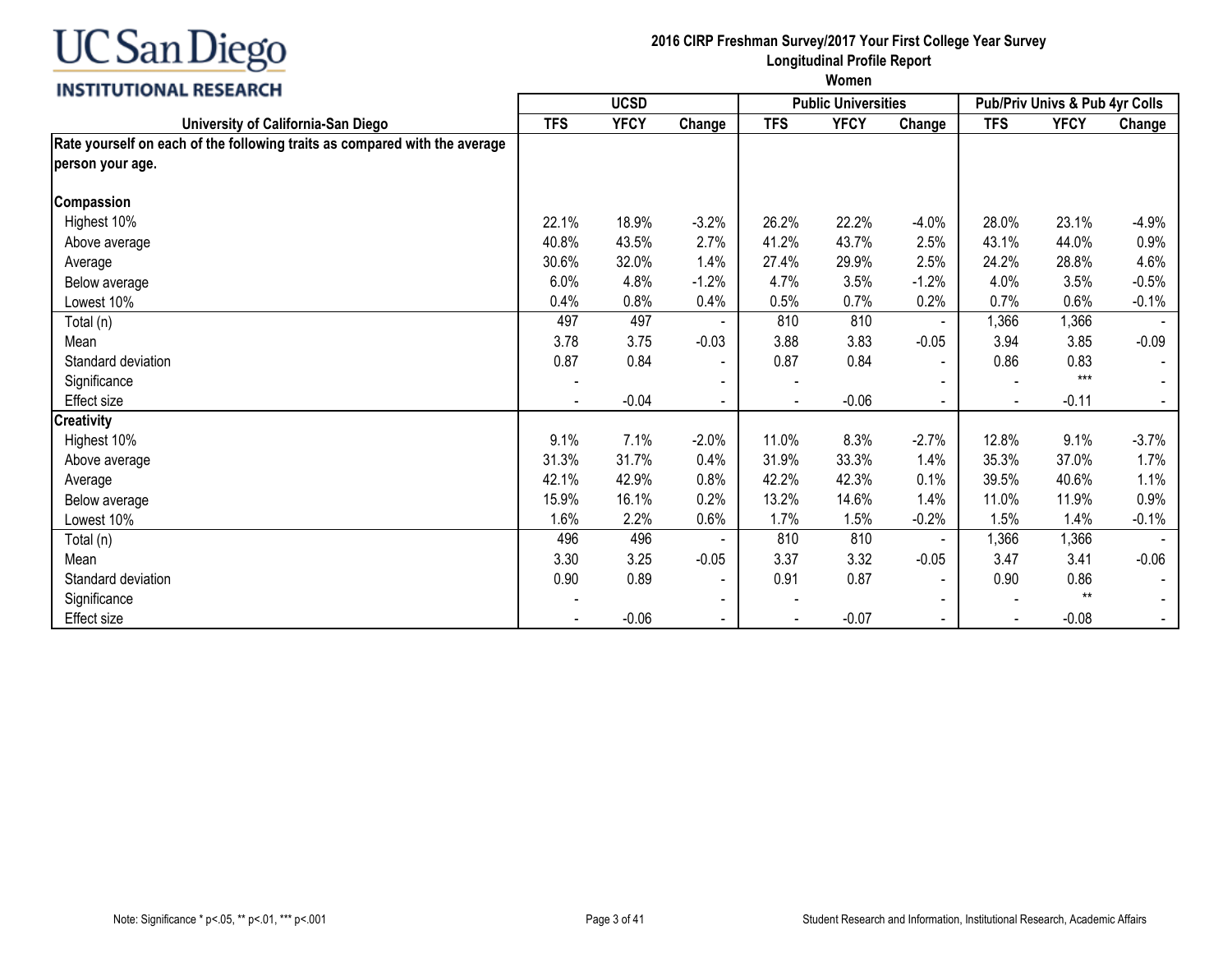UC San Diego
INSTITUTIONAL RESEARCH

**2016 CIRP Freshman Survey/2017 Your First College Year Survey**
**Longitudinal Profile Report**
**Women**

| University of California-San Diego | UCSD | | | Public Universities | | | Pub/Priv Univs & Pub 4yr Colls | | |
|---|---|---|---|---|---|---|---|---|---|
| | TFS | YFCY | Change | TFS | YFCY | Change | TFS | YFCY | Change |
| **Rate yourself on each of the following traits as compared with the average person your age.** | | | | | | | | | |
| **Compassion** | | | | | | | | | |
| Highest 10% | 22.1% | 18.9% | -3.2% | 26.2% | 22.2% | -4.0% | 28.0% | 23.1% | -4.9% |
| Above average | 40.8% | 43.5% | 2.7% | 41.2% | 43.7% | 2.5% | 43.1% | 44.0% | 0.9% |
| Average | 30.6% | 32.0% | 1.4% | 27.4% | 29.9% | 2.5% | 24.2% | 28.8% | 4.6% |
| Below average | 6.0% | 4.8% | -1.2% | 4.7% | 3.5% | -1.2% | 4.0% | 3.5% | -0.5% |
| Lowest 10% | 0.4% | 0.8% | 0.4% | 0.5% | 0.7% | 0.2% | 0.7% | 0.6% | -0.1% |
| Total (n) | 497 | 497 | - | 810 | 810 | - | 1,366 | 1,366 | - |
| Mean | 3.78 | 3.75 | -0.03 | 3.88 | 3.83 | -0.05 | 3.94 | 3.85 | -0.09 |
| Standard deviation | 0.87 | 0.84 | - | 0.87 | 0.84 | - | 0.86 | 0.83 | - |
| Significance | - | | - | - | | - | - | *** | - |
| Effect size | - | -0.04 | - | - | -0.06 | - | - | -0.11 | - |
| **Creativity** | | | | | | | | | |
| Highest 10% | 9.1% | 7.1% | -2.0% | 11.0% | 8.3% | -2.7% | 12.8% | 9.1% | -3.7% |
| Above average | 31.3% | 31.7% | 0.4% | 31.9% | 33.3% | 1.4% | 35.3% | 37.0% | 1.7% |
| Average | 42.1% | 42.9% | 0.8% | 42.2% | 42.3% | 0.1% | 39.5% | 40.6% | 1.1% |
| Below average | 15.9% | 16.1% | 0.2% | 13.2% | 14.6% | 1.4% | 11.0% | 11.9% | 0.9% |
| Lowest 10% | 1.6% | 2.2% | 0.6% | 1.7% | 1.5% | -0.2% | 1.5% | 1.4% | -0.1% |
| Total (n) | 496 | 496 | - | 810 | 810 | - | 1,366 | 1,366 | - |
| Mean | 3.30 | 3.25 | -0.05 | 3.37 | 3.32 | -0.05 | 3.47 | 3.41 | -0.06 |
| Standard deviation | 0.90 | 0.89 | - | 0.91 | 0.87 | - | 0.90 | 0.86 | - |
| Significance | - | | - | - | | - | - | ** | - |
| Effect size | - | -0.06 | - | - | -0.07 | - | - | -0.08 | - |

Note: Significance * p<.05, ** p<.01, *** p<.001

Student Research and Information, Institutional Research, Academic Affairs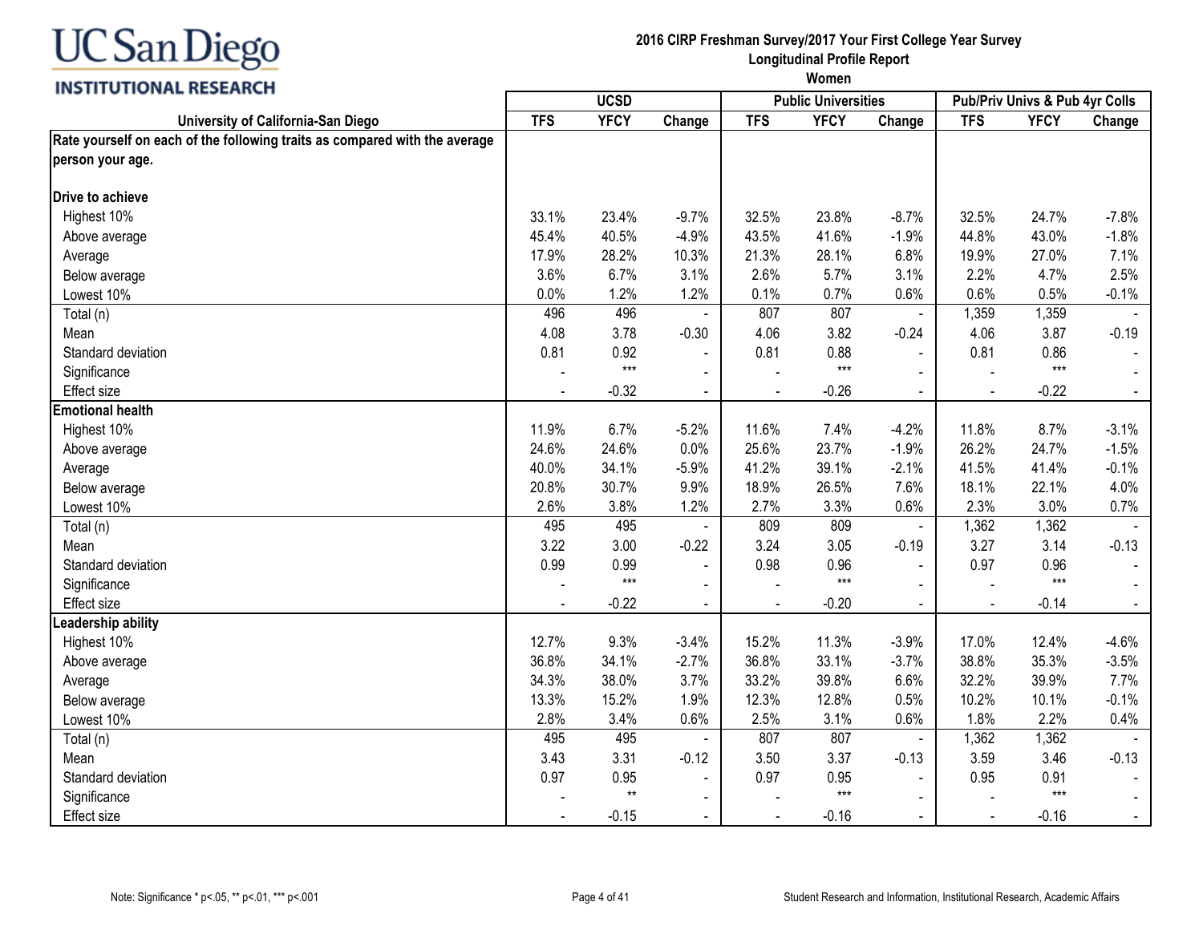UC San Diego
INSTITUTIONAL RESEARCH

**2016 CIRP Freshman Survey/2017 Your First College Year Survey**
**Longitudinal Profile Report**
**Women**

| University of California-San Diego | UCSD | | | Public Universities | | | Pub/Priv Univs & Pub 4yr Colls | | |
|---|---|---|---|---|---|---|---|---|---|
| | TFS | YFCY | Change | TFS | YFCY | Change | TFS | YFCY | Change |
| **Rate yourself on each of the following traits as compared with the average person your age.** | | | | | | | | | |
| **Drive to achieve** | | | | | | | | | |
| Highest 10% | 33.1% | 23.4% | -9.7% | 32.5% | 23.8% | -8.7% | 32.5% | 24.7% | -7.8% |
| Above average | 45.4% | 40.5% | -4.9% | 43.5% | 41.6% | -1.9% | 44.8% | 43.0% | -1.8% |
| Average | 17.9% | 28.2% | 10.3% | 21.3% | 28.1% | 6.8% | 19.9% | 27.0% | 7.1% |
| Below average | 3.6% | 6.7% | 3.1% | 2.6% | 5.7% | 3.1% | 2.2% | 4.7% | 2.5% |
| Lowest 10% | 0.0% | 1.2% | 1.2% | 0.1% | 0.7% | 0.6% | 0.6% | 0.5% | -0.1% |
| Total (n) | 496 | 496 | - | 807 | 807 | - | 1,359 | 1,359 | - |
| Mean | 4.08 | 3.78 | -0.30 | 4.06 | 3.82 | -0.24 | 4.06 | 3.87 | -0.19 |
| Standard deviation | 0.81 | 0.92 | - | 0.81 | 0.88 | - | 0.81 | 0.86 | - |
| Significance | - | *** | - | - | *** | - | - | *** | - |
| Effect size | - | -0.32 | - | - | -0.26 | - | - | -0.22 | - |
| **Emotional health** | | | | | | | | | |
| Highest 10% | 11.9% | 6.7% | -5.2% | 11.6% | 7.4% | -4.2% | 11.8% | 8.7% | -3.1% |
| Above average | 24.6% | 24.6% | 0.0% | 25.6% | 23.7% | -1.9% | 26.2% | 24.7% | -1.5% |
| Average | 40.0% | 34.1% | -5.9% | 41.2% | 39.1% | -2.1% | 41.5% | 41.4% | -0.1% |
| Below average | 20.8% | 30.7% | 9.9% | 18.9% | 26.5% | 7.6% | 18.1% | 22.1% | 4.0% |
| Lowest 10% | 2.6% | 3.8% | 1.2% | 2.7% | 3.3% | 0.6% | 2.3% | 3.0% | 0.7% |
| Total (n) | 495 | 495 | - | 809 | 809 | - | 1,362 | 1,362 | - |
| Mean | 3.22 | 3.00 | -0.22 | 3.24 | 3.05 | -0.19 | 3.27 | 3.14 | -0.13 |
| Standard deviation | 0.99 | 0.99 | - | 0.98 | 0.96 | - | 0.97 | 0.96 | - |
| Significance | - | *** | - | - | *** | - | - | *** | - |
| Effect size | - | -0.22 | - | - | -0.20 | - | - | -0.14 | - |
| **Leadership ability** | | | | | | | | | |
| Highest 10% | 12.7% | 9.3% | -3.4% | 15.2% | 11.3% | -3.9% | 17.0% | 12.4% | -4.6% |
| Above average | 36.8% | 34.1% | -2.7% | 36.8% | 33.1% | -3.7% | 38.8% | 35.3% | -3.5% |
| Average | 34.3% | 38.0% | 3.7% | 33.2% | 39.8% | 6.6% | 32.2% | 39.9% | 7.7% |
| Below average | 13.3% | 15.2% | 1.9% | 12.3% | 12.8% | 0.5% | 10.2% | 10.1% | -0.1% |
| Lowest 10% | 2.8% | 3.4% | 0.6% | 2.5% | 3.1% | 0.6% | 1.8% | 2.2% | 0.4% |
| Total (n) | 495 | 495 | - | 807 | 807 | - | 1,362 | 1,362 | - |
| Mean | 3.43 | 3.31 | -0.12 | 3.50 | 3.37 | -0.13 | 3.59 | 3.46 | -0.13 |
| Standard deviation | 0.97 | 0.95 | - | 0.97 | 0.95 | - | 0.95 | 0.91 | - |
| Significance | - | ** | - | - | *** | - | - | *** | - |
| Effect size | - | -0.15 | - | - | -0.16 | - | - | -0.16 | - |

Note: Significance * p<.05, ** p<.01, *** p<.001

Student Research and Information, Institutional Research, Academic Affairs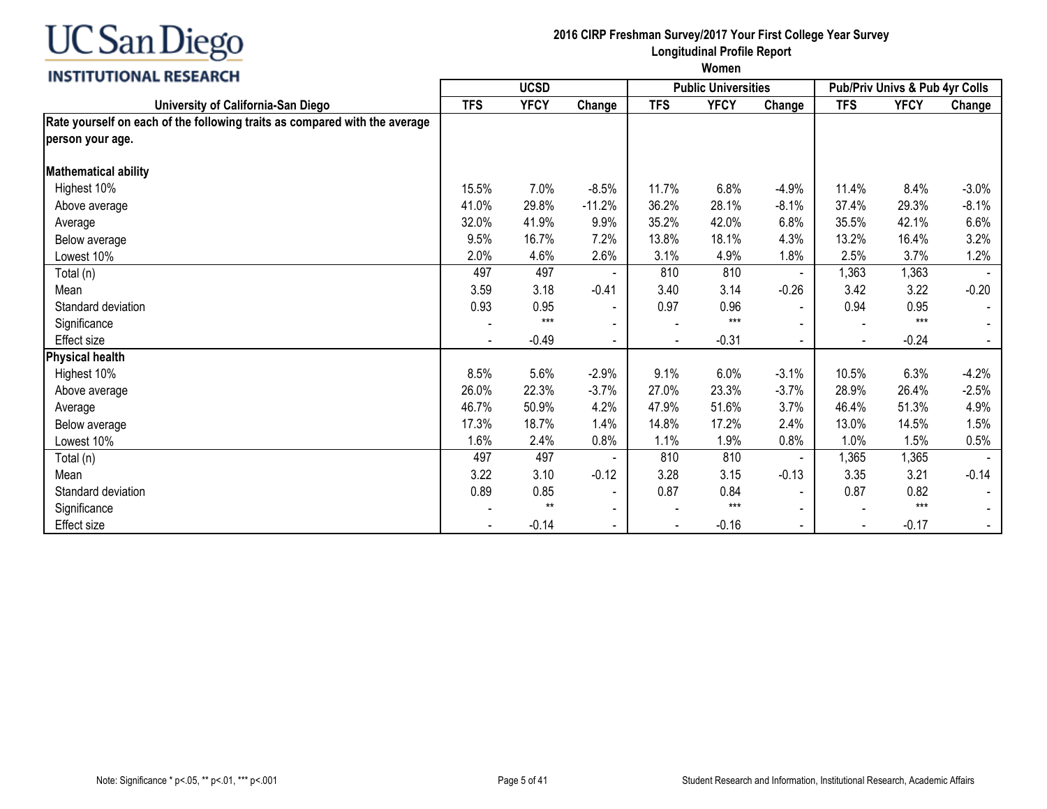UC San Diego
INSTITUTIONAL RESEARCH

**2016 CIRP Freshman Survey/2017 Your First College Year Survey**
**Longitudinal Profile Report**
**Women**

| University of California-San Diego | UCSD | | | Public Universities | | | Pub/Priv Univs & Pub 4yr Colls | | |
|---|---|---|---|---|---|---|---|---|---|
| | TFS | YFCY | Change | TFS | YFCY | Change | TFS | YFCY | Change |
| **Rate yourself on each of the following traits as compared with the average person your age.** | | | | | | | | | |
| **Mathematical ability** | | | | | | | | | |
| Highest 10% | 15.5% | 7.0% | -8.5% | 11.7% | 6.8% | -4.9% | 11.4% | 8.4% | -3.0% |
| Above average | 41.0% | 29.8% | -11.2% | 36.2% | 28.1% | -8.1% | 37.4% | 29.3% | -8.1% |
| Average | 32.0% | 41.9% | 9.9% | 35.2% | 42.0% | 6.8% | 35.5% | 42.1% | 6.6% |
| Below average | 9.5% | 16.7% | 7.2% | 13.8% | 18.1% | 4.3% | 13.2% | 16.4% | 3.2% |
| Lowest 10% | 2.0% | 4.6% | 2.6% | 3.1% | 4.9% | 1.8% | 2.5% | 3.7% | 1.2% |
| Total (n) | 497 | 497 | - | 810 | 810 | - | 1,363 | 1,363 | - |
| Mean | 3.59 | 3.18 | -0.41 | 3.40 | 3.14 | -0.26 | 3.42 | 3.22 | -0.20 |
| Standard deviation | 0.93 | 0.95 | - | 0.97 | 0.96 | - | 0.94 | 0.95 | - |
| Significance | - | *** | - | - | *** | - | - | *** | - |
| Effect size | - | -0.49 | - | - | -0.31 | - | - | -0.24 | - |
| **Physical health** | | | | | | | | | |
| Highest 10% | 8.5% | 5.6% | -2.9% | 9.1% | 6.0% | -3.1% | 10.5% | 6.3% | -4.2% |
| Above average | 26.0% | 22.3% | -3.7% | 27.0% | 23.3% | -3.7% | 28.9% | 26.4% | -2.5% |
| Average | 46.7% | 50.9% | 4.2% | 47.9% | 51.6% | 3.7% | 46.4% | 51.3% | 4.9% |
| Below average | 17.3% | 18.7% | 1.4% | 14.8% | 17.2% | 2.4% | 13.0% | 14.5% | 1.5% |
| Lowest 10% | 1.6% | 2.4% | 0.8% | 1.1% | 1.9% | 0.8% | 1.0% | 1.5% | 0.5% |
| Total (n) | 497 | 497 | - | 810 | 810 | - | 1,365 | 1,365 | - |
| Mean | 3.22 | 3.10 | -0.12 | 3.28 | 3.15 | -0.13 | 3.35 | 3.21 | -0.14 |
| Standard deviation | 0.89 | 0.85 | - | 0.87 | 0.84 | - | 0.87 | 0.82 | - |
| Significance | - | ** | - | - | *** | - | - | *** | - |
| Effect size | - | -0.14 | - | - | -0.16 | - | - | -0.17 | - |

Note: Significance * p<.05, ** p<.01, *** p<.001

Student Research and Information, Institutional Research, Academic Affairs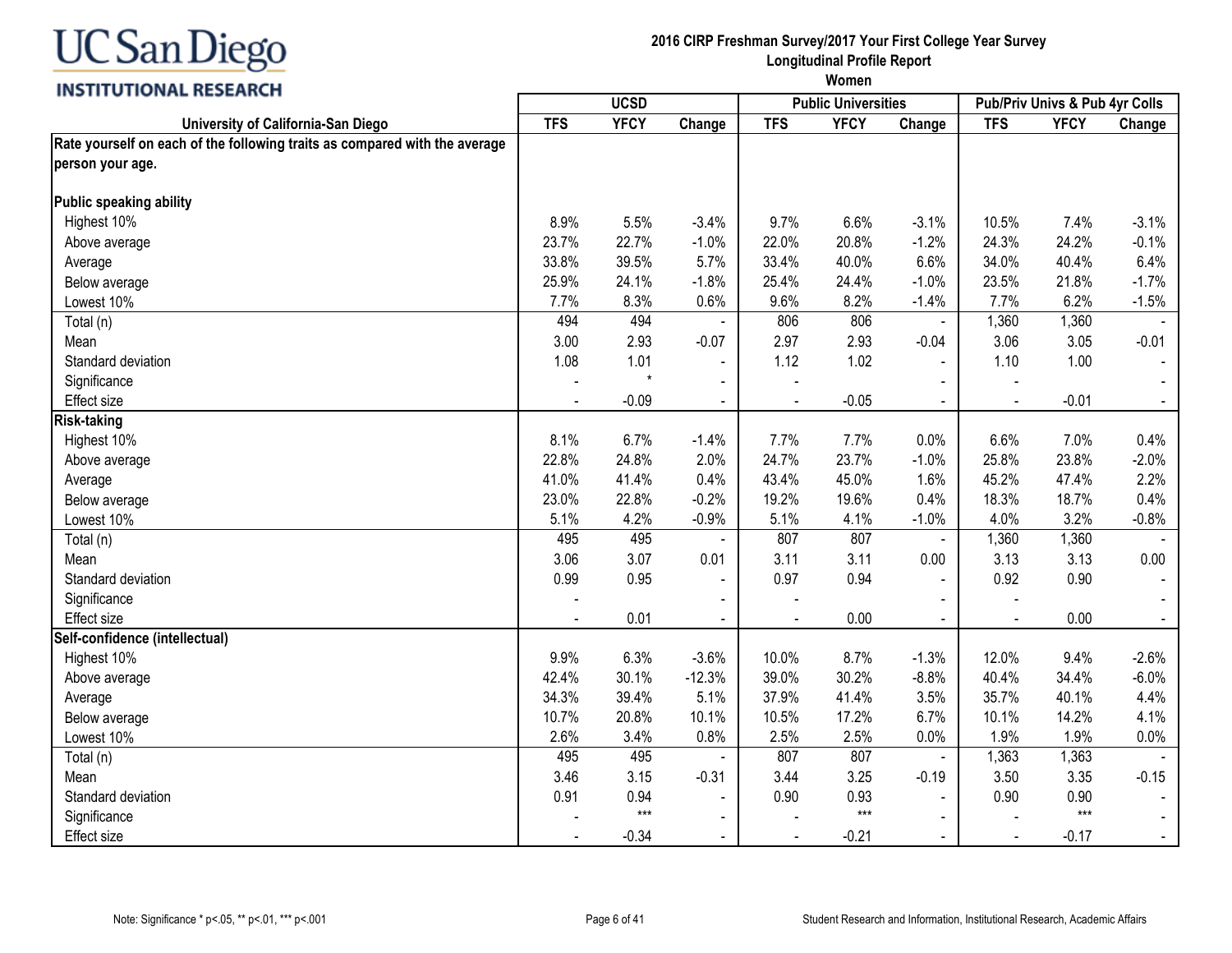**UC San Diego INSTITUTIONAL RESEARCH**

**2016 CIRP Freshman Survey/2017 Your First College Year Survey**
**Longitudinal Profile Report**
**Women**

| University of California-San Diego | UCSD | | | Public Universities | | | Pub/Priv Univs & Pub 4yr Colls | | |
|---|---|---|---|---|---|---|---|---|---|
| | TFS | YFCY | Change | TFS | YFCY | Change | TFS | YFCY | Change |
| **Rate yourself on each of the following traits as compared with the average person your age.** | | | | | | | | | |
| **Public speaking ability** | | | | | | | | | |
| Highest 10% | 8.9% | 5.5% | -3.4% | 9.7% | 6.6% | -3.1% | 10.5% | 7.4% | -3.1% |
| Above average | 23.7% | 22.7% | -1.0% | 22.0% | 20.8% | -1.2% | 24.3% | 24.2% | -0.1% |
| Average | 33.8% | 39.5% | 5.7% | 33.4% | 40.0% | 6.6% | 34.0% | 40.4% | 6.4% |
| Below average | 25.9% | 24.1% | -1.8% | 25.4% | 24.4% | -1.0% | 23.5% | 21.8% | -1.7% |
| Lowest 10% | 7.7% | 8.3% | 0.6% | 9.6% | 8.2% | -1.4% | 7.7% | 6.2% | -1.5% |
| Total (n) | 494 | 494 | - | 806 | 806 | - | 1,360 | 1,360 | - |
| Mean | 3.00 | 2.93 | -0.07 | 2.97 | 2.93 | -0.04 | 3.06 | 3.05 | -0.01 |
| Standard deviation | 1.08 | 1.01 | - | 1.12 | 1.02 | - | 1.10 | 1.00 | - |
| Significance | - | * | - | - | | - | - | | - |
| Effect size | - | -0.09 | - | - | -0.05 | - | - | -0.01 | - |
| **Risk-taking** | | | | | | | | | |
| Highest 10% | 8.1% | 6.7% | -1.4% | 7.7% | 7.7% | 0.0% | 6.6% | 7.0% | 0.4% |
| Above average | 22.8% | 24.8% | 2.0% | 24.7% | 23.7% | -1.0% | 25.8% | 23.8% | -2.0% |
| Average | 41.0% | 41.4% | 0.4% | 43.4% | 45.0% | 1.6% | 45.2% | 47.4% | 2.2% |
| Below average | 23.0% | 22.8% | -0.2% | 19.2% | 19.6% | 0.4% | 18.3% | 18.7% | 0.4% |
| Lowest 10% | 5.1% | 4.2% | -0.9% | 5.1% | 4.1% | -1.0% | 4.0% | 3.2% | -0.8% |
| Total (n) | 495 | 495 | - | 807 | 807 | - | 1,360 | 1,360 | - |
| Mean | 3.06 | 3.07 | 0.01 | 3.11 | 3.11 | 0.00 | 3.13 | 3.13 | 0.00 |
| Standard deviation | 0.99 | 0.95 | - | 0.97 | 0.94 | - | 0.92 | 0.90 | - |
| Significance | - | | - | - | | - | - | | - |
| Effect size | - | 0.01 | - | - | 0.00 | - | - | 0.00 | - |
| **Self-confidence (intellectual)** | | | | | | | | | |
| Highest 10% | 9.9% | 6.3% | -3.6% | 10.0% | 8.7% | -1.3% | 12.0% | 9.4% | -2.6% |
| Above average | 42.4% | 30.1% | -12.3% | 39.0% | 30.2% | -8.8% | 40.4% | 34.4% | -6.0% |
| Average | 34.3% | 39.4% | 5.1% | 37.9% | 41.4% | 3.5% | 35.7% | 40.1% | 4.4% |
| Below average | 10.7% | 20.8% | 10.1% | 10.5% | 17.2% | 6.7% | 10.1% | 14.2% | 4.1% |
| Lowest 10% | 2.6% | 3.4% | 0.8% | 2.5% | 2.5% | 0.0% | 1.9% | 1.9% | 0.0% |
| Total (n) | 495 | 495 | - | 807 | 807 | - | 1,363 | 1,363 | - |
| Mean | 3.46 | 3.15 | -0.31 | 3.44 | 3.25 | -0.19 | 3.50 | 3.35 | -0.15 |
| Standard deviation | 0.91 | 0.94 | - | 0.90 | 0.93 | - | 0.90 | 0.90 | - |
| Significance | - | *** | - | - | *** | - | - | *** | - |
| Effect size | - | -0.34 | - | - | -0.21 | - | - | -0.17 | - |

Note: Significance * p<.05, ** p<.01, *** p<.001

Student Research and Information, Institutional Research, Academic Affairs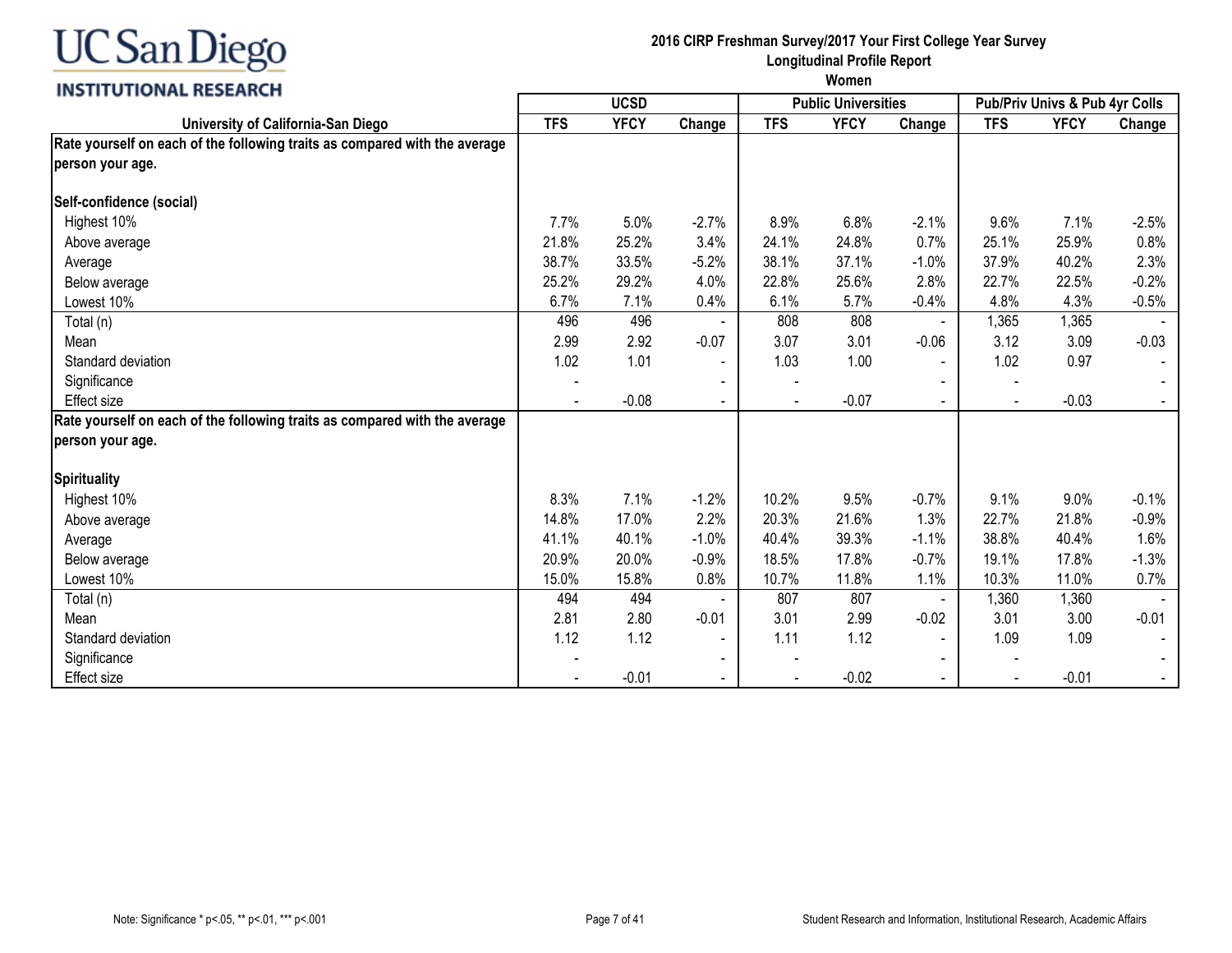**UC San Diego**
**INSTITUTIONAL RESEARCH**

**2016 CIRP Freshman Survey/2017 Your First College Year Survey**
**Longitudinal Profile Report**
**Women**

| University of California-San Diego | UCSD | | | Public Universities | | | Pub/Priv Univs & Pub 4yr Colls | | |
|---|---|---|---|---|---|---|---|---|---|
| | TFS | YFCY | Change | TFS | YFCY | Change | TFS | YFCY | Change |
| **Rate yourself on each of the following traits as compared with the average person your age.** | | | | | | | | | |
| **Self-confidence (social)** | | | | | | | | | |
| Highest 10% | 7.7% | 5.0% | -2.7% | 8.9% | 6.8% | -2.1% | 9.6% | 7.1% | -2.5% |
| Above average | 21.8% | 25.2% | 3.4% | 24.1% | 24.8% | 0.7% | 25.1% | 25.9% | 0.8% |
| Average | 38.7% | 33.5% | -5.2% | 38.1% | 37.1% | -1.0% | 37.9% | 40.2% | 2.3% |
| Below average | 25.2% | 29.2% | 4.0% | 22.8% | 25.6% | 2.8% | 22.7% | 22.5% | -0.2% |
| Lowest 10% | 6.7% | 7.1% | 0.4% | 6.1% | 5.7% | -0.4% | 4.8% | 4.3% | -0.5% |
| Total (n) | 496 | 496 | - | 808 | 808 | - | 1,365 | 1,365 | - |
| Mean | 2.99 | 2.92 | -0.07 | 3.07 | 3.01 | -0.06 | 3.12 | 3.09 | -0.03 |
| Standard deviation | 1.02 | 1.01 | - | 1.03 | 1.00 | - | 1.02 | 0.97 | - |
| Significance | - | | - | - | | - | - | | - |
| Effect size | - | -0.08 | - | - | -0.07 | - | - | -0.03 | - |
| **Rate yourself on each of the following traits as compared with the average person your age.** | | | | | | | | | |
| **Spirituality** | | | | | | | | | |
| Highest 10% | 8.3% | 7.1% | -1.2% | 10.2% | 9.5% | -0.7% | 9.1% | 9.0% | -0.1% |
| Above average | 14.8% | 17.0% | 2.2% | 20.3% | 21.6% | 1.3% | 22.7% | 21.8% | -0.9% |
| Average | 41.1% | 40.1% | -1.0% | 40.4% | 39.3% | -1.1% | 38.8% | 40.4% | 1.6% |
| Below average | 20.9% | 20.0% | -0.9% | 18.5% | 17.8% | -0.7% | 19.1% | 17.8% | -1.3% |
| Lowest 10% | 15.0% | 15.8% | 0.8% | 10.7% | 11.8% | 1.1% | 10.3% | 11.0% | 0.7% |
| Total (n) | 494 | 494 | - | 807 | 807 | - | 1,360 | 1,360 | - |
| Mean | 2.81 | 2.80 | -0.01 | 3.01 | 2.99 | -0.02 | 3.01 | 3.00 | -0.01 |
| Standard deviation | 1.12 | 1.12 | - | 1.11 | 1.12 | - | 1.09 | 1.09 | - |
| Significance | - | | - | - | | - | - | | - |
| Effect size | - | -0.01 | - | - | -0.02 | - | - | -0.01 | - |

Note: Significance * p<.05, ** p<.01, *** p<.001

Student Research and Information, Institutional Research, Academic Affairs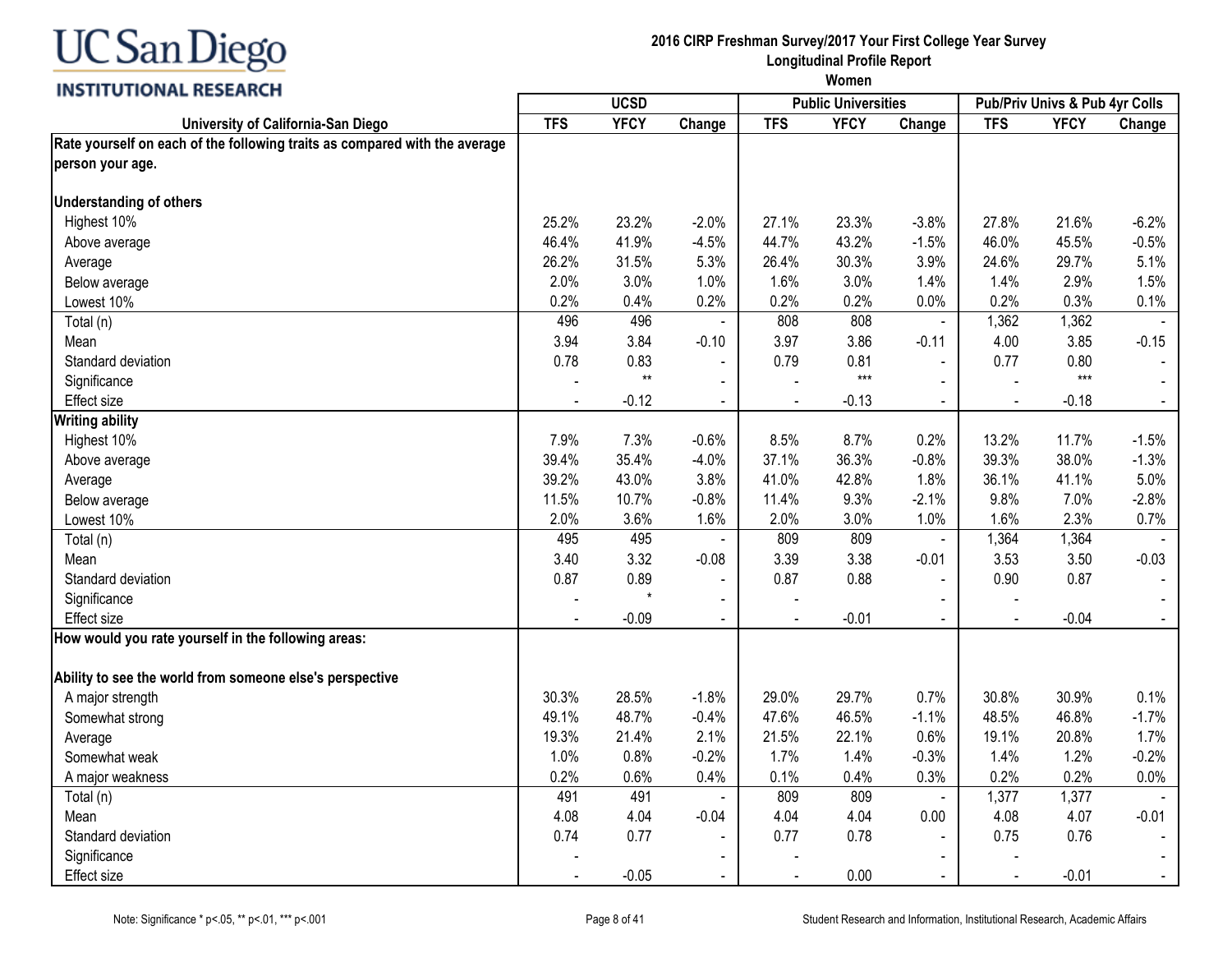# UC San Diego INSTITUTIONAL RESEARCH

**2016 CIRP Freshman Survey/2017 Your First College Year Survey**
**Longitudinal Profile Report**
**Women**

| University of California-San Diego | UCSD | | | Public Universities | | | Pub/Priv Univs & Pub 4yr Colls | | |
|---|---|---|---|---|---|---|---|---|---|
| | TFS | YFCY | Change | TFS | YFCY | Change | TFS | YFCY | Change |
| **Rate yourself on each of the following traits as compared with the average person your age.** | | | | | | | | | |
| **Understanding of others** | | | | | | | | | |
| Highest 10% | 25.2% | 23.2% | -2.0% | 27.1% | 23.3% | -3.8% | 27.8% | 21.6% | -6.2% |
| Above average | 46.4% | 41.9% | -4.5% | 44.7% | 43.2% | -1.5% | 46.0% | 45.5% | -0.5% |
| Average | 26.2% | 31.5% | 5.3% | 26.4% | 30.3% | 3.9% | 24.6% | 29.7% | 5.1% |
| Below average | 2.0% | 3.0% | 1.0% | 1.6% | 3.0% | 1.4% | 1.4% | 2.9% | 1.5% |
| Lowest 10% | 0.2% | 0.4% | 0.2% | 0.2% | 0.2% | 0.0% | 0.2% | 0.3% | 0.1% |
| Total (n) | 496 | 496 | - | 808 | 808 | - | 1,362 | 1,362 | - |
| Mean | 3.94 | 3.84 | -0.10 | 3.97 | 3.86 | -0.11 | 4.00 | 3.85 | -0.15 |
| Standard deviation | 0.78 | 0.83 | - | 0.79 | 0.81 | - | 0.77 | 0.80 | - |
| Significance | - | ** | - | - | *** | - | - | *** | - |
| Effect size | - | -0.12 | - | - | -0.13 | - | - | -0.18 | - |
| **Writing ability** | | | | | | | | | |
| Highest 10% | 7.9% | 7.3% | -0.6% | 8.5% | 8.7% | 0.2% | 13.2% | 11.7% | -1.5% |
| Above average | 39.4% | 35.4% | -4.0% | 37.1% | 36.3% | -0.8% | 39.3% | 38.0% | -1.3% |
| Average | 39.2% | 43.0% | 3.8% | 41.0% | 42.8% | 1.8% | 36.1% | 41.1% | 5.0% |
| Below average | 11.5% | 10.7% | -0.8% | 11.4% | 9.3% | -2.1% | 9.8% | 7.0% | -2.8% |
| Lowest 10% | 2.0% | 3.6% | 1.6% | 2.0% | 3.0% | 1.0% | 1.6% | 2.3% | 0.7% |
| Total (n) | 495 | 495 | - | 809 | 809 | - | 1,364 | 1,364 | - |
| Mean | 3.40 | 3.32 | -0.08 | 3.39 | 3.38 | -0.01 | 3.53 | 3.50 | -0.03 |
| Standard deviation | 0.87 | 0.89 | - | 0.87 | 0.88 | - | 0.90 | 0.87 | - |
| Significance | - | * | - | - | | - | - | | - |
| Effect size | - | -0.09 | - | - | -0.01 | - | - | -0.04 | - |
| **How would you rate yourself in the following areas:** | | | | | | | | | |
| **Ability to see the world from someone else's perspective** | | | | | | | | | |
| A major strength | 30.3% | 28.5% | -1.8% | 29.0% | 29.7% | 0.7% | 30.8% | 30.9% | 0.1% |
| Somewhat strong | 49.1% | 48.7% | -0.4% | 47.6% | 46.5% | -1.1% | 48.5% | 46.8% | -1.7% |
| Average | 19.3% | 21.4% | 2.1% | 21.5% | 22.1% | 0.6% | 19.1% | 20.8% | 1.7% |
| Somewhat weak | 1.0% | 0.8% | -0.2% | 1.7% | 1.4% | -0.3% | 1.4% | 1.2% | -0.2% |
| A major weakness | 0.2% | 0.6% | 0.4% | 0.1% | 0.4% | 0.3% | 0.2% | 0.2% | 0.0% |
| Total (n) | 491 | 491 | - | 809 | 809 | - | 1,377 | 1,377 | - |
| Mean | 4.08 | 4.04 | -0.04 | 4.04 | 4.04 | 0.00 | 4.08 | 4.07 | -0.01 |
| Standard deviation | 0.74 | 0.77 | - | 0.77 | 0.78 | - | 0.75 | 0.76 | - |
| Significance | - | | - | - | | - | - | | - |
| Effect size | - | -0.05 | - | - | 0.00 | - | - | -0.01 | - |

Note: Significance * p<.05, ** p<.01, *** p<.001

Student Research and Information, Institutional Research, Academic Affairs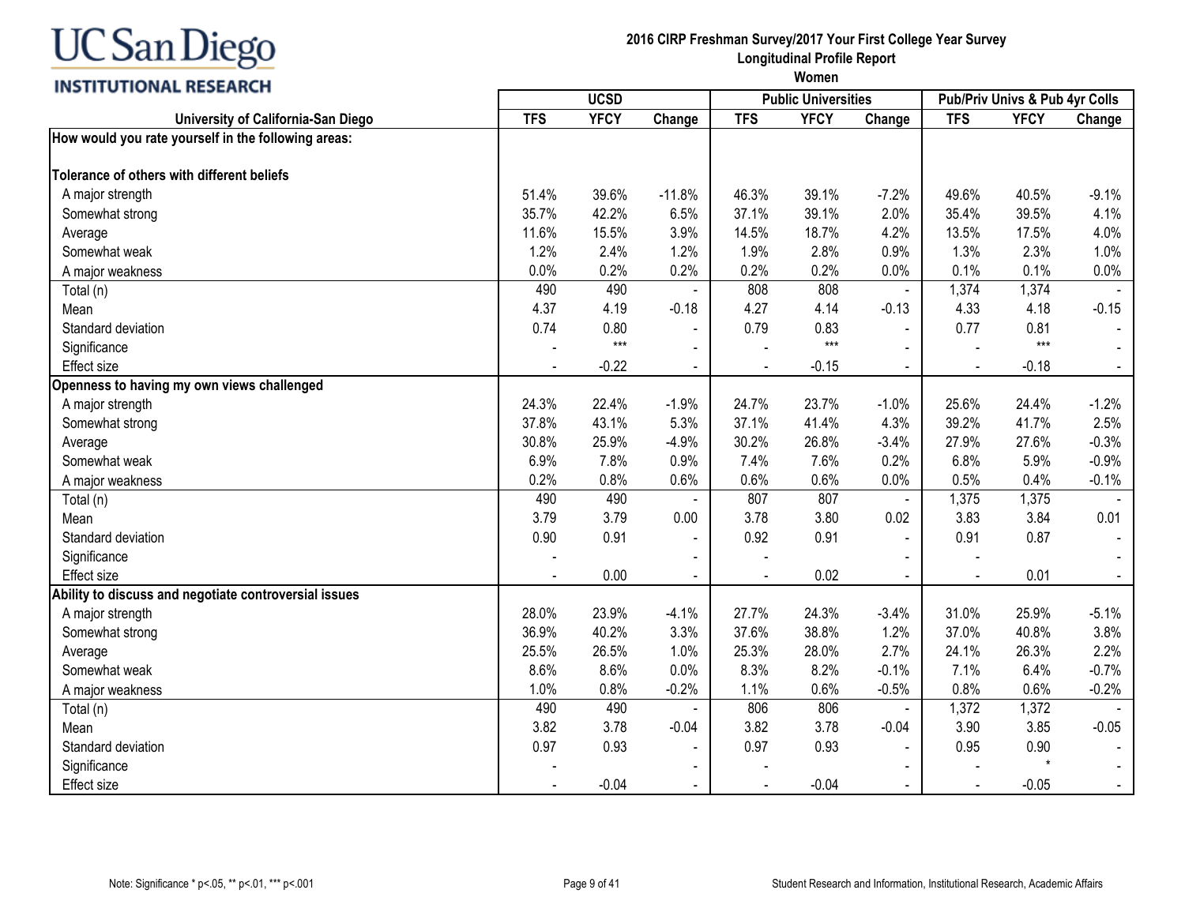# 2016 CIRP Freshman Survey/2017 Your First College Year Survey
## Longitudinal Profile Report
### Women

| University of California-San Diego | UCSD | | | Public Universities | | | Pub/Priv Univs & Pub 4yr Colls | | |
|---|---|---|---|---|---|---|---|---|---|
| | TFS | YFCY | Change | TFS | YFCY | Change | TFS | YFCY | Change |
| **How would you rate yourself in the following areas:** | | | | | | | | | |
| **Tolerance of others with different beliefs** | | | | | | | | | |
| A major strength | 51.4% | 39.6% | -11.8% | 46.3% | 39.1% | -7.2% | 49.6% | 40.5% | -9.1% |
| Somewhat strong | 35.7% | 42.2% | 6.5% | 37.1% | 39.1% | 2.0% | 35.4% | 39.5% | 4.1% |
| Average | 11.6% | 15.5% | 3.9% | 14.5% | 18.7% | 4.2% | 13.5% | 17.5% | 4.0% |
| Somewhat weak | 1.2% | 2.4% | 1.2% | 1.9% | 2.8% | 0.9% | 1.3% | 2.3% | 1.0% |
| A major weakness | 0.0% | 0.2% | 0.2% | 0.2% | 0.2% | 0.0% | 0.1% | 0.1% | 0.0% |
| Total (n) | 490 | 490 | - | 808 | 808 | - | 1,374 | 1,374 | - |
| Mean | 4.37 | 4.19 | -0.18 | 4.27 | 4.14 | -0.13 | 4.33 | 4.18 | -0.15 |
| Standard deviation | 0.74 | 0.80 | - | 0.79 | 0.83 | - | 0.77 | 0.81 | - |
| Significance | - | *** | - | - | *** | - | - | *** | - |
| Effect size | - | -0.22 | - | - | -0.15 | - | - | -0.18 | - |
| **Openness to having my own views challenged** | | | | | | | | | |
| A major strength | 24.3% | 22.4% | -1.9% | 24.7% | 23.7% | -1.0% | 25.6% | 24.4% | -1.2% |
| Somewhat strong | 37.8% | 43.1% | 5.3% | 37.1% | 41.4% | 4.3% | 39.2% | 41.7% | 2.5% |
| Average | 30.8% | 25.9% | -4.9% | 30.2% | 26.8% | -3.4% | 27.9% | 27.6% | -0.3% |
| Somewhat weak | 6.9% | 7.8% | 0.9% | 7.4% | 7.6% | 0.2% | 6.8% | 5.9% | -0.9% |
| A major weakness | 0.2% | 0.8% | 0.6% | 0.6% | 0.6% | 0.0% | 0.5% | 0.4% | -0.1% |
| Total (n) | 490 | 490 | - | 807 | 807 | - | 1,375 | 1,375 | - |
| Mean | 3.79 | 3.79 | 0.00 | 3.78 | 3.80 | 0.02 | 3.83 | 3.84 | 0.01 |
| Standard deviation | 0.90 | 0.91 | - | 0.92 | 0.91 | - | 0.91 | 0.87 | - |
| Significance | - | | - | - | | - | - | | - |
| Effect size | - | 0.00 | - | - | 0.02 | - | - | 0.01 | - |
| **Ability to discuss and negotiate controversial issues** | | | | | | | | | |
| A major strength | 28.0% | 23.9% | -4.1% | 27.7% | 24.3% | -3.4% | 31.0% | 25.9% | -5.1% |
| Somewhat strong | 36.9% | 40.2% | 3.3% | 37.6% | 38.8% | 1.2% | 37.0% | 40.8% | 3.8% |
| Average | 25.5% | 26.5% | 1.0% | 25.3% | 28.0% | 2.7% | 24.1% | 26.3% | 2.2% |
| Somewhat weak | 8.6% | 8.6% | 0.0% | 8.3% | 8.2% | -0.1% | 7.1% | 6.4% | -0.7% |
| A major weakness | 1.0% | 0.8% | -0.2% | 1.1% | 0.6% | -0.5% | 0.8% | 0.6% | -0.2% |
| Total (n) | 490 | 490 | - | 806 | 806 | - | 1,372 | 1,372 | - |
| Mean | 3.82 | 3.78 | -0.04 | 3.82 | 3.78 | -0.04 | 3.90 | 3.85 | -0.05 |
| Standard deviation | 0.97 | 0.93 | - | 0.97 | 0.93 | - | 0.95 | 0.90 | - |
| Significance | - | | - | - | | - | - | * | - |
| Effect size | - | -0.04 | - | - | -0.04 | - | - | -0.05 | - |

Note: Significance * p<.05, ** p<.01, *** p<.001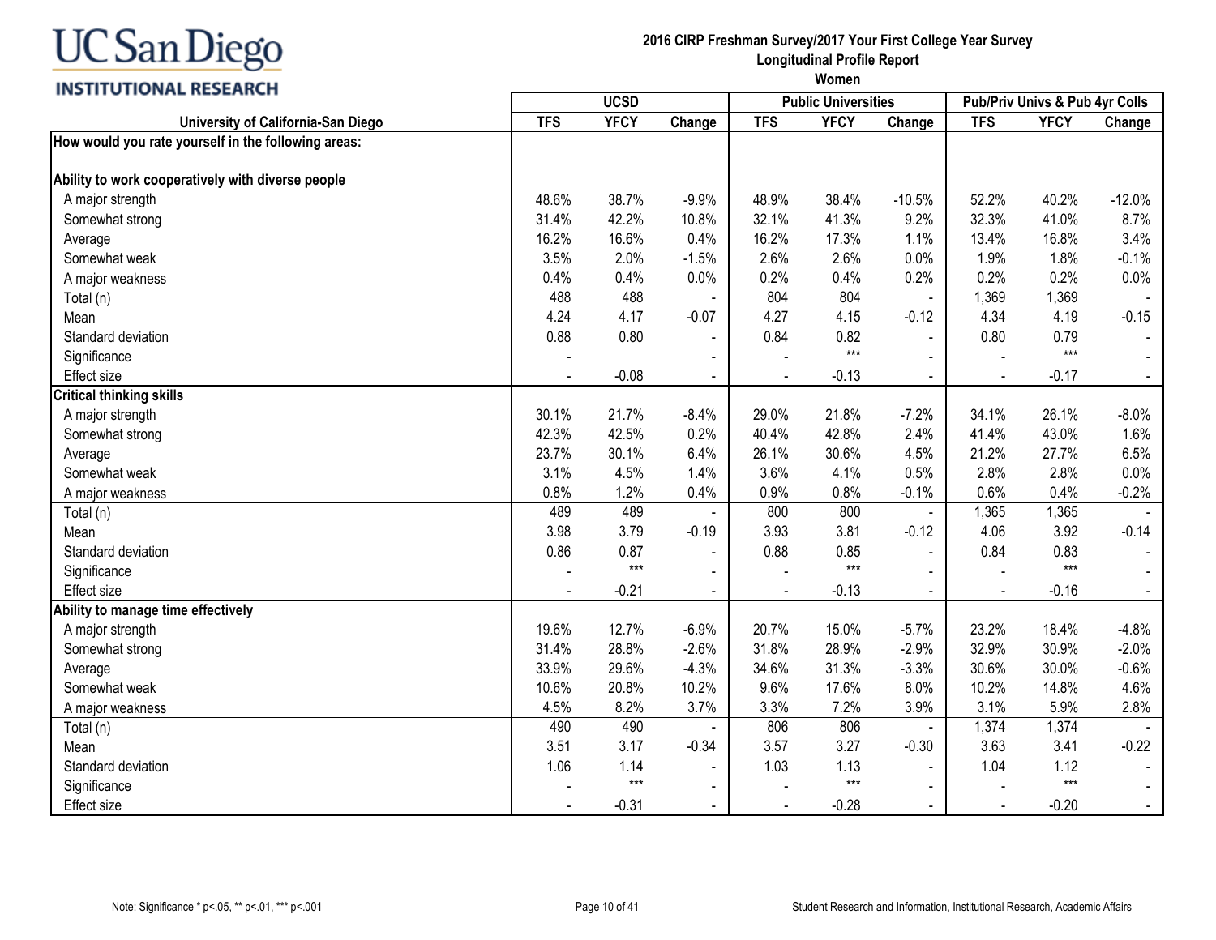**2016 CIRP Freshman Survey/2017 Your First College Year Survey**
**Longitudinal Profile Report**
**Women**

| University of California-San Diego | UCSD | | | Public Universities | | | Pub/Priv Univs & Pub 4yr Colls | | |
|---|---|---|---|---|---|---|---|---|---|
| | TFS | YFCY | Change | TFS | YFCY | Change | TFS | YFCY | Change |
| **How would you rate yourself in the following areas:** | | | | | | | | | |
| **Ability to work cooperatively with diverse people** | | | | | | | | | |
| A major strength | 48.6% | 38.7% | -9.9% | 48.9% | 38.4% | -10.5% | 52.2% | 40.2% | -12.0% |
| Somewhat strong | 31.4% | 42.2% | 10.8% | 32.1% | 41.3% | 9.2% | 32.3% | 41.0% | 8.7% |
| Average | 16.2% | 16.6% | 0.4% | 16.2% | 17.3% | 1.1% | 13.4% | 16.8% | 3.4% |
| Somewhat weak | 3.5% | 2.0% | -1.5% | 2.6% | 2.6% | 0.0% | 1.9% | 1.8% | -0.1% |
| A major weakness | 0.4% | 0.4% | 0.0% | 0.2% | 0.4% | 0.2% | 0.2% | 0.2% | 0.0% |
| Total (n) | 488 | 488 | - | 804 | 804 | - | 1,369 | 1,369 | - |
| Mean | 4.24 | 4.17 | -0.07 | 4.27 | 4.15 | -0.12 | 4.34 | 4.19 | -0.15 |
| Standard deviation | 0.88 | 0.80 | - | 0.84 | 0.82 | - | 0.80 | 0.79 | - |
| Significance | - | | - | - | *** | - | - | *** | - |
| Effect size | - | -0.08 | - | - | -0.13 | - | - | -0.17 | - |
| **Critical thinking skills** | | | | | | | | | |
| A major strength | 30.1% | 21.7% | -8.4% | 29.0% | 21.8% | -7.2% | 34.1% | 26.1% | -8.0% |
| Somewhat strong | 42.3% | 42.5% | 0.2% | 40.4% | 42.8% | 2.4% | 41.4% | 43.0% | 1.6% |
| Average | 23.7% | 30.1% | 6.4% | 26.1% | 30.6% | 4.5% | 21.2% | 27.7% | 6.5% |
| Somewhat weak | 3.1% | 4.5% | 1.4% | 3.6% | 4.1% | 0.5% | 2.8% | 2.8% | 0.0% |
| A major weakness | 0.8% | 1.2% | 0.4% | 0.9% | 0.8% | -0.1% | 0.6% | 0.4% | -0.2% |
| Total (n) | 489 | 489 | - | 800 | 800 | - | 1,365 | 1,365 | - |
| Mean | 3.98 | 3.79 | -0.19 | 3.93 | 3.81 | -0.12 | 4.06 | 3.92 | -0.14 |
| Standard deviation | 0.86 | 0.87 | - | 0.88 | 0.85 | - | 0.84 | 0.83 | - |
| Significance | - | *** | - | - | *** | - | - | *** | - |
| Effect size | - | -0.21 | - | - | -0.13 | - | - | -0.16 | - |
| **Ability to manage time effectively** | | | | | | | | | |
| A major strength | 19.6% | 12.7% | -6.9% | 20.7% | 15.0% | -5.7% | 23.2% | 18.4% | -4.8% |
| Somewhat strong | 31.4% | 28.8% | -2.6% | 31.8% | 28.9% | -2.9% | 32.9% | 30.9% | -2.0% |
| Average | 33.9% | 29.6% | -4.3% | 34.6% | 31.3% | -3.3% | 30.6% | 30.0% | -0.6% |
| Somewhat weak | 10.6% | 20.8% | 10.2% | 9.6% | 17.6% | 8.0% | 10.2% | 14.8% | 4.6% |
| A major weakness | 4.5% | 8.2% | 3.7% | 3.3% | 7.2% | 3.9% | 3.1% | 5.9% | 2.8% |
| Total (n) | 490 | 490 | - | 806 | 806 | - | 1,374 | 1,374 | - |
| Mean | 3.51 | 3.17 | -0.34 | 3.57 | 3.27 | -0.30 | 3.63 | 3.41 | -0.22 |
| Standard deviation | 1.06 | 1.14 | - | 1.03 | 1.13 | - | 1.04 | 1.12 | - |
| Significance | - | *** | - | - | *** | - | - | *** | - |
| Effect size | - | -0.31 | - | - | -0.28 | - | - | -0.20 | - |

Note: Significance * p<.05, ** p<.01, *** p<.001

Student Research and Information, Institutional Research, Academic Affairs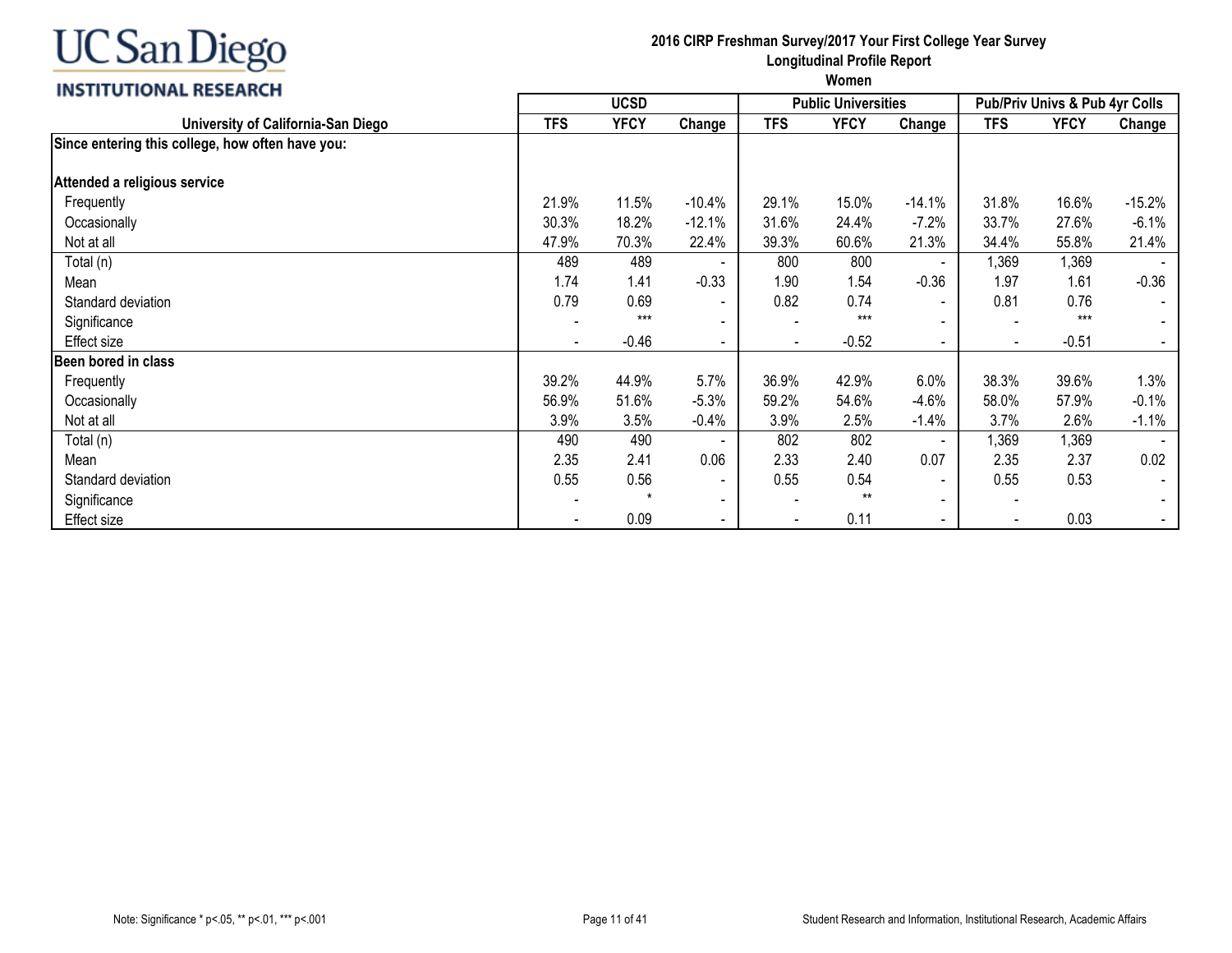UC San Diego
INSTITUTIONAL RESEARCH

**2016 CIRP Freshman Survey/2017 Your First College Year Survey**
**Longitudinal Profile Report**
**Women**

| University of California-San Diego | UCSD | | | Public Universities | | | Pub/Priv Univs & Pub 4yr Colls | | |
|---|---|---|---|---|---|---|---|---|---|
| | TFS | YFCY | Change | TFS | YFCY | Change | TFS | YFCY | Change |
| **Since entering this college, how often have you:** | | | | | | | | | |
| **Attended a religious service** | | | | | | | | | |
| Frequently | 21.9% | 11.5% | -10.4% | 29.1% | 15.0% | -14.1% | 31.8% | 16.6% | -15.2% |
| Occasionally | 30.3% | 18.2% | -12.1% | 31.6% | 24.4% | -7.2% | 33.7% | 27.6% | -6.1% |
| Not at all | 47.9% | 70.3% | 22.4% | 39.3% | 60.6% | 21.3% | 34.4% | 55.8% | 21.4% |
| Total (n) | 489 | 489 | - | 800 | 800 | - | 1,369 | 1,369 | - |
| Mean | 1.74 | 1.41 | -0.33 | 1.90 | 1.54 | -0.36 | 1.97 | 1.61 | -0.36 |
| Standard deviation | 0.79 | 0.69 | - | 0.82 | 0.74 | - | 0.81 | 0.76 | - |
| Significance | - | *** | - | - | *** | - | - | *** | - |
| Effect size | - | -0.46 | - | - | -0.52 | - | - | -0.51 | - |
| **Been bored in class** | | | | | | | | | |
| Frequently | 39.2% | 44.9% | 5.7% | 36.9% | 42.9% | 6.0% | 38.3% | 39.6% | 1.3% |
| Occasionally | 56.9% | 51.6% | -5.3% | 59.2% | 54.6% | -4.6% | 58.0% | 57.9% | -0.1% |
| Not at all | 3.9% | 3.5% | -0.4% | 3.9% | 2.5% | -1.4% | 3.7% | 2.6% | -1.1% |
| Total (n) | 490 | 490 | - | 802 | 802 | - | 1,369 | 1,369 | - |
| Mean | 2.35 | 2.41 | 0.06 | 2.33 | 2.40 | 0.07 | 2.35 | 2.37 | 0.02 |
| Standard deviation | 0.55 | 0.56 | - | 0.55 | 0.54 | - | 0.55 | 0.53 | - |
| Significance | - | * | - | - | ** | - | - | | - |
| Effect size | - | 0.09 | - | - | 0.11 | - | - | 0.03 | - |

Note: Significance * p<.05, ** p<.01, *** p<.001

Student Research and Information, Institutional Research, Academic Affairs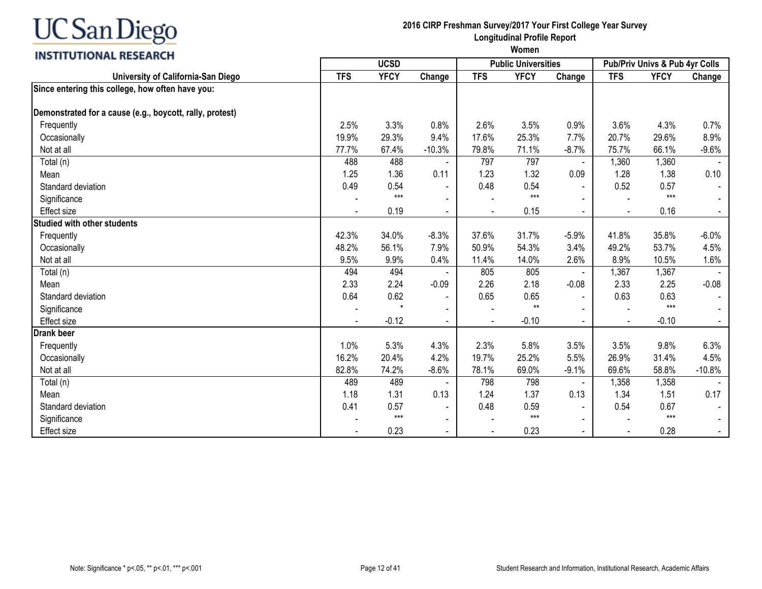UC San Diego
INSTITUTIONAL RESEARCH

## 2016 CIRP Freshman Survey/2017 Your First College Year Survey
## Longitudinal Profile Report
## Women

| University of California-San Diego | UCSD | | | Public Universities | | | Pub/Priv Univs & Pub 4yr Colls | | |
|---|---|---|---|---|---|---|---|---|---|
| | TFS | YFCY | Change | TFS | YFCY | Change | TFS | YFCY | Change |
| **Since entering this college, how often have you:** | | | | | | | | | |
| **Demonstrated for a cause (e.g., boycott, rally, protest)** | | | | | | | | | |
| Frequently | 2.5% | 3.3% | 0.8% | 2.6% | 3.5% | 0.9% | 3.6% | 4.3% | 0.7% |
| Occasionally | 19.9% | 29.3% | 9.4% | 17.6% | 25.3% | 7.7% | 20.7% | 29.6% | 8.9% |
| Not at all | 77.7% | 67.4% | -10.3% | 79.8% | 71.1% | -8.7% | 75.7% | 66.1% | -9.6% |
| Total (n) | 488 | 488 | - | 797 | 797 | - | 1,360 | 1,360 | - |
| Mean | 1.25 | 1.36 | 0.11 | 1.23 | 1.32 | 0.09 | 1.28 | 1.38 | 0.10 |
| Standard deviation | 0.49 | 0.54 | - | 0.48 | 0.54 | - | 0.52 | 0.57 | - |
| Significance | - | *** | - | - | *** | - | - | *** | - |
| Effect size | - | 0.19 | - | - | 0.15 | - | - | 0.16 | - |
| **Studied with other students** | | | | | | | | | |
| Frequently | 42.3% | 34.0% | -8.3% | 37.6% | 31.7% | -5.9% | 41.8% | 35.8% | -6.0% |
| Occasionally | 48.2% | 56.1% | 7.9% | 50.9% | 54.3% | 3.4% | 49.2% | 53.7% | 4.5% |
| Not at all | 9.5% | 9.9% | 0.4% | 11.4% | 14.0% | 2.6% | 8.9% | 10.5% | 1.6% |
| Total (n) | 494 | 494 | - | 805 | 805 | - | 1,367 | 1,367 | - |
| Mean | 2.33 | 2.24 | -0.09 | 2.26 | 2.18 | -0.08 | 2.33 | 2.25 | -0.08 |
| Standard deviation | 0.64 | 0.62 | - | 0.65 | 0.65 | - | 0.63 | 0.63 | - |
| Significance | - | * | - | - | ** | - | - | *** | - |
| Effect size | - | -0.12 | - | - | -0.10 | - | - | -0.10 | - |
| **Drank beer** | | | | | | | | | |
| Frequently | 1.0% | 5.3% | 4.3% | 2.3% | 5.8% | 3.5% | 3.5% | 9.8% | 6.3% |
| Occasionally | 16.2% | 20.4% | 4.2% | 19.7% | 25.2% | 5.5% | 26.9% | 31.4% | 4.5% |
| Not at all | 82.8% | 74.2% | -8.6% | 78.1% | 69.0% | -9.1% | 69.6% | 58.8% | -10.8% |
| Total (n) | 489 | 489 | - | 798 | 798 | - | 1,358 | 1,358 | - |
| Mean | 1.18 | 1.31 | 0.13 | 1.24 | 1.37 | 0.13 | 1.34 | 1.51 | 0.17 |
| Standard deviation | 0.41 | 0.57 | - | 0.48 | 0.59 | - | 0.54 | 0.67 | - |
| Significance | - | *** | - | - | *** | - | - | *** | - |
| Effect size | - | 0.23 | - | - | 0.23 | - | - | 0.28 | - |

Note: Significance * p<.05, ** p<.01, *** p<.001

Student Research and Information, Institutional Research, Academic Affairs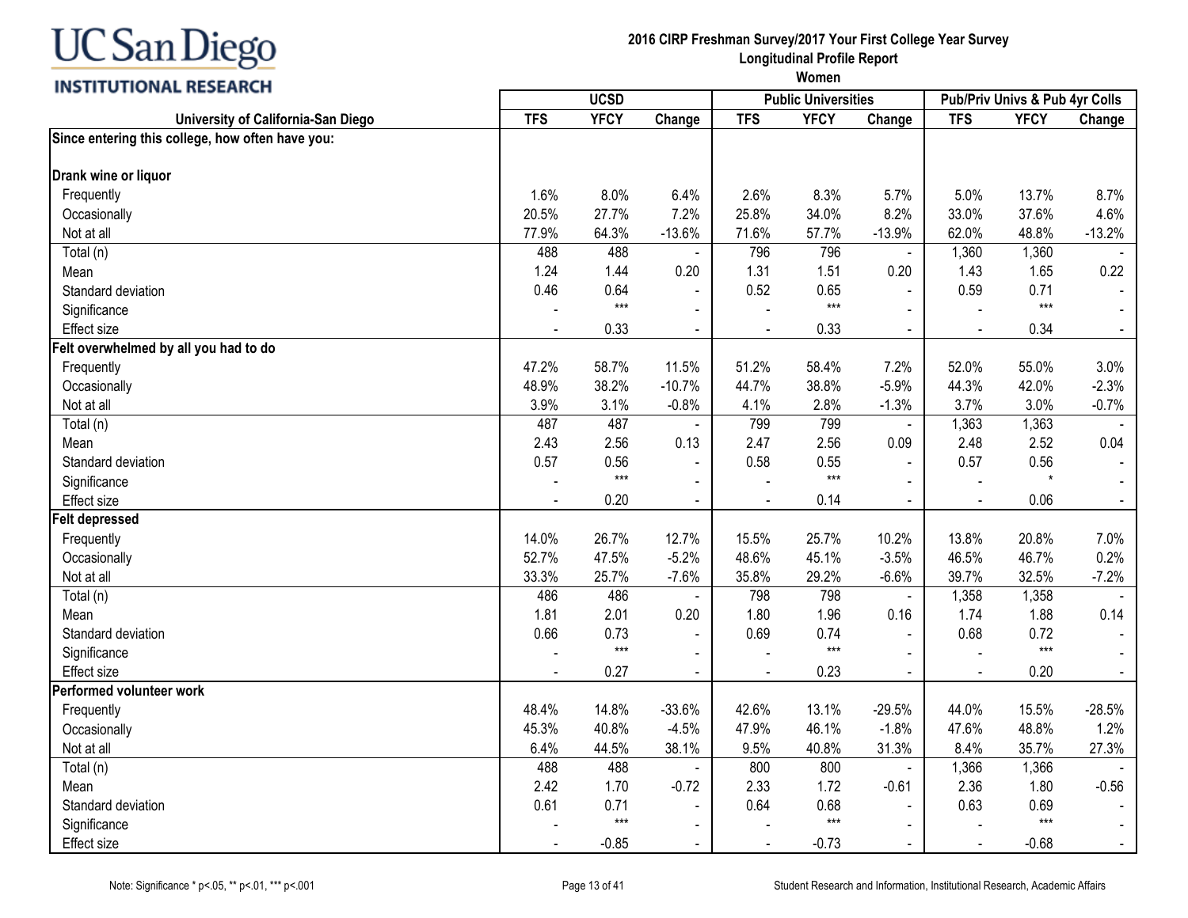# 2016 CIRP Freshman Survey/2017 Your First College Year Survey
## Longitudinal Profile Report
### Women

| University of California-San Diego | UCSD | | | Public Universities | | | Pub/Priv Univs & Pub 4yr Colls | | |
|---|---|---|---|---|---|---|---|---|---|
| | TFS | YFCY | Change | TFS | YFCY | Change | TFS | YFCY | Change |
| **Since entering this college, how often have you:** | | | | | | | | | |
| **Drank wine or liquor** | | | | | | | | | |
| Frequently | 1.6% | 8.0% | 6.4% | 2.6% | 8.3% | 5.7% | 5.0% | 13.7% | 8.7% |
| Occasionally | 20.5% | 27.7% | 7.2% | 25.8% | 34.0% | 8.2% | 33.0% | 37.6% | 4.6% |
| Not at all | 77.9% | 64.3% | -13.6% | 71.6% | 57.7% | -13.9% | 62.0% | 48.8% | -13.2% |
| Total (n) | 488 | 488 | - | 796 | 796 | - | 1,360 | 1,360 | - |
| Mean | 1.24 | 1.44 | 0.20 | 1.31 | 1.51 | 0.20 | 1.43 | 1.65 | 0.22 |
| Standard deviation | 0.46 | 0.64 | - | 0.52 | 0.65 | - | 0.59 | 0.71 | - |
| Significance | - | *** | - | - | *** | - | - | *** | - |
| Effect size | - | 0.33 | - | - | 0.33 | - | - | 0.34 | - |
| **Felt overwhelmed by all you had to do** | | | | | | | | | |
| Frequently | 47.2% | 58.7% | 11.5% | 51.2% | 58.4% | 7.2% | 52.0% | 55.0% | 3.0% |
| Occasionally | 48.9% | 38.2% | -10.7% | 44.7% | 38.8% | -5.9% | 44.3% | 42.0% | -2.3% |
| Not at all | 3.9% | 3.1% | -0.8% | 4.1% | 2.8% | -1.3% | 3.7% | 3.0% | -0.7% |
| Total (n) | 487 | 487 | - | 799 | 799 | - | 1,363 | 1,363 | - |
| Mean | 2.43 | 2.56 | 0.13 | 2.47 | 2.56 | 0.09 | 2.48 | 2.52 | 0.04 |
| Standard deviation | 0.57 | 0.56 | - | 0.58 | 0.55 | - | 0.57 | 0.56 | - |
| Significance | - | *** | - | - | *** | - | - | * | - |
| Effect size | - | 0.20 | - | - | 0.14 | - | - | 0.06 | - |
| **Felt depressed** | | | | | | | | | |
| Frequently | 14.0% | 26.7% | 12.7% | 15.5% | 25.7% | 10.2% | 13.8% | 20.8% | 7.0% |
| Occasionally | 52.7% | 47.5% | -5.2% | 48.6% | 45.1% | -3.5% | 46.5% | 46.7% | 0.2% |
| Not at all | 33.3% | 25.7% | -7.6% | 35.8% | 29.2% | -6.6% | 39.7% | 32.5% | -7.2% |
| Total (n) | 486 | 486 | - | 798 | 798 | - | 1,358 | 1,358 | - |
| Mean | 1.81 | 2.01 | 0.20 | 1.80 | 1.96 | 0.16 | 1.74 | 1.88 | 0.14 |
| Standard deviation | 0.66 | 0.73 | - | 0.69 | 0.74 | - | 0.68 | 0.72 | - |
| Significance | - | *** | - | - | *** | - | - | *** | - |
| Effect size | - | 0.27 | - | - | 0.23 | - | - | 0.20 | - |
| **Performed volunteer work** | | | | | | | | | |
| Frequently | 48.4% | 14.8% | -33.6% | 42.6% | 13.1% | -29.5% | 44.0% | 15.5% | -28.5% |
| Occasionally | 45.3% | 40.8% | -4.5% | 47.9% | 46.1% | -1.8% | 47.6% | 48.8% | 1.2% |
| Not at all | 6.4% | 44.5% | 38.1% | 9.5% | 40.8% | 31.3% | 8.4% | 35.7% | 27.3% |
| Total (n) | 488 | 488 | - | 800 | 800 | - | 1,366 | 1,366 | - |
| Mean | 2.42 | 1.70 | -0.72 | 2.33 | 1.72 | -0.61 | 2.36 | 1.80 | -0.56 |
| Standard deviation | 0.61 | 0.71 | - | 0.64 | 0.68 | - | 0.63 | 0.69 | - |
| Significance | - | *** | - | - | *** | - | - | *** | - |
| Effect size | - | -0.85 | - | - | -0.73 | - | - | -0.68 | - |

Note: Significance * p<.05, ** p<.01, *** p<.001

Student Research and Information, Institutional Research, Academic Affairs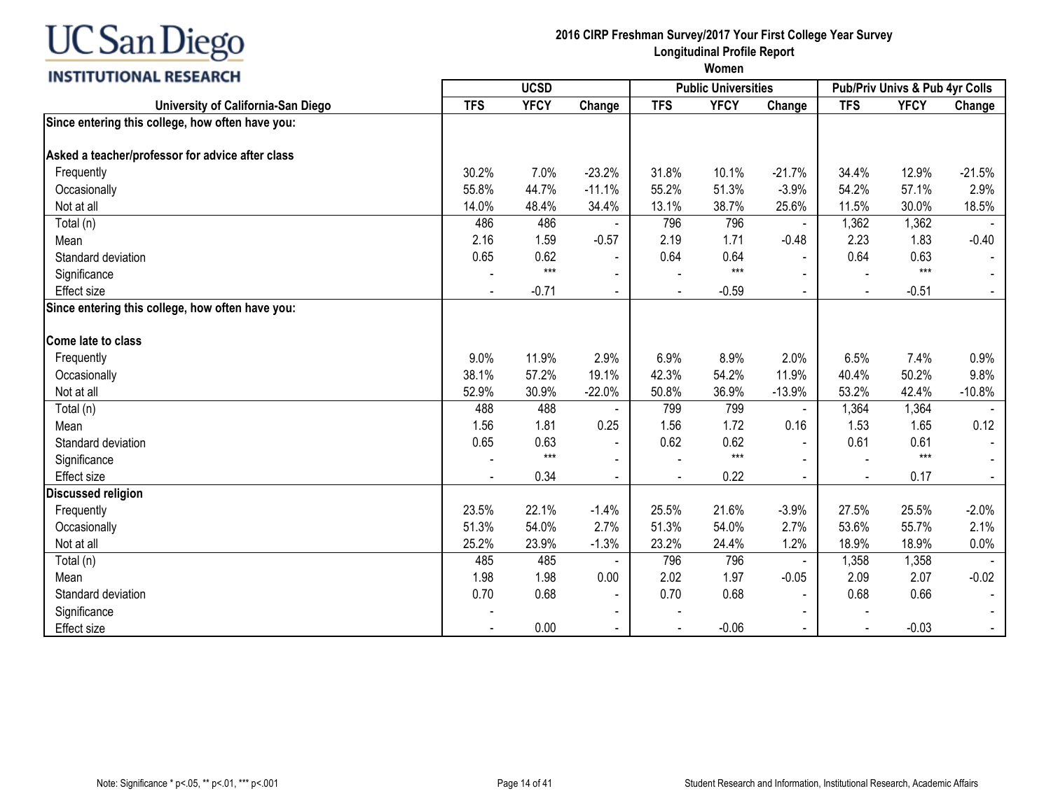# 2016 CIRP Freshman Survey/2017 Your First College Year Survey
## Longitudinal Profile Report
### Women

| University of California-San Diego | UCSD | | | Public Universities | | | Pub/Priv Univs & Pub 4yr Colls | | |
|---|---|---|---|---|---|---|---|---|---|
| | TFS | YFCY | Change | TFS | YFCY | Change | TFS | YFCY | Change |
| **Since entering this college, how often have you:** | | | | | | | | | |
| **Asked a teacher/professor for advice after class** | | | | | | | | | |
| Frequently | 30.2% | 7.0% | -23.2% | 31.8% | 10.1% | -21.7% | 34.4% | 12.9% | -21.5% |
| Occasionally | 55.8% | 44.7% | -11.1% | 55.2% | 51.3% | -3.9% | 54.2% | 57.1% | 2.9% |
| Not at all | 14.0% | 48.4% | 34.4% | 13.1% | 38.7% | 25.6% | 11.5% | 30.0% | 18.5% |
| Total (n) | 486 | 486 | - | 796 | 796 | - | 1,362 | 1,362 | - |
| Mean | 2.16 | 1.59 | -0.57 | 2.19 | 1.71 | -0.48 | 2.23 | 1.83 | -0.40 |
| Standard deviation | 0.65 | 0.62 | - | 0.64 | 0.64 | - | 0.64 | 0.63 | - |
| Significance | - | *** | - | - | *** | - | - | *** | - |
| Effect size | - | -0.71 | - | - | -0.59 | - | - | -0.51 | - |
| **Since entering this college, how often have you:** | | | | | | | | | |
| **Come late to class** | | | | | | | | | |
| Frequently | 9.0% | 11.9% | 2.9% | 6.9% | 8.9% | 2.0% | 6.5% | 7.4% | 0.9% |
| Occasionally | 38.1% | 57.2% | 19.1% | 42.3% | 54.2% | 11.9% | 40.4% | 50.2% | 9.8% |
| Not at all | 52.9% | 30.9% | -22.0% | 50.8% | 36.9% | -13.9% | 53.2% | 42.4% | -10.8% |
| Total (n) | 488 | 488 | - | 799 | 799 | - | 1,364 | 1,364 | - |
| Mean | 1.56 | 1.81 | 0.25 | 1.56 | 1.72 | 0.16 | 1.53 | 1.65 | 0.12 |
| Standard deviation | 0.65 | 0.63 | - | 0.62 | 0.62 | - | 0.61 | 0.61 | - |
| Significance | - | *** | - | - | *** | - | - | *** | - |
| Effect size | - | 0.34 | - | - | 0.22 | - | - | 0.17 | - |
| **Discussed religion** | | | | | | | | | |
| Frequently | 23.5% | 22.1% | -1.4% | 25.5% | 21.6% | -3.9% | 27.5% | 25.5% | -2.0% |
| Occasionally | 51.3% | 54.0% | 2.7% | 51.3% | 54.0% | 2.7% | 53.6% | 55.7% | 2.1% |
| Not at all | 25.2% | 23.9% | -1.3% | 23.2% | 24.4% | 1.2% | 18.9% | 18.9% | 0.0% |
| Total (n) | 485 | 485 | - | 796 | 796 | - | 1,358 | 1,358 | - |
| Mean | 1.98 | 1.98 | 0.00 | 2.02 | 1.97 | -0.05 | 2.09 | 2.07 | -0.02 |
| Standard deviation | 0.70 | 0.68 | - | 0.70 | 0.68 | - | 0.68 | 0.66 | - |
| Significance | - | | - | - | | - | - | | - |
| Effect size | - | 0.00 | - | - | -0.06 | - | - | -0.03 | - |

Note: Significance * p<.05, ** p<.01, *** p<.001

Student Research and Information, Institutional Research, Academic Affairs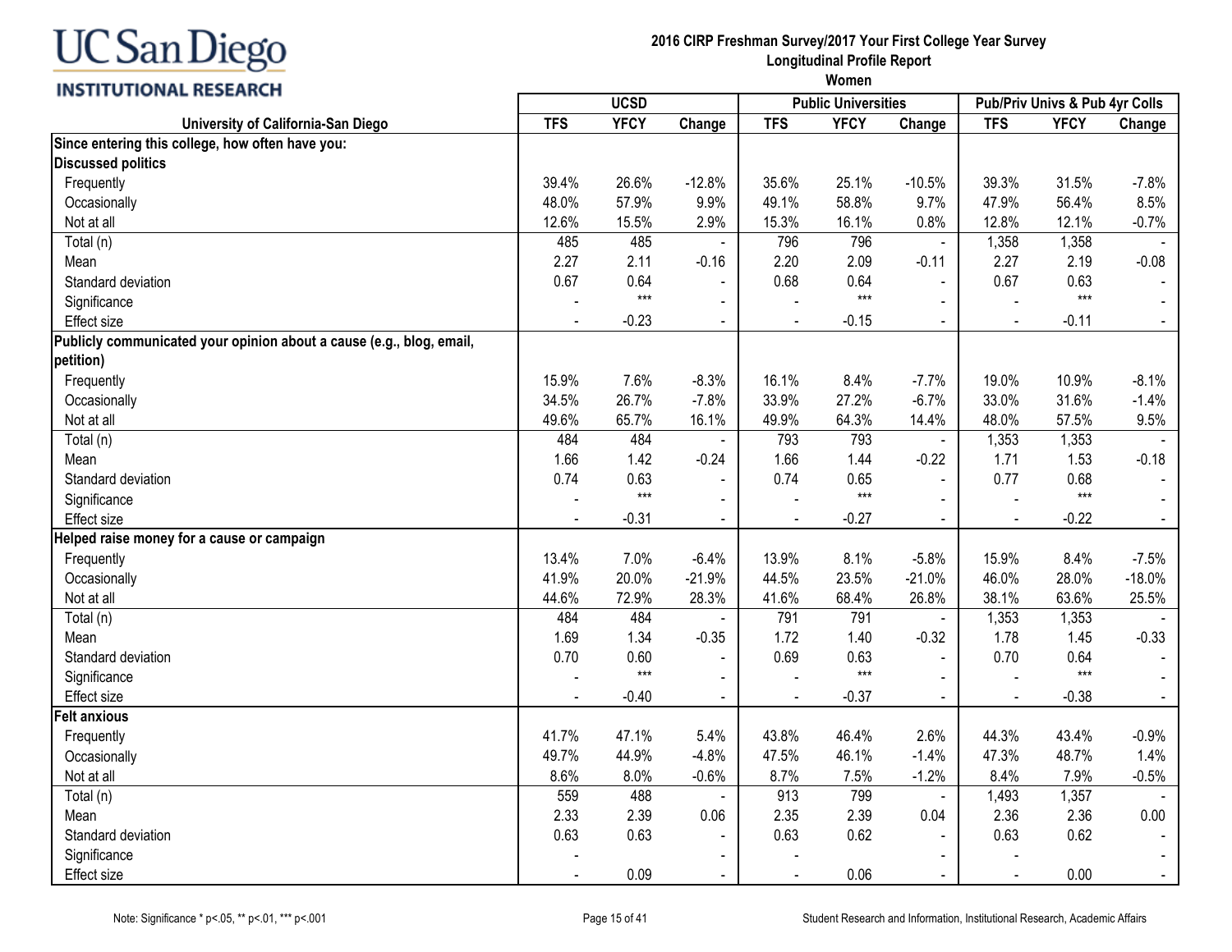# 2016 CIRP Freshman Survey/2017 Your First College Year Survey
## Longitudinal Profile Report
### Women

| University of California-San Diego | UCSD | | | Public Universities | | | Pub/Priv Univs & Pub 4yr Colls | | |
|---|---|---|---|---|---|---|---|---|---|
| | TFS | YFCY | Change | TFS | YFCY | Change | TFS | YFCY | Change |
| **Since entering this college, how often have you:** | | | | | | | | | |
| **Discussed politics** | | | | | | | | | |
| Frequently | 39.4% | 26.6% | -12.8% | 35.6% | 25.1% | -10.5% | 39.3% | 31.5% | -7.8% |
| Occasionally | 48.0% | 57.9% | 9.9% | 49.1% | 58.8% | 9.7% | 47.9% | 56.4% | 8.5% |
| Not at all | 12.6% | 15.5% | 2.9% | 15.3% | 16.1% | 0.8% | 12.8% | 12.1% | -0.7% |
| Total (n) | 485 | 485 | - | 796 | 796 | - | 1,358 | 1,358 | - |
| Mean | 2.27 | 2.11 | -0.16 | 2.20 | 2.09 | -0.11 | 2.27 | 2.19 | -0.08 |
| Standard deviation | 0.67 | 0.64 | - | 0.68 | 0.64 | - | 0.67 | 0.63 | - |
| Significance | - | *** | - | - | *** | - | - | *** | - |
| Effect size | - | -0.23 | - | - | -0.15 | - | - | -0.11 | - |
| **Publicly communicated your opinion about a cause (e.g., blog, email, petition)** | | | | | | | | | |
| Frequently | 15.9% | 7.6% | -8.3% | 16.1% | 8.4% | -7.7% | 19.0% | 10.9% | -8.1% |
| Occasionally | 34.5% | 26.7% | -7.8% | 33.9% | 27.2% | -6.7% | 33.0% | 31.6% | -1.4% |
| Not at all | 49.6% | 65.7% | 16.1% | 49.9% | 64.3% | 14.4% | 48.0% | 57.5% | 9.5% |
| Total (n) | 484 | 484 | - | 793 | 793 | - | 1,353 | 1,353 | - |
| Mean | 1.66 | 1.42 | -0.24 | 1.66 | 1.44 | -0.22 | 1.71 | 1.53 | -0.18 |
| Standard deviation | 0.74 | 0.63 | - | 0.74 | 0.65 | - | 0.77 | 0.68 | - |
| Significance | - | *** | - | - | *** | - | - | *** | - |
| Effect size | - | -0.31 | - | - | -0.27 | - | - | -0.22 | - |
| **Helped raise money for a cause or campaign** | | | | | | | | | |
| Frequently | 13.4% | 7.0% | -6.4% | 13.9% | 8.1% | -5.8% | 15.9% | 8.4% | -7.5% |
| Occasionally | 41.9% | 20.0% | -21.9% | 44.5% | 23.5% | -21.0% | 46.0% | 28.0% | -18.0% |
| Not at all | 44.6% | 72.9% | 28.3% | 41.6% | 68.4% | 26.8% | 38.1% | 63.6% | 25.5% |
| Total (n) | 484 | 484 | - | 791 | 791 | - | 1,353 | 1,353 | - |
| Mean | 1.69 | 1.34 | -0.35 | 1.72 | 1.40 | -0.32 | 1.78 | 1.45 | -0.33 |
| Standard deviation | 0.70 | 0.60 | - | 0.69 | 0.63 | - | 0.70 | 0.64 | - |
| Significance | - | *** | - | - | *** | - | - | *** | - |
| Effect size | - | -0.40 | - | - | -0.37 | - | - | -0.38 | - |
| **Felt anxious** | | | | | | | | | |
| Frequently | 41.7% | 47.1% | 5.4% | 43.8% | 46.4% | 2.6% | 44.3% | 43.4% | -0.9% |
| Occasionally | 49.7% | 44.9% | -4.8% | 47.5% | 46.1% | -1.4% | 47.3% | 48.7% | 1.4% |
| Not at all | 8.6% | 8.0% | -0.6% | 8.7% | 7.5% | -1.2% | 8.4% | 7.9% | -0.5% |
| Total (n) | 559 | 488 | - | 913 | 799 | - | 1,493 | 1,357 | - |
| Mean | 2.33 | 2.39 | 0.06 | 2.35 | 2.39 | 0.04 | 2.36 | 2.36 | 0.00 |
| Standard deviation | 0.63 | 0.63 | - | 0.63 | 0.62 | - | 0.63 | 0.62 | - |
| Significance | - | | - | - | | - | - | | - |
| Effect size | - | 0.09 | - | - | 0.06 | - | - | 0.00 | - |

Note: Significance * p<.05, ** p<.01, *** p<.001

Student Research and Information, Institutional Research, Academic Affairs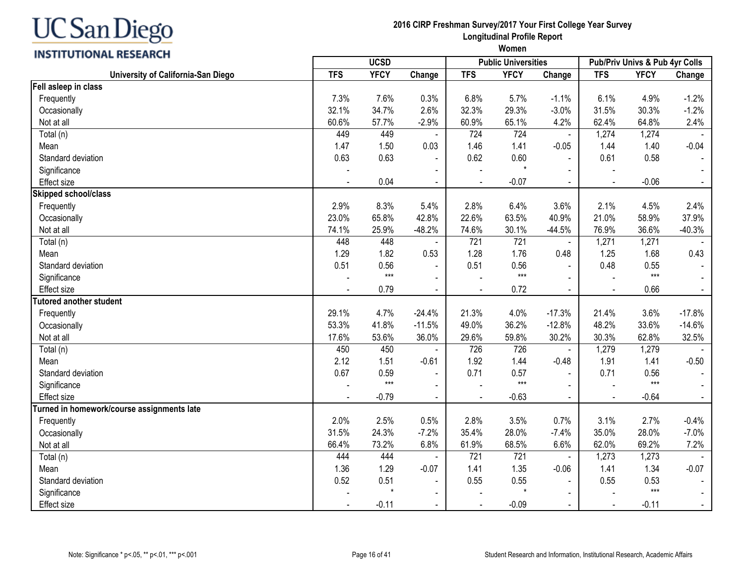# 2016 CIRP Freshman Survey/2017 Your First College Year Survey
## Longitudinal Profile Report
### Women

| University of California-San Diego | UCSD | | | Public Universities | | | Pub/Priv Univs & Pub 4yr Colls | | |
|---|---|---|---|---|---|---|---|---|---|
| | TFS | YFCY | Change | TFS | YFCY | Change | TFS | YFCY | Change |
| **Fell asleep in class** | | | | | | | | | |
| Frequently | 7.3% | 7.6% | 0.3% | 6.8% | 5.7% | -1.1% | 6.1% | 4.9% | -1.2% |
| Occasionally | 32.1% | 34.7% | 2.6% | 32.3% | 29.3% | -3.0% | 31.5% | 30.3% | -1.2% |
| Not at all | 60.6% | 57.7% | -2.9% | 60.9% | 65.1% | 4.2% | 62.4% | 64.8% | 2.4% |
| Total (n) | 449 | 449 | - | 724 | 724 | - | 1,274 | 1,274 | - |
| Mean | 1.47 | 1.50 | 0.03 | 1.46 | 1.41 | -0.05 | 1.44 | 1.40 | -0.04 |
| Standard deviation | 0.63 | 0.63 | - | 0.62 | 0.60 | - | 0.61 | 0.58 | - |
| Significance | - | | - | - | * | - | - | | - |
| Effect size | - | 0.04 | - | - | -0.07 | - | - | -0.06 | - |
| **Skipped school/class** | | | | | | | | | |
| Frequently | 2.9% | 8.3% | 5.4% | 2.8% | 6.4% | 3.6% | 2.1% | 4.5% | 2.4% |
| Occasionally | 23.0% | 65.8% | 42.8% | 22.6% | 63.5% | 40.9% | 21.0% | 58.9% | 37.9% |
| Not at all | 74.1% | 25.9% | -48.2% | 74.6% | 30.1% | -44.5% | 76.9% | 36.6% | -40.3% |
| Total (n) | 448 | 448 | - | 721 | 721 | - | 1,271 | 1,271 | - |
| Mean | 1.29 | 1.82 | 0.53 | 1.28 | 1.76 | 0.48 | 1.25 | 1.68 | 0.43 |
| Standard deviation | 0.51 | 0.56 | - | 0.51 | 0.56 | - | 0.48 | 0.55 | - |
| Significance | - | *** | - | - | *** | - | - | *** | - |
| Effect size | - | 0.79 | - | - | 0.72 | - | - | 0.66 | - |
| **Tutored another student** | | | | | | | | | |
| Frequently | 29.1% | 4.7% | -24.4% | 21.3% | 4.0% | -17.3% | 21.4% | 3.6% | -17.8% |
| Occasionally | 53.3% | 41.8% | -11.5% | 49.0% | 36.2% | -12.8% | 48.2% | 33.6% | -14.6% |
| Not at all | 17.6% | 53.6% | 36.0% | 29.6% | 59.8% | 30.2% | 30.3% | 62.8% | 32.5% |
| Total (n) | 450 | 450 | - | 726 | 726 | - | 1,279 | 1,279 | - |
| Mean | 2.12 | 1.51 | -0.61 | 1.92 | 1.44 | -0.48 | 1.91 | 1.41 | -0.50 |
| Standard deviation | 0.67 | 0.59 | - | 0.71 | 0.57 | - | 0.71 | 0.56 | - |
| Significance | - | *** | - | - | *** | - | - | *** | - |
| Effect size | - | -0.79 | - | - | -0.63 | - | - | -0.64 | - |
| **Turned in homework/course assignments late** | | | | | | | | | |
| Frequently | 2.0% | 2.5% | 0.5% | 2.8% | 3.5% | 0.7% | 3.1% | 2.7% | -0.4% |
| Occasionally | 31.5% | 24.3% | -7.2% | 35.4% | 28.0% | -7.4% | 35.0% | 28.0% | -7.0% |
| Not at all | 66.4% | 73.2% | 6.8% | 61.9% | 68.5% | 6.6% | 62.0% | 69.2% | 7.2% |
| Total (n) | 444 | 444 | - | 721 | 721 | - | 1,273 | 1,273 | - |
| Mean | 1.36 | 1.29 | -0.07 | 1.41 | 1.35 | -0.06 | 1.41 | 1.34 | -0.07 |
| Standard deviation | 0.52 | 0.51 | - | 0.55 | 0.55 | - | 0.55 | 0.53 | - |
| Significance | - | * | - | - | * | - | - | *** | - |
| Effect size | - | -0.11 | - | - | -0.09 | - | - | -0.11 | - |

Note: Significance * p<.05, ** p<.01, *** p<.001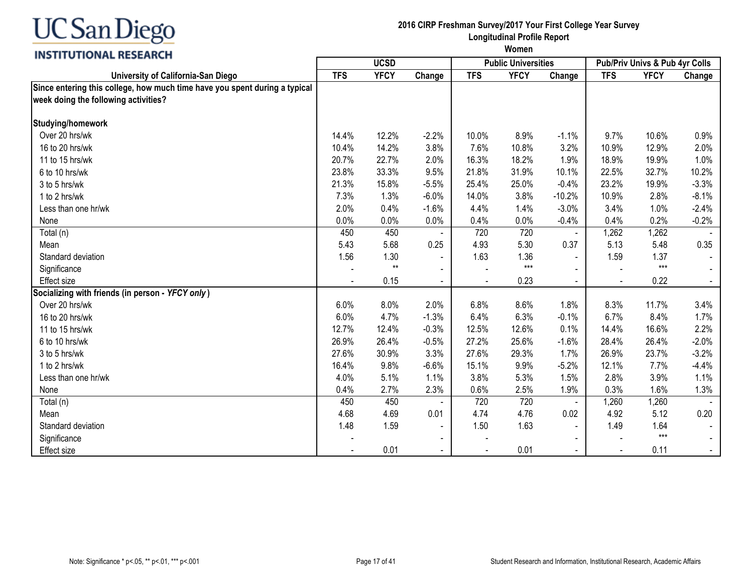UC San Diego
INSTITUTIONAL RESEARCH

**2016 CIRP Freshman Survey/2017 Your First College Year Survey**
**Longitudinal Profile Report**
**Women**

| University of California-San Diego | UCSD | | | Public Universities | | | Pub/Priv Univs & Pub 4yr Colls | | |
|---|---|---|---|---|---|---|---|---|---|
| | TFS | YFCY | Change | TFS | YFCY | Change | TFS | YFCY | Change |
| **Since entering this college, how much time have you spent during a typical week doing the following activities?** | | | | | | | | | |
| **Studying/homework** | | | | | | | | | |
| Over 20 hrs/wk | 14.4% | 12.2% | -2.2% | 10.0% | 8.9% | -1.1% | 9.7% | 10.6% | 0.9% |
| 16 to 20 hrs/wk | 10.4% | 14.2% | 3.8% | 7.6% | 10.8% | 3.2% | 10.9% | 12.9% | 2.0% |
| 11 to 15 hrs/wk | 20.7% | 22.7% | 2.0% | 16.3% | 18.2% | 1.9% | 18.9% | 19.9% | 1.0% |
| 6 to 10 hrs/wk | 23.8% | 33.3% | 9.5% | 21.8% | 31.9% | 10.1% | 22.5% | 32.7% | 10.2% |
| 3 to 5 hrs/wk | 21.3% | 15.8% | -5.5% | 25.4% | 25.0% | -0.4% | 23.2% | 19.9% | -3.3% |
| 1 to 2 hrs/wk | 7.3% | 1.3% | -6.0% | 14.0% | 3.8% | -10.2% | 10.9% | 2.8% | -8.1% |
| Less than one hr/wk | 2.0% | 0.4% | -1.6% | 4.4% | 1.4% | -3.0% | 3.4% | 1.0% | -2.4% |
| None | 0.0% | 0.0% | 0.0% | 0.4% | 0.0% | -0.4% | 0.4% | 0.2% | -0.2% |
| Total (n) | 450 | 450 | - | 720 | 720 | - | 1,262 | 1,262 | - |
| Mean | 5.43 | 5.68 | 0.25 | 4.93 | 5.30 | 0.37 | 5.13 | 5.48 | 0.35 |
| Standard deviation | 1.56 | 1.30 | - | 1.63 | 1.36 | - | 1.59 | 1.37 | - |
| Significance | - | ** | - | - | *** | - | - | *** | - |
| Effect size | - | 0.15 | - | - | 0.23 | - | - | 0.22 | - |
| **Socializing with friends (in person - *YFCY only*)** | | | | | | | | | |
| Over 20 hrs/wk | 6.0% | 8.0% | 2.0% | 6.8% | 8.6% | 1.8% | 8.3% | 11.7% | 3.4% |
| 16 to 20 hrs/wk | 6.0% | 4.7% | -1.3% | 6.4% | 6.3% | -0.1% | 6.7% | 8.4% | 1.7% |
| 11 to 15 hrs/wk | 12.7% | 12.4% | -0.3% | 12.5% | 12.6% | 0.1% | 14.4% | 16.6% | 2.2% |
| 6 to 10 hrs/wk | 26.9% | 26.4% | -0.5% | 27.2% | 25.6% | -1.6% | 28.4% | 26.4% | -2.0% |
| 3 to 5 hrs/wk | 27.6% | 30.9% | 3.3% | 27.6% | 29.3% | 1.7% | 26.9% | 23.7% | -3.2% |
| 1 to 2 hrs/wk | 16.4% | 9.8% | -6.6% | 15.1% | 9.9% | -5.2% | 12.1% | 7.7% | -4.4% |
| Less than one hr/wk | 4.0% | 5.1% | 1.1% | 3.8% | 5.3% | 1.5% | 2.8% | 3.9% | 1.1% |
| None | 0.4% | 2.7% | 2.3% | 0.6% | 2.5% | 1.9% | 0.3% | 1.6% | 1.3% |
| Total (n) | 450 | 450 | - | 720 | 720 | - | 1,260 | 1,260 | - |
| Mean | 4.68 | 4.69 | 0.01 | 4.74 | 4.76 | 0.02 | 4.92 | 5.12 | 0.20 |
| Standard deviation | 1.48 | 1.59 | - | 1.50 | 1.63 | - | 1.49 | 1.64 | - |
| Significance | - | | - | - | | - | - | *** | - |
| Effect size | - | 0.01 | - | - | 0.01 | - | - | 0.11 | - |

Note: Significance * p<.05, ** p<.01, *** p<.001

Student Research and Information, Institutional Research, Academic Affairs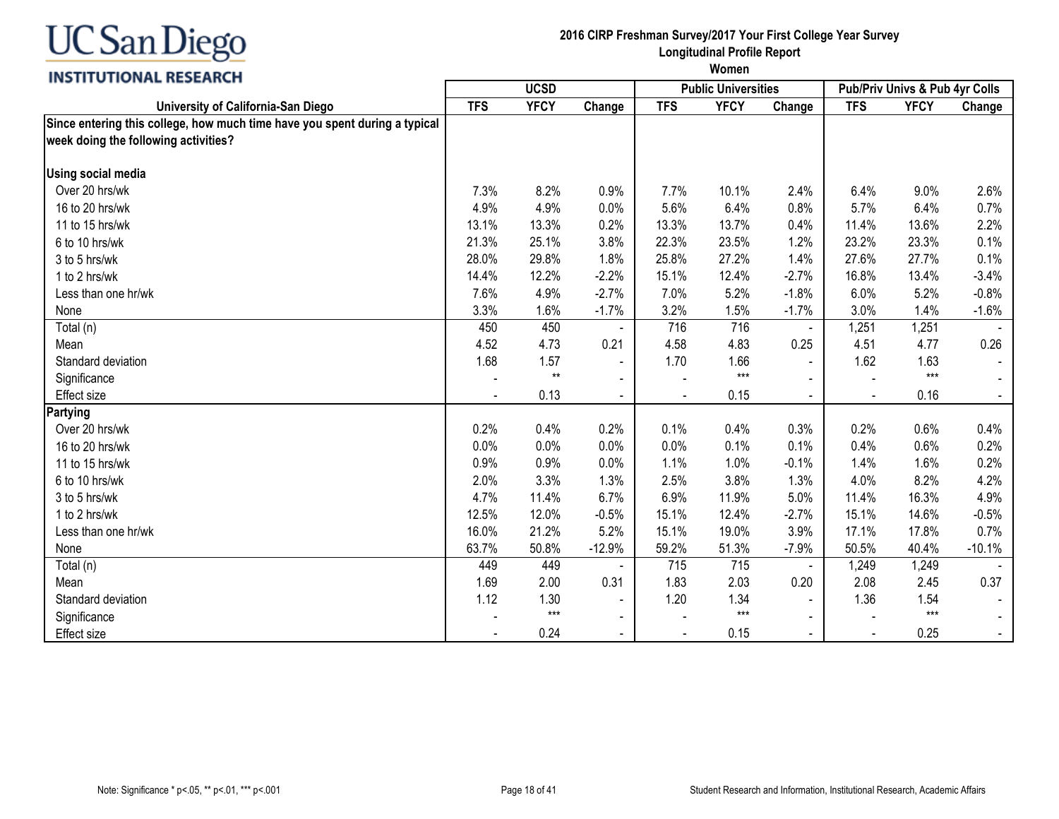UC San Diego
INSTITUTIONAL RESEARCH

**2016 CIRP Freshman Survey/2017 Your First College Year Survey**
**Longitudinal Profile Report**
**Women**

| University of California-San Diego | UCSD | | | Public Universities | | | Pub/Priv Univs & Pub 4yr Colls | | |
|---|---|---|---|---|---|---|---|---|---|
| | TFS | YFCY | Change | TFS | YFCY | Change | TFS | YFCY | Change |
| **Since entering this college, how much time have you spent during a typical week doing the following activities?** | | | | | | | | | |
| **Using social media** | | | | | | | | | |
| Over 20 hrs/wk | 7.3% | 8.2% | 0.9% | 7.7% | 10.1% | 2.4% | 6.4% | 9.0% | 2.6% |
| 16 to 20 hrs/wk | 4.9% | 4.9% | 0.0% | 5.6% | 6.4% | 0.8% | 5.7% | 6.4% | 0.7% |
| 11 to 15 hrs/wk | 13.1% | 13.3% | 0.2% | 13.3% | 13.7% | 0.4% | 11.4% | 13.6% | 2.2% |
| 6 to 10 hrs/wk | 21.3% | 25.1% | 3.8% | 22.3% | 23.5% | 1.2% | 23.2% | 23.3% | 0.1% |
| 3 to 5 hrs/wk | 28.0% | 29.8% | 1.8% | 25.8% | 27.2% | 1.4% | 27.6% | 27.7% | 0.1% |
| 1 to 2 hrs/wk | 14.4% | 12.2% | -2.2% | 15.1% | 12.4% | -2.7% | 16.8% | 13.4% | -3.4% |
| Less than one hr/wk | 7.6% | 4.9% | -2.7% | 7.0% | 5.2% | -1.8% | 6.0% | 5.2% | -0.8% |
| None | 3.3% | 1.6% | -1.7% | 3.2% | 1.5% | -1.7% | 3.0% | 1.4% | -1.6% |
| Total (n) | 450 | 450 | - | 716 | 716 | - | 1,251 | 1,251 | - |
| Mean | 4.52 | 4.73 | 0.21 | 4.58 | 4.83 | 0.25 | 4.51 | 4.77 | 0.26 |
| Standard deviation | 1.68 | 1.57 | - | 1.70 | 1.66 | - | 1.62 | 1.63 | - |
| Significance | - | ** | - | - | *** | - | - | *** | - |
| Effect size | - | 0.13 | - | - | 0.15 | - | - | 0.16 | - |
| **Partying** | | | | | | | | | |
| Over 20 hrs/wk | 0.2% | 0.4% | 0.2% | 0.1% | 0.4% | 0.3% | 0.2% | 0.6% | 0.4% |
| 16 to 20 hrs/wk | 0.0% | 0.0% | 0.0% | 0.0% | 0.1% | 0.1% | 0.4% | 0.6% | 0.2% |
| 11 to 15 hrs/wk | 0.9% | 0.9% | 0.0% | 1.1% | 1.0% | -0.1% | 1.4% | 1.6% | 0.2% |
| 6 to 10 hrs/wk | 2.0% | 3.3% | 1.3% | 2.5% | 3.8% | 1.3% | 4.0% | 8.2% | 4.2% |
| 3 to 5 hrs/wk | 4.7% | 11.4% | 6.7% | 6.9% | 11.9% | 5.0% | 11.4% | 16.3% | 4.9% |
| 1 to 2 hrs/wk | 12.5% | 12.0% | -0.5% | 15.1% | 12.4% | -2.7% | 15.1% | 14.6% | -0.5% |
| Less than one hr/wk | 16.0% | 21.2% | 5.2% | 15.1% | 19.0% | 3.9% | 17.1% | 17.8% | 0.7% |
| None | 63.7% | 50.8% | -12.9% | 59.2% | 51.3% | -7.9% | 50.5% | 40.4% | -10.1% |
| Total (n) | 449 | 449 | - | 715 | 715 | - | 1,249 | 1,249 | - |
| Mean | 1.69 | 2.00 | 0.31 | 1.83 | 2.03 | 0.20 | 2.08 | 2.45 | 0.37 |
| Standard deviation | 1.12 | 1.30 | - | 1.20 | 1.34 | - | 1.36 | 1.54 | - |
| Significance | - | *** | - | - | *** | - | - | *** | - |
| Effect size | - | 0.24 | - | - | 0.15 | - | - | 0.25 | - |

Note: Significance * p<.05, ** p<.01, *** p<.001

Student Research and Information, Institutional Research, Academic Affairs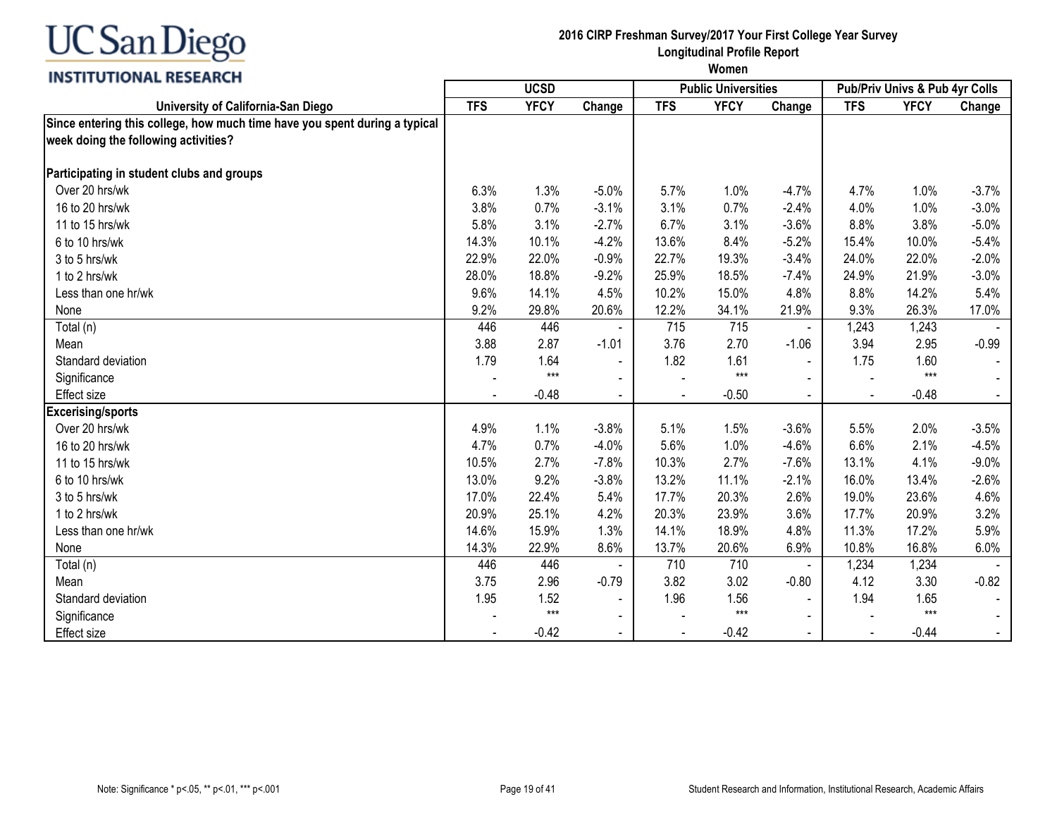# UC San Diego INSTITUTIONAL RESEARCH

**2016 CIRP Freshman Survey/2017 Your First College Year Survey**
**Longitudinal Profile Report**
**Women**

| | UCSD | | | Public Universities | | | Pub/Priv Univs & Pub 4yr Colls | | |
|---|---|---|---|---|---|---|---|---|---|
| **University of California-San Diego** | **TFS** | **YFCY** | **Change** | **TFS** | **YFCY** | **Change** | **TFS** | **YFCY** | **Change** |
| **Since entering this college, how much time have you spent during a typical week doing the following activities?** | | | | | | | | | |
| **Participating in student clubs and groups** | | | | | | | | | |
| Over 20 hrs/wk | 6.3% | 1.3% | -5.0% | 5.7% | 1.0% | -4.7% | 4.7% | 1.0% | -3.7% |
| 16 to 20 hrs/wk | 3.8% | 0.7% | -3.1% | 3.1% | 0.7% | -2.4% | 4.0% | 1.0% | -3.0% |
| 11 to 15 hrs/wk | 5.8% | 3.1% | -2.7% | 6.7% | 3.1% | -3.6% | 8.8% | 3.8% | -5.0% |
| 6 to 10 hrs/wk | 14.3% | 10.1% | -4.2% | 13.6% | 8.4% | -5.2% | 15.4% | 10.0% | -5.4% |
| 3 to 5 hrs/wk | 22.9% | 22.0% | -0.9% | 22.7% | 19.3% | -3.4% | 24.0% | 22.0% | -2.0% |
| 1 to 2 hrs/wk | 28.0% | 18.8% | -9.2% | 25.9% | 18.5% | -7.4% | 24.9% | 21.9% | -3.0% |
| Less than one hr/wk | 9.6% | 14.1% | 4.5% | 10.2% | 15.0% | 4.8% | 8.8% | 14.2% | 5.4% |
| None | 9.2% | 29.8% | 20.6% | 12.2% | 34.1% | 21.9% | 9.3% | 26.3% | 17.0% |
| Total (n) | 446 | 446 | - | 715 | 715 | - | 1,243 | 1,243 | - |
| Mean | 3.88 | 2.87 | -1.01 | 3.76 | 2.70 | -1.06 | 3.94 | 2.95 | -0.99 |
| Standard deviation | 1.79 | 1.64 | - | 1.82 | 1.61 | - | 1.75 | 1.60 | - |
| Significance | - | *** | - | - | *** | - | - | *** | - |
| Effect size | - | -0.48 | - | - | -0.50 | - | - | -0.48 | - |
| **Excerising/sports** | | | | | | | | | |
| Over 20 hrs/wk | 4.9% | 1.1% | -3.8% | 5.1% | 1.5% | -3.6% | 5.5% | 2.0% | -3.5% |
| 16 to 20 hrs/wk | 4.7% | 0.7% | -4.0% | 5.6% | 1.0% | -4.6% | 6.6% | 2.1% | -4.5% |
| 11 to 15 hrs/wk | 10.5% | 2.7% | -7.8% | 10.3% | 2.7% | -7.6% | 13.1% | 4.1% | -9.0% |
| 6 to 10 hrs/wk | 13.0% | 9.2% | -3.8% | 13.2% | 11.1% | -2.1% | 16.0% | 13.4% | -2.6% |
| 3 to 5 hrs/wk | 17.0% | 22.4% | 5.4% | 17.7% | 20.3% | 2.6% | 19.0% | 23.6% | 4.6% |
| 1 to 2 hrs/wk | 20.9% | 25.1% | 4.2% | 20.3% | 23.9% | 3.6% | 17.7% | 20.9% | 3.2% |
| Less than one hr/wk | 14.6% | 15.9% | 1.3% | 14.1% | 18.9% | 4.8% | 11.3% | 17.2% | 5.9% |
| None | 14.3% | 22.9% | 8.6% | 13.7% | 20.6% | 6.9% | 10.8% | 16.8% | 6.0% |
| Total (n) | 446 | 446 | - | 710 | 710 | - | 1,234 | 1,234 | - |
| Mean | 3.75 | 2.96 | -0.79 | 3.82 | 3.02 | -0.80 | 4.12 | 3.30 | -0.82 |
| Standard deviation | 1.95 | 1.52 | - | 1.96 | 1.56 | - | 1.94 | 1.65 | - |
| Significance | - | *** | - | - | *** | - | - | *** | - |
| Effect size | - | -0.42 | - | - | -0.42 | - | - | -0.44 | - |

Note: Significance * p<.05, ** p<.01, *** p<.001

Student Research and Information, Institutional Research, Academic Affairs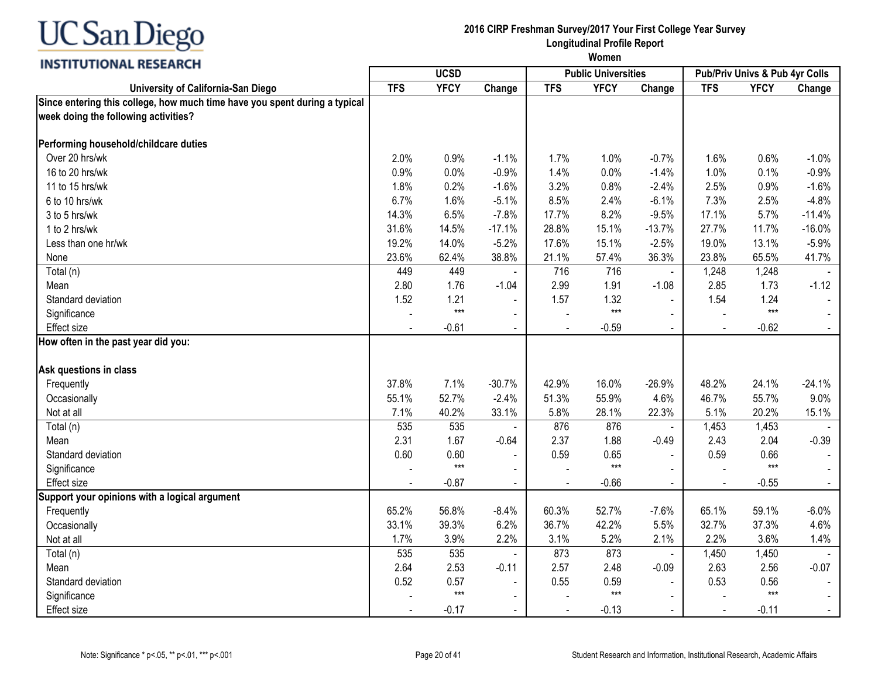# UC San Diego INSTITUTIONAL RESEARCH

**2016 CIRP Freshman Survey/2017 Your First College Year Survey**
**Longitudinal Profile Report**
**Women**

| University of California-San Diego | UCSD | | | Public Universities | | | Pub/Priv Univs & Pub 4yr Colls | | |
|---|---|---|---|---|---|---|---|---|---|
| | TFS | YFCY | Change | TFS | YFCY | Change | TFS | YFCY | Change |
| **Since entering this college, how much time have you spent during a typical week doing the following activities?** | | | | | | | | | |
| **Performing household/childcare duties** | | | | | | | | | |
| Over 20 hrs/wk | 2.0% | 0.9% | -1.1% | 1.7% | 1.0% | -0.7% | 1.6% | 0.6% | -1.0% |
| 16 to 20 hrs/wk | 0.9% | 0.0% | -0.9% | 1.4% | 0.0% | -1.4% | 1.0% | 0.1% | -0.9% |
| 11 to 15 hrs/wk | 1.8% | 0.2% | -1.6% | 3.2% | 0.8% | -2.4% | 2.5% | 0.9% | -1.6% |
| 6 to 10 hrs/wk | 6.7% | 1.6% | -5.1% | 8.5% | 2.4% | -6.1% | 7.3% | 2.5% | -4.8% |
| 3 to 5 hrs/wk | 14.3% | 6.5% | -7.8% | 17.7% | 8.2% | -9.5% | 17.1% | 5.7% | -11.4% |
| 1 to 2 hrs/wk | 31.6% | 14.5% | -17.1% | 28.8% | 15.1% | -13.7% | 27.7% | 11.7% | -16.0% |
| Less than one hr/wk | 19.2% | 14.0% | -5.2% | 17.6% | 15.1% | -2.5% | 19.0% | 13.1% | -5.9% |
| None | 23.6% | 62.4% | 38.8% | 21.1% | 57.4% | 36.3% | 23.8% | 65.5% | 41.7% |
| Total (n) | 449 | 449 | - | 716 | 716 | - | 1,248 | 1,248 | - |
| Mean | 2.80 | 1.76 | -1.04 | 2.99 | 1.91 | -1.08 | 2.85 | 1.73 | -1.12 |
| Standard deviation | 1.52 | 1.21 | - | 1.57 | 1.32 | - | 1.54 | 1.24 | - |
| Significance | - | *** | - | - | *** | - | - | *** | - |
| Effect size | - | -0.61 | - | - | -0.59 | - | - | -0.62 | - |
| **How often in the past year did you:** | | | | | | | | | |
| **Ask questions in class** | | | | | | | | | |
| Frequently | 37.8% | 7.1% | -30.7% | 42.9% | 16.0% | -26.9% | 48.2% | 24.1% | -24.1% |
| Occasionally | 55.1% | 52.7% | -2.4% | 51.3% | 55.9% | 4.6% | 46.7% | 55.7% | 9.0% |
| Not at all | 7.1% | 40.2% | 33.1% | 5.8% | 28.1% | 22.3% | 5.1% | 20.2% | 15.1% |
| Total (n) | 535 | 535 | - | 876 | 876 | - | 1,453 | 1,453 | - |
| Mean | 2.31 | 1.67 | -0.64 | 2.37 | 1.88 | -0.49 | 2.43 | 2.04 | -0.39 |
| Standard deviation | 0.60 | 0.60 | - | 0.59 | 0.65 | - | 0.59 | 0.66 | - |
| Significance | - | *** | - | - | *** | - | - | *** | - |
| Effect size | - | -0.87 | - | - | -0.66 | - | - | -0.55 | - |
| **Support your opinions with a logical argument** | | | | | | | | | |
| Frequently | 65.2% | 56.8% | -8.4% | 60.3% | 52.7% | -7.6% | 65.1% | 59.1% | -6.0% |
| Occasionally | 33.1% | 39.3% | 6.2% | 36.7% | 42.2% | 5.5% | 32.7% | 37.3% | 4.6% |
| Not at all | 1.7% | 3.9% | 2.2% | 3.1% | 5.2% | 2.1% | 2.2% | 3.6% | 1.4% |
| Total (n) | 535 | 535 | - | 873 | 873 | - | 1,450 | 1,450 | - |
| Mean | 2.64 | 2.53 | -0.11 | 2.57 | 2.48 | -0.09 | 2.63 | 2.56 | -0.07 |
| Standard deviation | 0.52 | 0.57 | - | 0.55 | 0.59 | - | 0.53 | 0.56 | - |
| Significance | - | *** | - | - | *** | - | - | *** | - |
| Effect size | - | -0.17 | - | - | -0.13 | - | - | -0.11 | - |

Note: Significance * p<.05, ** p<.01, *** p<.001

Student Research and Information, Institutional Research, Academic Affairs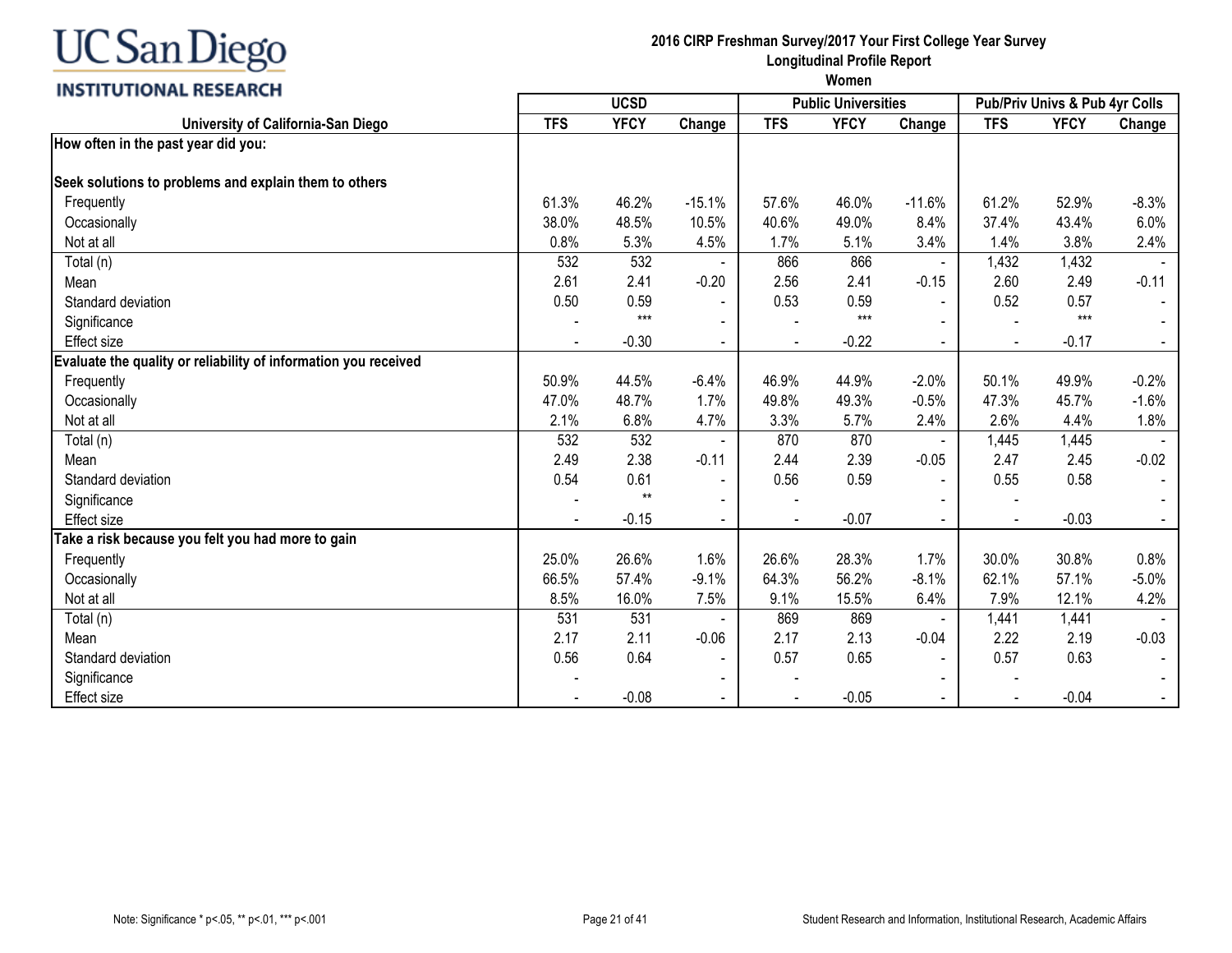**UC San Diego INSTITUTIONAL RESEARCH**

**2016 CIRP Freshman Survey/2017 Your First College Year Survey**
**Longitudinal Profile Report**
**Women**

| University of California-San Diego | UCSD | | | Public Universities | | | Pub/Priv Univs & Pub 4yr Colls | | |
|---|---|---|---|---|---|---|---|---|---|
| | TFS | YFCY | Change | TFS | YFCY | Change | TFS | YFCY | Change |
| **How often in the past year did you:** | | | | | | | | | |
| **Seek solutions to problems and explain them to others** | | | | | | | | | |
| Frequently | 61.3% | 46.2% | -15.1% | 57.6% | 46.0% | -11.6% | 61.2% | 52.9% | -8.3% |
| Occasionally | 38.0% | 48.5% | 10.5% | 40.6% | 49.0% | 8.4% | 37.4% | 43.4% | 6.0% |
| Not at all | 0.8% | 5.3% | 4.5% | 1.7% | 5.1% | 3.4% | 1.4% | 3.8% | 2.4% |
| Total (n) | 532 | 532 | - | 866 | 866 | - | 1,432 | 1,432 | - |
| Mean | 2.61 | 2.41 | -0.20 | 2.56 | 2.41 | -0.15 | 2.60 | 2.49 | -0.11 |
| Standard deviation | 0.50 | 0.59 | - | 0.53 | 0.59 | - | 0.52 | 0.57 | - |
| Significance | - | *** | - | - | *** | - | - | *** | - |
| Effect size | - | -0.30 | - | - | -0.22 | - | - | -0.17 | - |
| **Evaluate the quality or reliability of information you received** | | | | | | | | | |
| Frequently | 50.9% | 44.5% | -6.4% | 46.9% | 44.9% | -2.0% | 50.1% | 49.9% | -0.2% |
| Occasionally | 47.0% | 48.7% | 1.7% | 49.8% | 49.3% | -0.5% | 47.3% | 45.7% | -1.6% |
| Not at all | 2.1% | 6.8% | 4.7% | 3.3% | 5.7% | 2.4% | 2.6% | 4.4% | 1.8% |
| Total (n) | 532 | 532 | - | 870 | 870 | - | 1,445 | 1,445 | - |
| Mean | 2.49 | 2.38 | -0.11 | 2.44 | 2.39 | -0.05 | 2.47 | 2.45 | -0.02 |
| Standard deviation | 0.54 | 0.61 | - | 0.56 | 0.59 | - | 0.55 | 0.58 | - |
| Significance | - | ** | - | - | | - | - | | - |
| Effect size | - | -0.15 | - | - | -0.07 | - | - | -0.03 | - |
| **Take a risk because you felt you had more to gain** | | | | | | | | | |
| Frequently | 25.0% | 26.6% | 1.6% | 26.6% | 28.3% | 1.7% | 30.0% | 30.8% | 0.8% |
| Occasionally | 66.5% | 57.4% | -9.1% | 64.3% | 56.2% | -8.1% | 62.1% | 57.1% | -5.0% |
| Not at all | 8.5% | 16.0% | 7.5% | 9.1% | 15.5% | 6.4% | 7.9% | 12.1% | 4.2% |
| Total (n) | 531 | 531 | - | 869 | 869 | - | 1,441 | 1,441 | - |
| Mean | 2.17 | 2.11 | -0.06 | 2.17 | 2.13 | -0.04 | 2.22 | 2.19 | -0.03 |
| Standard deviation | 0.56 | 0.64 | - | 0.57 | 0.65 | - | 0.57 | 0.63 | - |
| Significance | - | | - | - | | - | - | | - |
| Effect size | - | -0.08 | - | - | -0.05 | - | - | -0.04 | - |

Note: Significance * p<.05, ** p<.01, *** p<.001

Student Research and Information, Institutional Research, Academic Affairs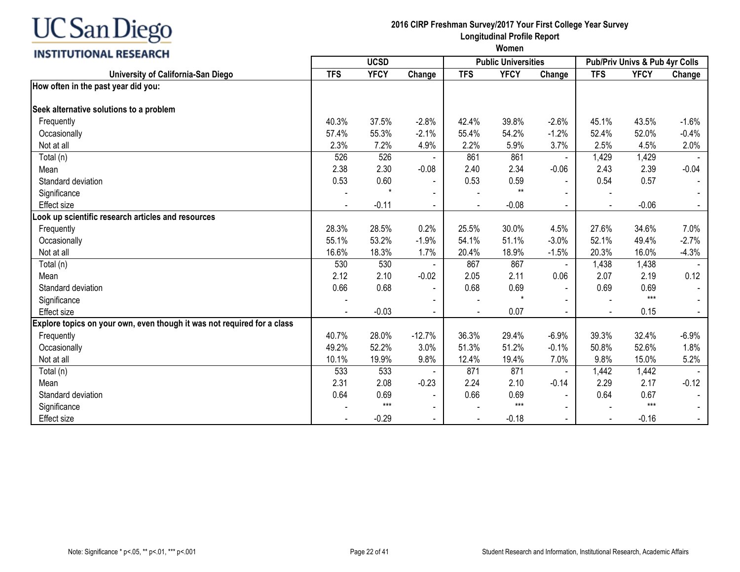# UC San Diego INSTITUTIONAL RESEARCH

**2016 CIRP Freshman Survey/2017 Your First College Year Survey**
**Longitudinal Profile Report**
**Women**

| University of California-San Diego | UCSD | | | Public Universities | | | Pub/Priv Univs & Pub 4yr Colls | | |
|---|---|---|---|---|---|---|---|---|---|
| | TFS | YFCY | Change | TFS | YFCY | Change | TFS | YFCY | Change |
| **How often in the past year did you:** | | | | | | | | | |
| **Seek alternative solutions to a problem** | | | | | | | | | |
| Frequently | 40.3% | 37.5% | -2.8% | 42.4% | 39.8% | -2.6% | 45.1% | 43.5% | -1.6% |
| Occasionally | 57.4% | 55.3% | -2.1% | 55.4% | 54.2% | -1.2% | 52.4% | 52.0% | -0.4% |
| Not at all | 2.3% | 7.2% | 4.9% | 2.2% | 5.9% | 3.7% | 2.5% | 4.5% | 2.0% |
| Total (n) | 526 | 526 | - | 861 | 861 | - | 1,429 | 1,429 | - |
| Mean | 2.38 | 2.30 | -0.08 | 2.40 | 2.34 | -0.06 | 2.43 | 2.39 | -0.04 |
| Standard deviation | 0.53 | 0.60 | - | 0.53 | 0.59 | - | 0.54 | 0.57 | - |
| Significance | - | * | - | - | ** | - | - | | - |
| Effect size | - | -0.11 | - | - | -0.08 | - | - | -0.06 | - |
| **Look up scientific research articles and resources** | | | | | | | | | |
| Frequently | 28.3% | 28.5% | 0.2% | 25.5% | 30.0% | 4.5% | 27.6% | 34.6% | 7.0% |
| Occasionally | 55.1% | 53.2% | -1.9% | 54.1% | 51.1% | -3.0% | 52.1% | 49.4% | -2.7% |
| Not at all | 16.6% | 18.3% | 1.7% | 20.4% | 18.9% | -1.5% | 20.3% | 16.0% | -4.3% |
| Total (n) | 530 | 530 | - | 867 | 867 | - | 1,438 | 1,438 | - |
| Mean | 2.12 | 2.10 | -0.02 | 2.05 | 2.11 | 0.06 | 2.07 | 2.19 | 0.12 |
| Standard deviation | 0.66 | 0.68 | - | 0.68 | 0.69 | - | 0.69 | 0.69 | - |
| Significance | - | | - | - | * | - | - | *** | - |
| Effect size | - | -0.03 | - | - | 0.07 | - | - | 0.15 | - |
| **Explore topics on your own, even though it was not required for a class** | | | | | | | | | |
| Frequently | 40.7% | 28.0% | -12.7% | 36.3% | 29.4% | -6.9% | 39.3% | 32.4% | -6.9% |
| Occasionally | 49.2% | 52.2% | 3.0% | 51.3% | 51.2% | -0.1% | 50.8% | 52.6% | 1.8% |
| Not at all | 10.1% | 19.9% | 9.8% | 12.4% | 19.4% | 7.0% | 9.8% | 15.0% | 5.2% |
| Total (n) | 533 | 533 | - | 871 | 871 | - | 1,442 | 1,442 | - |
| Mean | 2.31 | 2.08 | -0.23 | 2.24 | 2.10 | -0.14 | 2.29 | 2.17 | -0.12 |
| Standard deviation | 0.64 | 0.69 | - | 0.66 | 0.69 | - | 0.64 | 0.67 | - |
| Significance | - | *** | - | - | *** | - | - | *** | - |
| Effect size | - | -0.29 | - | - | -0.18 | - | - | -0.16 | - |

Note: Significance * p<.05, ** p<.01, *** p<.001

Student Research and Information, Institutional Research, Academic Affairs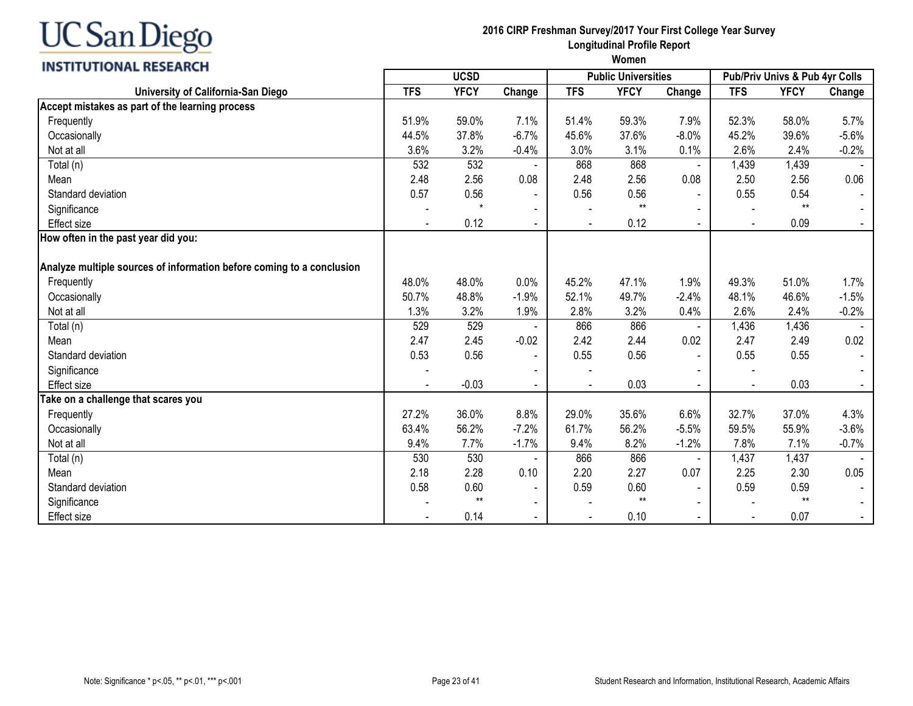UC San Diego
INSTITUTIONAL RESEARCH

**2016 CIRP Freshman Survey/2017 Your First College Year Survey**
**Longitudinal Profile Report**
**Women**

| University of California-San Diego | UCSD | | | Public Universities | | | Pub/Priv Univs & Pub 4yr Colls | | |
|---|---|---|---|---|---|---|---|---|---|
| | TFS | YFCY | Change | TFS | YFCY | Change | TFS | YFCY | Change |
| **Accept mistakes as part of the learning process** | | | | | | | | | |
| Frequently | 51.9% | 59.0% | 7.1% | 51.4% | 59.3% | 7.9% | 52.3% | 58.0% | 5.7% |
| Occasionally | 44.5% | 37.8% | -6.7% | 45.6% | 37.6% | -8.0% | 45.2% | 39.6% | -5.6% |
| Not at all | 3.6% | 3.2% | -0.4% | 3.0% | 3.1% | 0.1% | 2.6% | 2.4% | -0.2% |
| Total (n) | 532 | 532 | - | 868 | 868 | - | 1,439 | 1,439 | - |
| Mean | 2.48 | 2.56 | 0.08 | 2.48 | 2.56 | 0.08 | 2.50 | 2.56 | 0.06 |
| Standard deviation | 0.57 | 0.56 | - | 0.56 | 0.56 | - | 0.55 | 0.54 | - |
| Significance | - | * | - | - | ** | - | - | ** | - |
| Effect size | - | 0.12 | - | - | 0.12 | - | - | 0.09 | - |
| **How often in the past year did you:** | | | | | | | | | |
| **Analyze multiple sources of information before coming to a conclusion** | | | | | | | | | |
| Frequently | 48.0% | 48.0% | 0.0% | 45.2% | 47.1% | 1.9% | 49.3% | 51.0% | 1.7% |
| Occasionally | 50.7% | 48.8% | -1.9% | 52.1% | 49.7% | -2.4% | 48.1% | 46.6% | -1.5% |
| Not at all | 1.3% | 3.2% | 1.9% | 2.8% | 3.2% | 0.4% | 2.6% | 2.4% | -0.2% |
| Total (n) | 529 | 529 | - | 866 | 866 | - | 1,436 | 1,436 | - |
| Mean | 2.47 | 2.45 | -0.02 | 2.42 | 2.44 | 0.02 | 2.47 | 2.49 | 0.02 |
| Standard deviation | 0.53 | 0.56 | - | 0.55 | 0.56 | - | 0.55 | 0.55 | - |
| Significance | - | | - | - | | - | - | | - |
| Effect size | - | -0.03 | - | - | 0.03 | - | - | 0.03 | - |
| **Take on a challenge that scares you** | | | | | | | | | |
| Frequently | 27.2% | 36.0% | 8.8% | 29.0% | 35.6% | 6.6% | 32.7% | 37.0% | 4.3% |
| Occasionally | 63.4% | 56.2% | -7.2% | 61.7% | 56.2% | -5.5% | 59.5% | 55.9% | -3.6% |
| Not at all | 9.4% | 7.7% | -1.7% | 9.4% | 8.2% | -1.2% | 7.8% | 7.1% | -0.7% |
| Total (n) | 530 | 530 | - | 866 | 866 | - | 1,437 | 1,437 | - |
| Mean | 2.18 | 2.28 | 0.10 | 2.20 | 2.27 | 0.07 | 2.25 | 2.30 | 0.05 |
| Standard deviation | 0.58 | 0.60 | - | 0.59 | 0.60 | - | 0.59 | 0.59 | - |
| Significance | - | ** | - | - | ** | - | - | ** | - |
| Effect size | - | 0.14 | - | - | 0.10 | - | - | 0.07 | - |

Note: Significance * p<.05, ** p<.01, *** p<.001

Student Research and Information, Institutional Research, Academic Affairs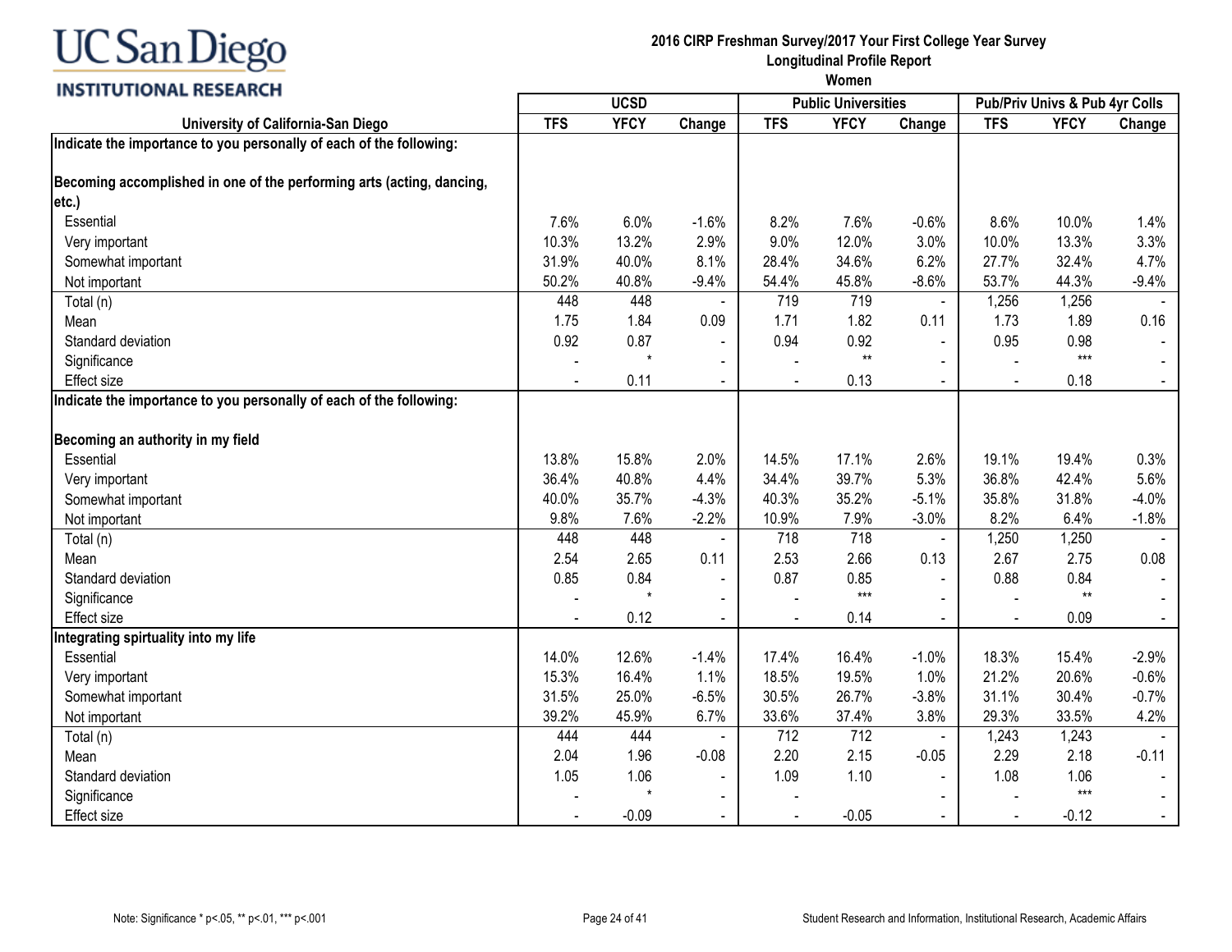# UC San Diego INSTITUTIONAL RESEARCH

**2016 CIRP Freshman Survey/2017 Your First College Year Survey**
**Longitudinal Profile Report**
**Women**

| University of California-San Diego | UCSD | | | Public Universities | | | Pub/Priv Univs & Pub 4yr Colls | | |
|---|---|---|---|---|---|---|---|---|---|
| | TFS | YFCY | Change | TFS | YFCY | Change | TFS | YFCY | Change |
| **Indicate the importance to you personally of each of the following:** | | | | | | | | | |
| **Becoming accomplished in one of the performing arts (acting, dancing, etc.)** | | | | | | | | | |
| Essential | 7.6% | 6.0% | -1.6% | 8.2% | 7.6% | -0.6% | 8.6% | 10.0% | 1.4% |
| Very important | 10.3% | 13.2% | 2.9% | 9.0% | 12.0% | 3.0% | 10.0% | 13.3% | 3.3% |
| Somewhat important | 31.9% | 40.0% | 8.1% | 28.4% | 34.6% | 6.2% | 27.7% | 32.4% | 4.7% |
| Not important | 50.2% | 40.8% | -9.4% | 54.4% | 45.8% | -8.6% | 53.7% | 44.3% | -9.4% |
| Total (n) | 448 | 448 | - | 719 | 719 | - | 1,256 | 1,256 | - |
| Mean | 1.75 | 1.84 | 0.09 | 1.71 | 1.82 | 0.11 | 1.73 | 1.89 | 0.16 |
| Standard deviation | 0.92 | 0.87 | - | 0.94 | 0.92 | - | 0.95 | 0.98 | - |
| Significance | - | * | - | - | ** | - | - | *** | - |
| Effect size | - | 0.11 | - | - | 0.13 | - | - | 0.18 | - |
| **Indicate the importance to you personally of each of the following:** | | | | | | | | | |
| **Becoming an authority in my field** | | | | | | | | | |
| Essential | 13.8% | 15.8% | 2.0% | 14.5% | 17.1% | 2.6% | 19.1% | 19.4% | 0.3% |
| Very important | 36.4% | 40.8% | 4.4% | 34.4% | 39.7% | 5.3% | 36.8% | 42.4% | 5.6% |
| Somewhat important | 40.0% | 35.7% | -4.3% | 40.3% | 35.2% | -5.1% | 35.8% | 31.8% | -4.0% |
| Not important | 9.8% | 7.6% | -2.2% | 10.9% | 7.9% | -3.0% | 8.2% | 6.4% | -1.8% |
| Total (n) | 448 | 448 | - | 718 | 718 | - | 1,250 | 1,250 | - |
| Mean | 2.54 | 2.65 | 0.11 | 2.53 | 2.66 | 0.13 | 2.67 | 2.75 | 0.08 |
| Standard deviation | 0.85 | 0.84 | - | 0.87 | 0.85 | - | 0.88 | 0.84 | - |
| Significance | - | * | - | - | *** | - | - | ** | - |
| Effect size | - | 0.12 | - | - | 0.14 | - | - | 0.09 | - |
| **Integrating spirtuality into my life** | | | | | | | | | |
| Essential | 14.0% | 12.6% | -1.4% | 17.4% | 16.4% | -1.0% | 18.3% | 15.4% | -2.9% |
| Very important | 15.3% | 16.4% | 1.1% | 18.5% | 19.5% | 1.0% | 21.2% | 20.6% | -0.6% |
| Somewhat important | 31.5% | 25.0% | -6.5% | 30.5% | 26.7% | -3.8% | 31.1% | 30.4% | -0.7% |
| Not important | 39.2% | 45.9% | 6.7% | 33.6% | 37.4% | 3.8% | 29.3% | 33.5% | 4.2% |
| Total (n) | 444 | 444 | - | 712 | 712 | - | 1,243 | 1,243 | - |
| Mean | 2.04 | 1.96 | -0.08 | 2.20 | 2.15 | -0.05 | 2.29 | 2.18 | -0.11 |
| Standard deviation | 1.05 | 1.06 | - | 1.09 | 1.10 | - | 1.08 | 1.06 | - |
| Significance | - | * | - | - | | - | - | *** | - |
| Effect size | - | -0.09 | - | - | -0.05 | - | - | -0.12 | - |

Note: Significance * p<.05, ** p<.01, *** p<.001

Student Research and Information, Institutional Research, Academic Affairs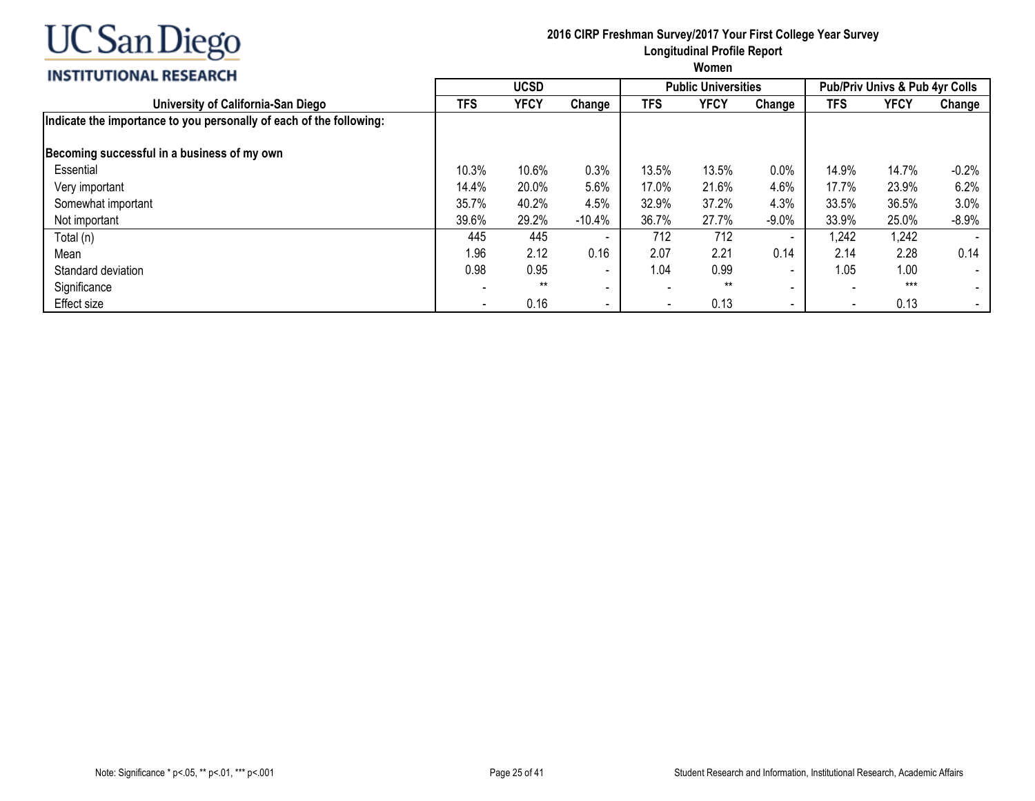**UC San Diego**
**INSTITUTIONAL RESEARCH**

## 2016 CIRP Freshman Survey/2017 Your First College Year Survey
## Longitudinal Profile Report
## Women

| University of California-San Diego | UCSD | | | Public Universities | | | Pub/Priv Univs & Pub 4yr Colls | | |
|---|---|---|---|---|---|---|---|---|---|
| | TFS | YFCY | Change | TFS | YFCY | Change | TFS | YFCY | Change |
| **Indicate the importance to you personally of each of the following:** | | | | | | | | | |
| **Becoming successful in a business of my own** | | | | | | | | | |
| Essential | 10.3% | 10.6% | 0.3% | 13.5% | 13.5% | 0.0% | 14.9% | 14.7% | -0.2% |
| Very important | 14.4% | 20.0% | 5.6% | 17.0% | 21.6% | 4.6% | 17.7% | 23.9% | 6.2% |
| Somewhat important | 35.7% | 40.2% | 4.5% | 32.9% | 37.2% | 4.3% | 33.5% | 36.5% | 3.0% |
| Not important | 39.6% | 29.2% | -10.4% | 36.7% | 27.7% | -9.0% | 33.9% | 25.0% | -8.9% |
| Total (n) | 445 | 445 | - | 712 | 712 | - | 1,242 | 1,242 | - |
| Mean | 1.96 | 2.12 | 0.16 | 2.07 | 2.21 | 0.14 | 2.14 | 2.28 | 0.14 |
| Standard deviation | 0.98 | 0.95 | - | 1.04 | 0.99 | - | 1.05 | 1.00 | - |
| Significance | - | ** | - | - | ** | - | - | *** | - |
| Effect size | - | 0.16 | - | - | 0.13 | - | - | 0.13 | - |

Note: Significance * p<.05, ** p<.01, *** p<.001

Student Research and Information, Institutional Research, Academic Affairs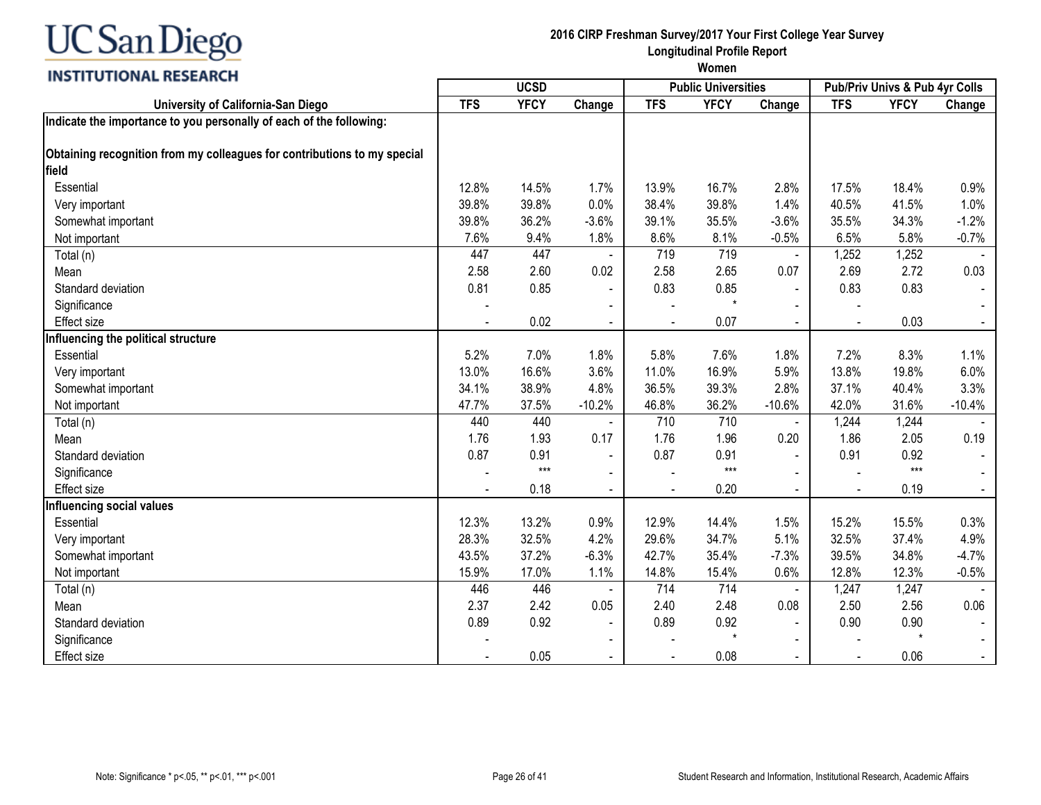# UC San Diego INSTITUTIONAL RESEARCH

**2016 CIRP Freshman Survey/2017 Your First College Year Survey**
**Longitudinal Profile Report**
**Women**

| University of California-San Diego | UCSD | | | Public Universities | | | Pub/Priv Univs & Pub 4yr Colls | | |
|---|---|---|---|---|---|---|---|---|---|
| | TFS | YFCY | Change | TFS | YFCY | Change | TFS | YFCY | Change |
| **Indicate the importance to you personally of each of the following:** | | | | | | | | | |
| **Obtaining recognition from my colleagues for contributions to my special field** | | | | | | | | | |
| Essential | 12.8% | 14.5% | 1.7% | 13.9% | 16.7% | 2.8% | 17.5% | 18.4% | 0.9% |
| Very important | 39.8% | 39.8% | 0.0% | 38.4% | 39.8% | 1.4% | 40.5% | 41.5% | 1.0% |
| Somewhat important | 39.8% | 36.2% | -3.6% | 39.1% | 35.5% | -3.6% | 35.5% | 34.3% | -1.2% |
| Not important | 7.6% | 9.4% | 1.8% | 8.6% | 8.1% | -0.5% | 6.5% | 5.8% | -0.7% |
| Total (n) | 447 | 447 | - | 719 | 719 | - | 1,252 | 1,252 | - |
| Mean | 2.58 | 2.60 | 0.02 | 2.58 | 2.65 | 0.07 | 2.69 | 2.72 | 0.03 |
| Standard deviation | 0.81 | 0.85 | - | 0.83 | 0.85 | - | 0.83 | 0.83 | - |
| Significance | - | | - | - | * | - | - | | - |
| Effect size | - | 0.02 | - | - | 0.07 | - | - | 0.03 | - |
| **Influencing the political structure** | | | | | | | | | |
| Essential | 5.2% | 7.0% | 1.8% | 5.8% | 7.6% | 1.8% | 7.2% | 8.3% | 1.1% |
| Very important | 13.0% | 16.6% | 3.6% | 11.0% | 16.9% | 5.9% | 13.8% | 19.8% | 6.0% |
| Somewhat important | 34.1% | 38.9% | 4.8% | 36.5% | 39.3% | 2.8% | 37.1% | 40.4% | 3.3% |
| Not important | 47.7% | 37.5% | -10.2% | 46.8% | 36.2% | -10.6% | 42.0% | 31.6% | -10.4% |
| Total (n) | 440 | 440 | - | 710 | 710 | - | 1,244 | 1,244 | - |
| Mean | 1.76 | 1.93 | 0.17 | 1.76 | 1.96 | 0.20 | 1.86 | 2.05 | 0.19 |
| Standard deviation | 0.87 | 0.91 | - | 0.87 | 0.91 | - | 0.91 | 0.92 | - |
| Significance | - | *** | - | - | *** | - | - | *** | - |
| Effect size | - | 0.18 | - | - | 0.20 | - | - | 0.19 | - |
| **Influencing social values** | | | | | | | | | |
| Essential | 12.3% | 13.2% | 0.9% | 12.9% | 14.4% | 1.5% | 15.2% | 15.5% | 0.3% |
| Very important | 28.3% | 32.5% | 4.2% | 29.6% | 34.7% | 5.1% | 32.5% | 37.4% | 4.9% |
| Somewhat important | 43.5% | 37.2% | -6.3% | 42.7% | 35.4% | -7.3% | 39.5% | 34.8% | -4.7% |
| Not important | 15.9% | 17.0% | 1.1% | 14.8% | 15.4% | 0.6% | 12.8% | 12.3% | -0.5% |
| Total (n) | 446 | 446 | - | 714 | 714 | - | 1,247 | 1,247 | - |
| Mean | 2.37 | 2.42 | 0.05 | 2.40 | 2.48 | 0.08 | 2.50 | 2.56 | 0.06 |
| Standard deviation | 0.89 | 0.92 | - | 0.89 | 0.92 | - | 0.90 | 0.90 | - |
| Significance | - | | - | - | * | - | - | * | - |
| Effect size | - | 0.05 | - | - | 0.08 | - | - | 0.06 | - |

Note: Significance * p<.05, ** p<.01, *** p<.001

Student Research and Information, Institutional Research, Academic Affairs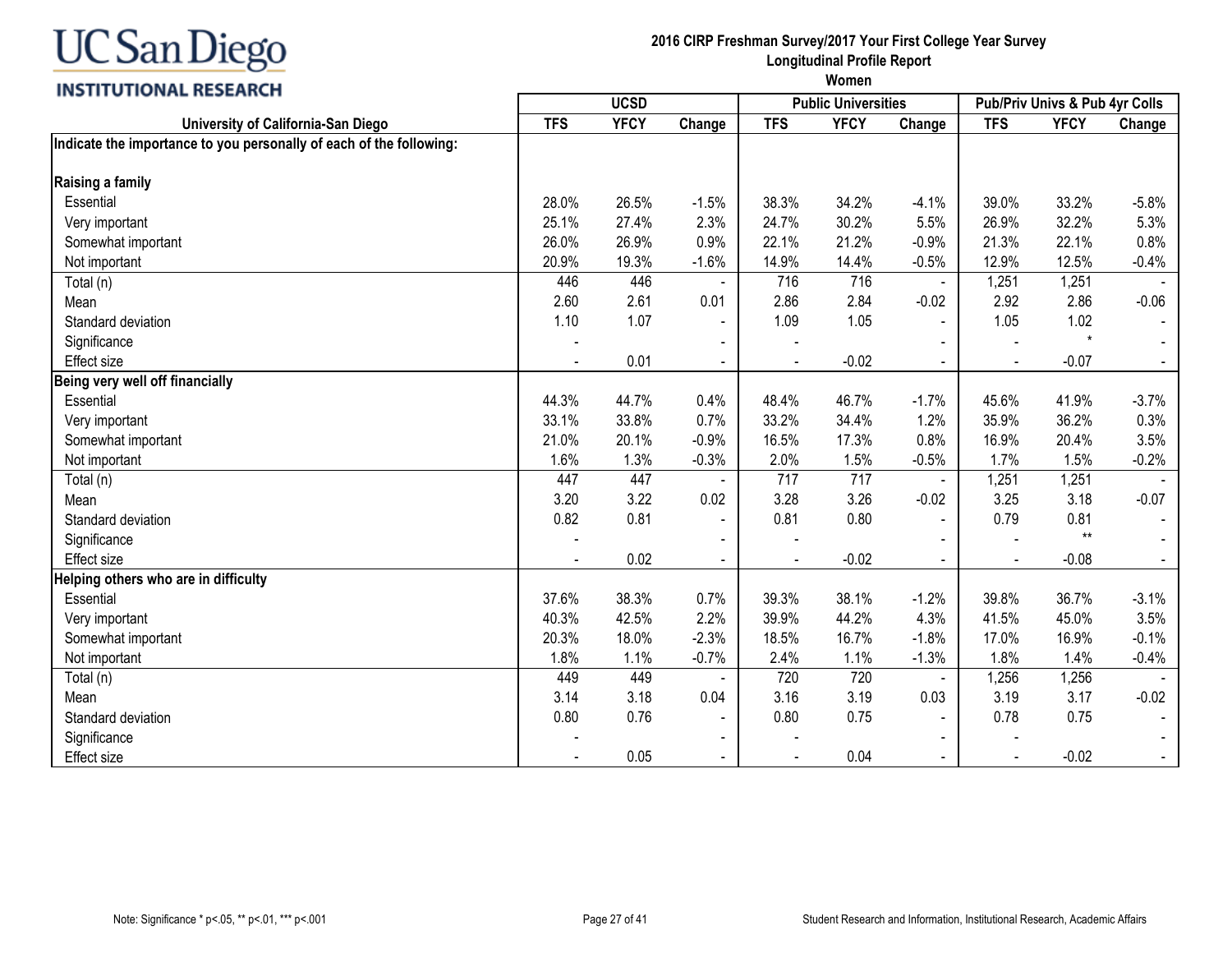**UC San Diego INSTITUTIONAL RESEARCH**

**2016 CIRP Freshman Survey/2017 Your First College Year Survey**
**Longitudinal Profile Report**
**Women**

| University of California-San Diego | UCSD | | | Public Universities | | | Pub/Priv Univs & Pub 4yr Colls | | |
|---|---|---|---|---|---|---|---|---|---|
| | TFS | YFCY | Change | TFS | YFCY | Change | TFS | YFCY | Change |
| **Indicate the importance to you personally of each of the following:** | | | | | | | | | |
| **Raising a family** | | | | | | | | | |
| Essential | 28.0% | 26.5% | -1.5% | 38.3% | 34.2% | -4.1% | 39.0% | 33.2% | -5.8% |
| Very important | 25.1% | 27.4% | 2.3% | 24.7% | 30.2% | 5.5% | 26.9% | 32.2% | 5.3% |
| Somewhat important | 26.0% | 26.9% | 0.9% | 22.1% | 21.2% | -0.9% | 21.3% | 22.1% | 0.8% |
| Not important | 20.9% | 19.3% | -1.6% | 14.9% | 14.4% | -0.5% | 12.9% | 12.5% | -0.4% |
| Total (n) | 446 | 446 | - | 716 | 716 | - | 1,251 | 1,251 | - |
| Mean | 2.60 | 2.61 | 0.01 | 2.86 | 2.84 | -0.02 | 2.92 | 2.86 | -0.06 |
| Standard deviation | 1.10 | 1.07 | - | 1.09 | 1.05 | - | 1.05 | 1.02 | - |
| Significance | - | | - | - | | - | - | * | - |
| Effect size | - | 0.01 | - | - | -0.02 | - | - | -0.07 | - |
| **Being very well off financially** | | | | | | | | | |
| Essential | 44.3% | 44.7% | 0.4% | 48.4% | 46.7% | -1.7% | 45.6% | 41.9% | -3.7% |
| Very important | 33.1% | 33.8% | 0.7% | 33.2% | 34.4% | 1.2% | 35.9% | 36.2% | 0.3% |
| Somewhat important | 21.0% | 20.1% | -0.9% | 16.5% | 17.3% | 0.8% | 16.9% | 20.4% | 3.5% |
| Not important | 1.6% | 1.3% | -0.3% | 2.0% | 1.5% | -0.5% | 1.7% | 1.5% | -0.2% |
| Total (n) | 447 | 447 | - | 717 | 717 | - | 1,251 | 1,251 | - |
| Mean | 3.20 | 3.22 | 0.02 | 3.28 | 3.26 | -0.02 | 3.25 | 3.18 | -0.07 |
| Standard deviation | 0.82 | 0.81 | - | 0.81 | 0.80 | - | 0.79 | 0.81 | - |
| Significance | - | | - | - | | - | - | ** | - |
| Effect size | - | 0.02 | - | - | -0.02 | - | - | -0.08 | - |
| **Helping others who are in difficulty** | | | | | | | | | |
| Essential | 37.6% | 38.3% | 0.7% | 39.3% | 38.1% | -1.2% | 39.8% | 36.7% | -3.1% |
| Very important | 40.3% | 42.5% | 2.2% | 39.9% | 44.2% | 4.3% | 41.5% | 45.0% | 3.5% |
| Somewhat important | 20.3% | 18.0% | -2.3% | 18.5% | 16.7% | -1.8% | 17.0% | 16.9% | -0.1% |
| Not important | 1.8% | 1.1% | -0.7% | 2.4% | 1.1% | -1.3% | 1.8% | 1.4% | -0.4% |
| Total (n) | 449 | 449 | - | 720 | 720 | - | 1,256 | 1,256 | - |
| Mean | 3.14 | 3.18 | 0.04 | 3.16 | 3.19 | 0.03 | 3.19 | 3.17 | -0.02 |
| Standard deviation | 0.80 | 0.76 | - | 0.80 | 0.75 | - | 0.78 | 0.75 | - |
| Significance | - | | - | - | | - | - | | - |
| Effect size | - | 0.05 | - | - | 0.04 | - | - | -0.02 | - |

Note: Significance * p<.05, ** p<.01, *** p<.001

Student Research and Information, Institutional Research, Academic Affairs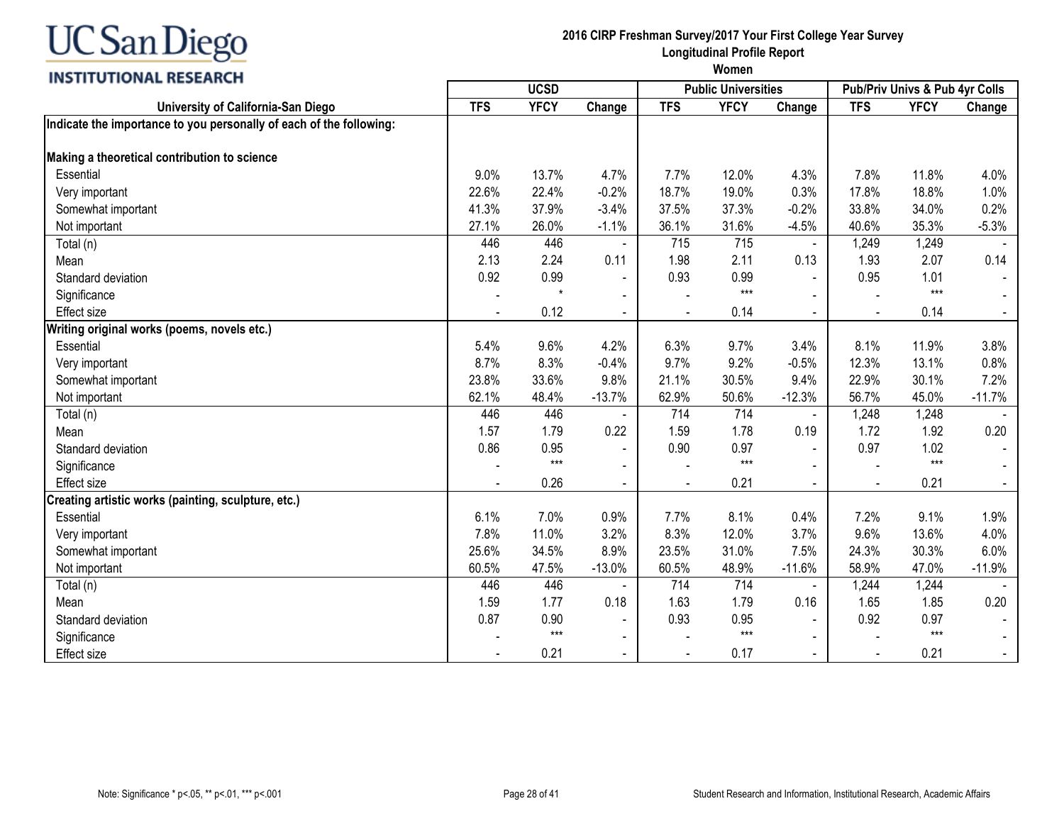UC San Diego INSTITUTIONAL RESEARCH

**2016 CIRP Freshman Survey/2017 Your First College Year Survey**
**Longitudinal Profile Report**
**Women**

| University of California-San Diego | UCSD | | | Public Universities | | | Pub/Priv Univs & Pub 4yr Colls | | |
|---|---|---|---|---|---|---|---|---|---|
| | TFS | YFCY | Change | TFS | YFCY | Change | TFS | YFCY | Change |
| **Indicate the importance to you personally of each of the following:** | | | | | | | | | |
| **Making a theoretical contribution to science** | | | | | | | | | |
| Essential | 9.0% | 13.7% | 4.7% | 7.7% | 12.0% | 4.3% | 7.8% | 11.8% | 4.0% |
| Very important | 22.6% | 22.4% | -0.2% | 18.7% | 19.0% | 0.3% | 17.8% | 18.8% | 1.0% |
| Somewhat important | 41.3% | 37.9% | -3.4% | 37.5% | 37.3% | -0.2% | 33.8% | 34.0% | 0.2% |
| Not important | 27.1% | 26.0% | -1.1% | 36.1% | 31.6% | -4.5% | 40.6% | 35.3% | -5.3% |
| Total (n) | 446 | 446 | - | 715 | 715 | - | 1,249 | 1,249 | - |
| Mean | 2.13 | 2.24 | 0.11 | 1.98 | 2.11 | 0.13 | 1.93 | 2.07 | 0.14 |
| Standard deviation | 0.92 | 0.99 | - | 0.93 | 0.99 | - | 0.95 | 1.01 | - |
| Significance | - | * | - | - | *** | - | - | *** | - |
| Effect size | - | 0.12 | - | - | 0.14 | - | - | 0.14 | - |
| **Writing original works (poems, novels etc.)** | | | | | | | | | |
| Essential | 5.4% | 9.6% | 4.2% | 6.3% | 9.7% | 3.4% | 8.1% | 11.9% | 3.8% |
| Very important | 8.7% | 8.3% | -0.4% | 9.7% | 9.2% | -0.5% | 12.3% | 13.1% | 0.8% |
| Somewhat important | 23.8% | 33.6% | 9.8% | 21.1% | 30.5% | 9.4% | 22.9% | 30.1% | 7.2% |
| Not important | 62.1% | 48.4% | -13.7% | 62.9% | 50.6% | -12.3% | 56.7% | 45.0% | -11.7% |
| Total (n) | 446 | 446 | - | 714 | 714 | - | 1,248 | 1,248 | - |
| Mean | 1.57 | 1.79 | 0.22 | 1.59 | 1.78 | 0.19 | 1.72 | 1.92 | 0.20 |
| Standard deviation | 0.86 | 0.95 | - | 0.90 | 0.97 | - | 0.97 | 1.02 | - |
| Significance | - | *** | - | - | *** | - | - | *** | - |
| Effect size | - | 0.26 | - | - | 0.21 | - | - | 0.21 | - |
| **Creating artistic works (painting, sculpture, etc.)** | | | | | | | | | |
| Essential | 6.1% | 7.0% | 0.9% | 7.7% | 8.1% | 0.4% | 7.2% | 9.1% | 1.9% |
| Very important | 7.8% | 11.0% | 3.2% | 8.3% | 12.0% | 3.7% | 9.6% | 13.6% | 4.0% |
| Somewhat important | 25.6% | 34.5% | 8.9% | 23.5% | 31.0% | 7.5% | 24.3% | 30.3% | 6.0% |
| Not important | 60.5% | 47.5% | -13.0% | 60.5% | 48.9% | -11.6% | 58.9% | 47.0% | -11.9% |
| Total (n) | 446 | 446 | - | 714 | 714 | - | 1,244 | 1,244 | - |
| Mean | 1.59 | 1.77 | 0.18 | 1.63 | 1.79 | 0.16 | 1.65 | 1.85 | 0.20 |
| Standard deviation | 0.87 | 0.90 | - | 0.93 | 0.95 | - | 0.92 | 0.97 | - |
| Significance | - | *** | - | - | *** | - | - | *** | - |
| Effect size | - | 0.21 | - | - | 0.17 | - | - | 0.21 | - |

Note: Significance * p<.05, ** p<.01, *** p<.001

Student Research and Information, Institutional Research, Academic Affairs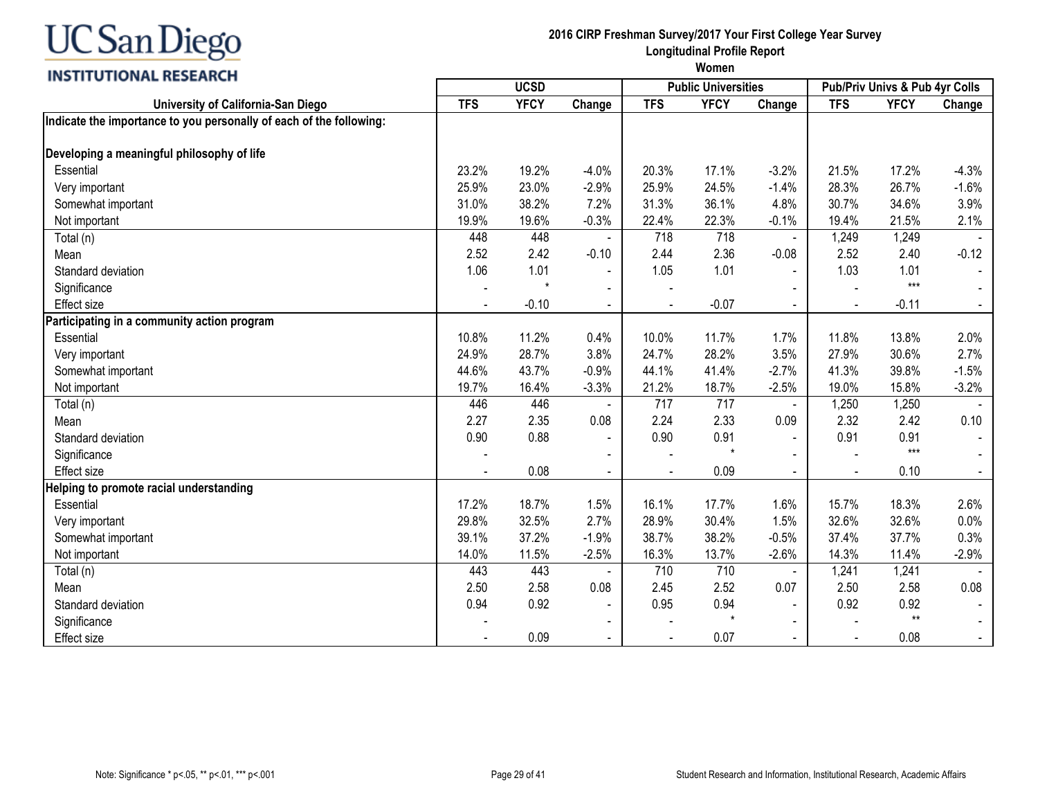UC San Diego
INSTITUTIONAL RESEARCH

**2016 CIRP Freshman Survey/2017 Your First College Year Survey**
**Longitudinal Profile Report**
**Women**

| University of California-San Diego | UCSD | | | Public Universities | | | Pub/Priv Univs & Pub 4yr Colls | | |
|---|---|---|---|---|---|---|---|---|---|
| | TFS | YFCY | Change | TFS | YFCY | Change | TFS | YFCY | Change |
| **Indicate the importance to you personally of each of the following:** | | | | | | | | | |
| **Developing a meaningful philosophy of life** | | | | | | | | | |
| Essential | 23.2% | 19.2% | -4.0% | 20.3% | 17.1% | -3.2% | 21.5% | 17.2% | -4.3% |
| Very important | 25.9% | 23.0% | -2.9% | 25.9% | 24.5% | -1.4% | 28.3% | 26.7% | -1.6% |
| Somewhat important | 31.0% | 38.2% | 7.2% | 31.3% | 36.1% | 4.8% | 30.7% | 34.6% | 3.9% |
| Not important | 19.9% | 19.6% | -0.3% | 22.4% | 22.3% | -0.1% | 19.4% | 21.5% | 2.1% |
| Total (n) | 448 | 448 | - | 718 | 718 | - | 1,249 | 1,249 | - |
| Mean | 2.52 | 2.42 | -0.10 | 2.44 | 2.36 | -0.08 | 2.52 | 2.40 | -0.12 |
| Standard deviation | 1.06 | 1.01 | - | 1.05 | 1.01 | - | 1.03 | 1.01 | - |
| Significance | - | * | - | - | | - | - | *** | - |
| Effect size | - | -0.10 | - | - | -0.07 | - | - | -0.11 | - |
| **Participating in a community action program** | | | | | | | | | |
| Essential | 10.8% | 11.2% | 0.4% | 10.0% | 11.7% | 1.7% | 11.8% | 13.8% | 2.0% |
| Very important | 24.9% | 28.7% | 3.8% | 24.7% | 28.2% | 3.5% | 27.9% | 30.6% | 2.7% |
| Somewhat important | 44.6% | 43.7% | -0.9% | 44.1% | 41.4% | -2.7% | 41.3% | 39.8% | -1.5% |
| Not important | 19.7% | 16.4% | -3.3% | 21.2% | 18.7% | -2.5% | 19.0% | 15.8% | -3.2% |
| Total (n) | 446 | 446 | - | 717 | 717 | - | 1,250 | 1,250 | - |
| Mean | 2.27 | 2.35 | 0.08 | 2.24 | 2.33 | 0.09 | 2.32 | 2.42 | 0.10 |
| Standard deviation | 0.90 | 0.88 | - | 0.90 | 0.91 | - | 0.91 | 0.91 | - |
| Significance | - | | - | - | * | - | - | *** | - |
| Effect size | - | 0.08 | - | - | 0.09 | - | - | 0.10 | - |
| **Helping to promote racial understanding** | | | | | | | | | |
| Essential | 17.2% | 18.7% | 1.5% | 16.1% | 17.7% | 1.6% | 15.7% | 18.3% | 2.6% |
| Very important | 29.8% | 32.5% | 2.7% | 28.9% | 30.4% | 1.5% | 32.6% | 32.6% | 0.0% |
| Somewhat important | 39.1% | 37.2% | -1.9% | 38.7% | 38.2% | -0.5% | 37.4% | 37.7% | 0.3% |
| Not important | 14.0% | 11.5% | -2.5% | 16.3% | 13.7% | -2.6% | 14.3% | 11.4% | -2.9% |
| Total (n) | 443 | 443 | - | 710 | 710 | - | 1,241 | 1,241 | - |
| Mean | 2.50 | 2.58 | 0.08 | 2.45 | 2.52 | 0.07 | 2.50 | 2.58 | 0.08 |
| Standard deviation | 0.94 | 0.92 | - | 0.95 | 0.94 | - | 0.92 | 0.92 | - |
| Significance | - | | - | - | * | - | - | ** | - |
| Effect size | - | 0.09 | - | - | 0.07 | - | - | 0.08 | - |

Note: Significance * p<.05, ** p<.01, *** p<.001

Student Research and Information, Institutional Research, Academic Affairs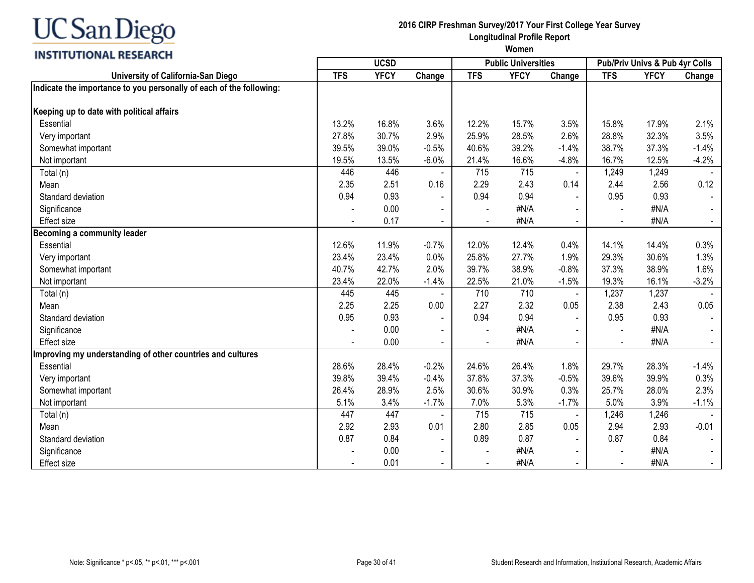UC San Diego INSTITUTIONAL RESEARCH

**2016 CIRP Freshman Survey/2017 Your First College Year Survey**
**Longitudinal Profile Report**
**Women**

| University of California-San Diego | UCSD | | | Public Universities | | | Pub/Priv Univs & Pub 4yr Colls | | |
|---|---|---|---|---|---|---|---|---|---|
| | TFS | YFCY | Change | TFS | YFCY | Change | TFS | YFCY | Change |
| **Indicate the importance to you personally of each of the following:** | | | | | | | | | |
| **Keeping up to date with political affairs** | | | | | | | | | |
| Essential | 13.2% | 16.8% | 3.6% | 12.2% | 15.7% | 3.5% | 15.8% | 17.9% | 2.1% |
| Very important | 27.8% | 30.7% | 2.9% | 25.9% | 28.5% | 2.6% | 28.8% | 32.3% | 3.5% |
| Somewhat important | 39.5% | 39.0% | -0.5% | 40.6% | 39.2% | -1.4% | 38.7% | 37.3% | -1.4% |
| Not important | 19.5% | 13.5% | -6.0% | 21.4% | 16.6% | -4.8% | 16.7% | 12.5% | -4.2% |
| Total (n) | 446 | 446 | - | 715 | 715 | - | 1,249 | 1,249 | - |
| Mean | 2.35 | 2.51 | 0.16 | 2.29 | 2.43 | 0.14 | 2.44 | 2.56 | 0.12 |
| Standard deviation | 0.94 | 0.93 | - | 0.94 | 0.94 | - | 0.95 | 0.93 | - |
| Significance | - | 0.00 | - | - | #N/A | - | - | #N/A | - |
| Effect size | - | 0.17 | - | - | #N/A | - | - | #N/A | - |
| **Becoming a community leader** | | | | | | | | | |
| Essential | 12.6% | 11.9% | -0.7% | 12.0% | 12.4% | 0.4% | 14.1% | 14.4% | 0.3% |
| Very important | 23.4% | 23.4% | 0.0% | 25.8% | 27.7% | 1.9% | 29.3% | 30.6% | 1.3% |
| Somewhat important | 40.7% | 42.7% | 2.0% | 39.7% | 38.9% | -0.8% | 37.3% | 38.9% | 1.6% |
| Not important | 23.4% | 22.0% | -1.4% | 22.5% | 21.0% | -1.5% | 19.3% | 16.1% | -3.2% |
| Total (n) | 445 | 445 | - | 710 | 710 | - | 1,237 | 1,237 | - |
| Mean | 2.25 | 2.25 | 0.00 | 2.27 | 2.32 | 0.05 | 2.38 | 2.43 | 0.05 |
| Standard deviation | 0.95 | 0.93 | - | 0.94 | 0.94 | - | 0.95 | 0.93 | - |
| Significance | - | 0.00 | - | - | #N/A | - | - | #N/A | - |
| Effect size | - | 0.00 | - | - | #N/A | - | - | #N/A | - |
| **Improving my understanding of other countries and cultures** | | | | | | | | | |
| Essential | 28.6% | 28.4% | -0.2% | 24.6% | 26.4% | 1.8% | 29.7% | 28.3% | -1.4% |
| Very important | 39.8% | 39.4% | -0.4% | 37.8% | 37.3% | -0.5% | 39.6% | 39.9% | 0.3% |
| Somewhat important | 26.4% | 28.9% | 2.5% | 30.6% | 30.9% | 0.3% | 25.7% | 28.0% | 2.3% |
| Not important | 5.1% | 3.4% | -1.7% | 7.0% | 5.3% | -1.7% | 5.0% | 3.9% | -1.1% |
| Total (n) | 447 | 447 | - | 715 | 715 | - | 1,246 | 1,246 | - |
| Mean | 2.92 | 2.93 | 0.01 | 2.80 | 2.85 | 0.05 | 2.94 | 2.93 | -0.01 |
| Standard deviation | 0.87 | 0.84 | - | 0.89 | 0.87 | - | 0.87 | 0.84 | - |
| Significance | - | 0.00 | - | - | #N/A | - | - | #N/A | - |
| Effect size | - | 0.01 | - | - | #N/A | - | - | #N/A | - |

Note: Significance * p<.05, ** p<.01, *** p<.001

Student Research and Information, Institutional Research, Academic Affairs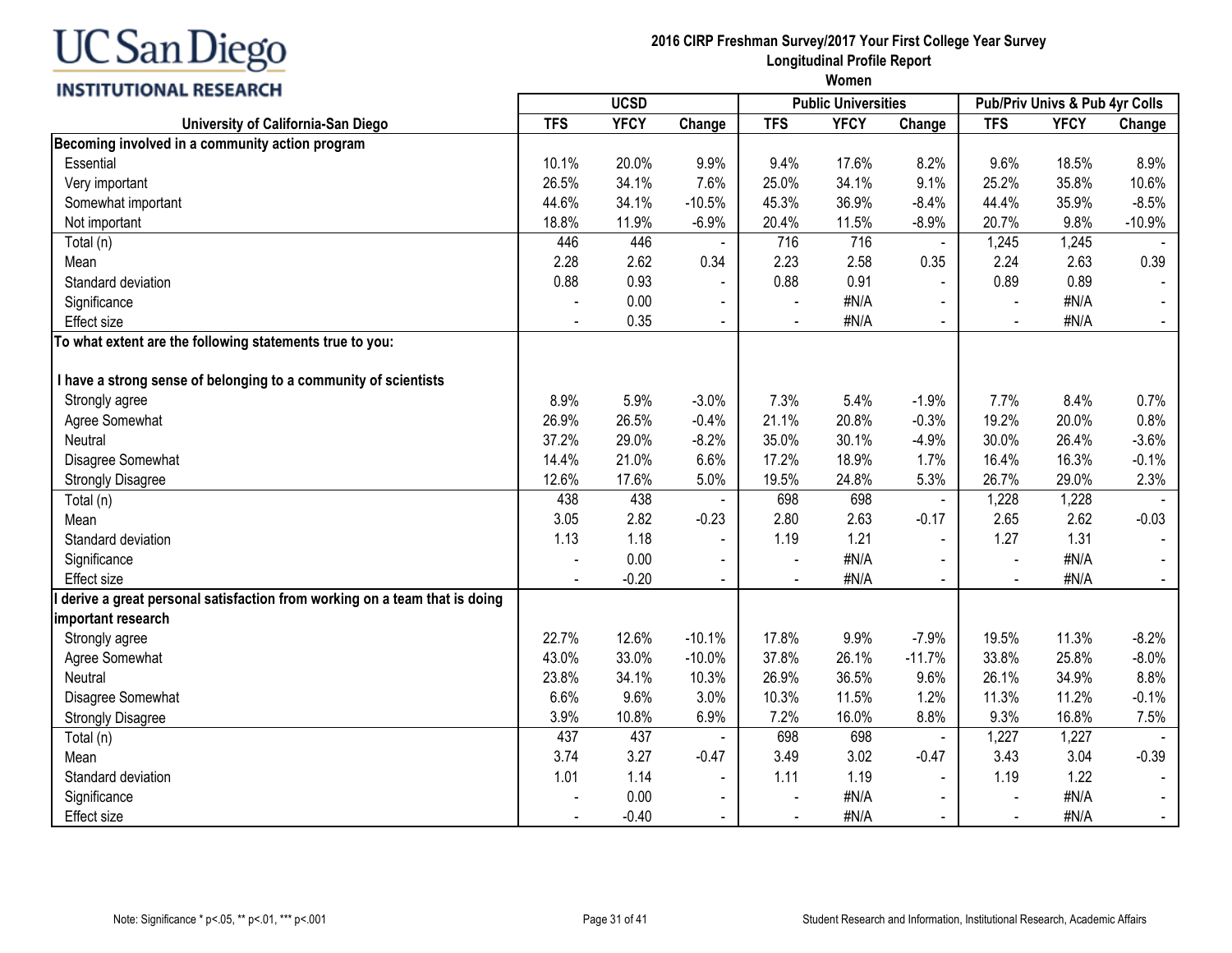**UC San Diego INSTITUTIONAL RESEARCH**

**2016 CIRP Freshman Survey/2017 Your First College Year Survey**
**Longitudinal Profile Report**
**Women**

| University of California-San Diego | UCSD | | | Public Universities | | | Pub/Priv Univs & Pub 4yr Colls | | |
|---|---|---|---|---|---|---|---|---|---|
| | TFS | YFCY | Change | TFS | YFCY | Change | TFS | YFCY | Change |
| **Becoming involved in a community action program** | | | | | | | | | |
| Essential | 10.1% | 20.0% | 9.9% | 9.4% | 17.6% | 8.2% | 9.6% | 18.5% | 8.9% |
| Very important | 26.5% | 34.1% | 7.6% | 25.0% | 34.1% | 9.1% | 25.2% | 35.8% | 10.6% |
| Somewhat important | 44.6% | 34.1% | -10.5% | 45.3% | 36.9% | -8.4% | 44.4% | 35.9% | -8.5% |
| Not important | 18.8% | 11.9% | -6.9% | 20.4% | 11.5% | -8.9% | 20.7% | 9.8% | -10.9% |
| Total (n) | 446 | 446 | - | 716 | 716 | - | 1,245 | 1,245 | - |
| Mean | 2.28 | 2.62 | 0.34 | 2.23 | 2.58 | 0.35 | 2.24 | 2.63 | 0.39 |
| Standard deviation | 0.88 | 0.93 | - | 0.88 | 0.91 | - | 0.89 | 0.89 | - |
| Significance | - | 0.00 | - | - | #N/A | - | - | #N/A | - |
| Effect size | - | 0.35 | - | - | #N/A | - | - | #N/A | - |
| **To what extent are the following statements true to you:** | | | | | | | | | |
| **I have a strong sense of belonging to a community of scientists** | | | | | | | | | |
| Strongly agree | 8.9% | 5.9% | -3.0% | 7.3% | 5.4% | -1.9% | 7.7% | 8.4% | 0.7% |
| Agree Somewhat | 26.9% | 26.5% | -0.4% | 21.1% | 20.8% | -0.3% | 19.2% | 20.0% | 0.8% |
| Neutral | 37.2% | 29.0% | -8.2% | 35.0% | 30.1% | -4.9% | 30.0% | 26.4% | -3.6% |
| Disagree Somewhat | 14.4% | 21.0% | 6.6% | 17.2% | 18.9% | 1.7% | 16.4% | 16.3% | -0.1% |
| Strongly Disagree | 12.6% | 17.6% | 5.0% | 19.5% | 24.8% | 5.3% | 26.7% | 29.0% | 2.3% |
| Total (n) | 438 | 438 | - | 698 | 698 | - | 1,228 | 1,228 | - |
| Mean | 3.05 | 2.82 | -0.23 | 2.80 | 2.63 | -0.17 | 2.65 | 2.62 | -0.03 |
| Standard deviation | 1.13 | 1.18 | - | 1.19 | 1.21 | - | 1.27 | 1.31 | - |
| Significance | - | 0.00 | - | - | #N/A | - | - | #N/A | - |
| Effect size | - | -0.20 | - | - | #N/A | - | - | #N/A | - |
| **I derive a great personal satisfaction from working on a team that is doing important research** | | | | | | | | | |
| Strongly agree | 22.7% | 12.6% | -10.1% | 17.8% | 9.9% | -7.9% | 19.5% | 11.3% | -8.2% |
| Agree Somewhat | 43.0% | 33.0% | -10.0% | 37.8% | 26.1% | -11.7% | 33.8% | 25.8% | -8.0% |
| Neutral | 23.8% | 34.1% | 10.3% | 26.9% | 36.5% | 9.6% | 26.1% | 34.9% | 8.8% |
| Disagree Somewhat | 6.6% | 9.6% | 3.0% | 10.3% | 11.5% | 1.2% | 11.3% | 11.2% | -0.1% |
| Strongly Disagree | 3.9% | 10.8% | 6.9% | 7.2% | 16.0% | 8.8% | 9.3% | 16.8% | 7.5% |
| Total (n) | 437 | 437 | - | 698 | 698 | - | 1,227 | 1,227 | - |
| Mean | 3.74 | 3.27 | -0.47 | 3.49 | 3.02 | -0.47 | 3.43 | 3.04 | -0.39 |
| Standard deviation | 1.01 | 1.14 | - | 1.11 | 1.19 | - | 1.19 | 1.22 | - |
| Significance | - | 0.00 | - | - | #N/A | - | - | #N/A | - |
| Effect size | - | -0.40 | - | - | #N/A | - | - | #N/A | - |

Note: Significance * p<.05, ** p<.01, *** p<.001

Student Research and Information, Institutional Research, Academic Affairs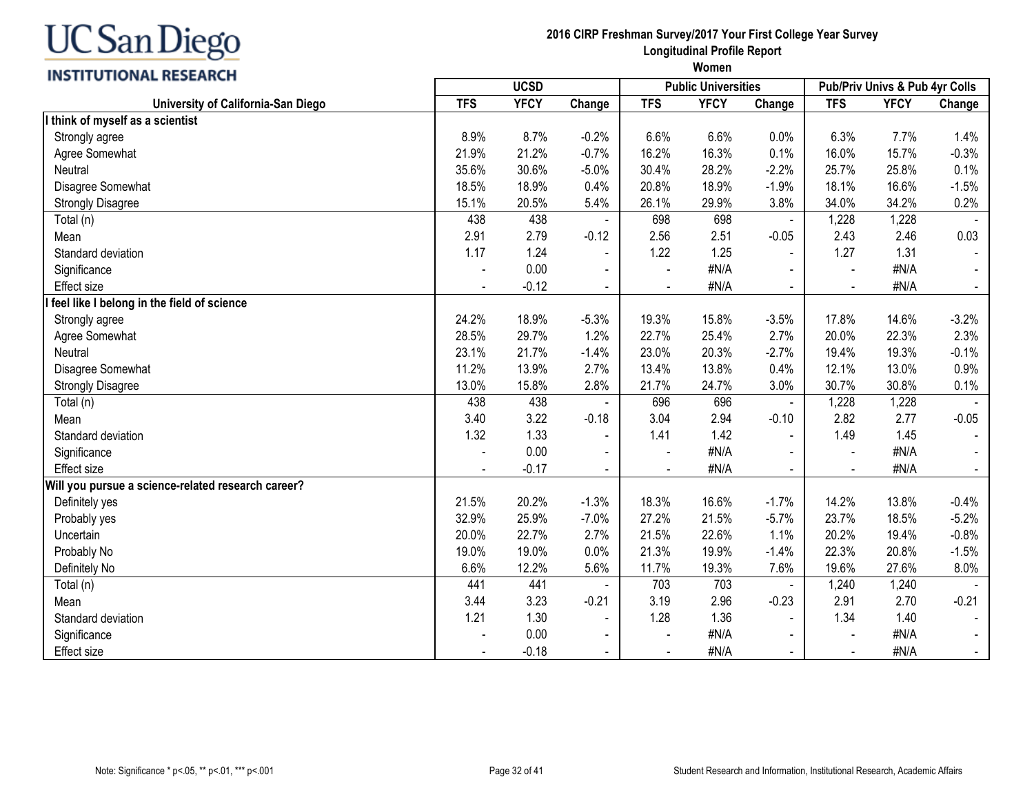UC San Diego
INSTITUTIONAL RESEARCH

**2016 CIRP Freshman Survey/2017 Your First College Year Survey**
**Longitudinal Profile Report**
**Women**

| University of California-San Diego | UCSD | | | Public Universities | | | Pub/Priv Univs & Pub 4yr Colls | | |
|---|---|---|---|---|---|---|---|---|---|
| | TFS | YFCY | Change | TFS | YFCY | Change | TFS | YFCY | Change |
| **I think of myself as a scientist** | | | | | | | | | |
| Strongly agree | 8.9% | 8.7% | -0.2% | 6.6% | 6.6% | 0.0% | 6.3% | 7.7% | 1.4% |
| Agree Somewhat | 21.9% | 21.2% | -0.7% | 16.2% | 16.3% | 0.1% | 16.0% | 15.7% | -0.3% |
| Neutral | 35.6% | 30.6% | -5.0% | 30.4% | 28.2% | -2.2% | 25.7% | 25.8% | 0.1% |
| Disagree Somewhat | 18.5% | 18.9% | 0.4% | 20.8% | 18.9% | -1.9% | 18.1% | 16.6% | -1.5% |
| Strongly Disagree | 15.1% | 20.5% | 5.4% | 26.1% | 29.9% | 3.8% | 34.0% | 34.2% | 0.2% |
| Total (n) | 438 | 438 | - | 698 | 698 | - | 1,228 | 1,228 | - |
| Mean | 2.91 | 2.79 | -0.12 | 2.56 | 2.51 | -0.05 | 2.43 | 2.46 | 0.03 |
| Standard deviation | 1.17 | 1.24 | - | 1.22 | 1.25 | - | 1.27 | 1.31 | - |
| Significance | - | 0.00 | - | - | #N/A | - | - | #N/A | - |
| Effect size | - | -0.12 | - | - | #N/A | - | - | #N/A | - |
| **I feel like I belong in the field of science** | | | | | | | | | |
| Strongly agree | 24.2% | 18.9% | -5.3% | 19.3% | 15.8% | -3.5% | 17.8% | 14.6% | -3.2% |
| Agree Somewhat | 28.5% | 29.7% | 1.2% | 22.7% | 25.4% | 2.7% | 20.0% | 22.3% | 2.3% |
| Neutral | 23.1% | 21.7% | -1.4% | 23.0% | 20.3% | -2.7% | 19.4% | 19.3% | -0.1% |
| Disagree Somewhat | 11.2% | 13.9% | 2.7% | 13.4% | 13.8% | 0.4% | 12.1% | 13.0% | 0.9% |
| Strongly Disagree | 13.0% | 15.8% | 2.8% | 21.7% | 24.7% | 3.0% | 30.7% | 30.8% | 0.1% |
| Total (n) | 438 | 438 | - | 696 | 696 | - | 1,228 | 1,228 | - |
| Mean | 3.40 | 3.22 | -0.18 | 3.04 | 2.94 | -0.10 | 2.82 | 2.77 | -0.05 |
| Standard deviation | 1.32 | 1.33 | - | 1.41 | 1.42 | - | 1.49 | 1.45 | - |
| Significance | - | 0.00 | - | - | #N/A | - | - | #N/A | - |
| Effect size | - | -0.17 | - | - | #N/A | - | - | #N/A | - |
| **Will you pursue a science-related research career?** | | | | | | | | | |
| Definitely yes | 21.5% | 20.2% | -1.3% | 18.3% | 16.6% | -1.7% | 14.2% | 13.8% | -0.4% |
| Probably yes | 32.9% | 25.9% | -7.0% | 27.2% | 21.5% | -5.7% | 23.7% | 18.5% | -5.2% |
| Uncertain | 20.0% | 22.7% | 2.7% | 21.5% | 22.6% | 1.1% | 20.2% | 19.4% | -0.8% |
| Probably No | 19.0% | 19.0% | 0.0% | 21.3% | 19.9% | -1.4% | 22.3% | 20.8% | -1.5% |
| Definitely No | 6.6% | 12.2% | 5.6% | 11.7% | 19.3% | 7.6% | 19.6% | 27.6% | 8.0% |
| Total (n) | 441 | 441 | - | 703 | 703 | - | 1,240 | 1,240 | - |
| Mean | 3.44 | 3.23 | -0.21 | 3.19 | 2.96 | -0.23 | 2.91 | 2.70 | -0.21 |
| Standard deviation | 1.21 | 1.30 | - | 1.28 | 1.36 | - | 1.34 | 1.40 | - |
| Significance | - | 0.00 | - | - | #N/A | - | - | #N/A | - |
| Effect size | - | -0.18 | - | - | #N/A | - | - | #N/A | - |

Note: Significance * p<.05, ** p<.01, *** p<.001

Student Research and Information, Institutional Research, Academic Affairs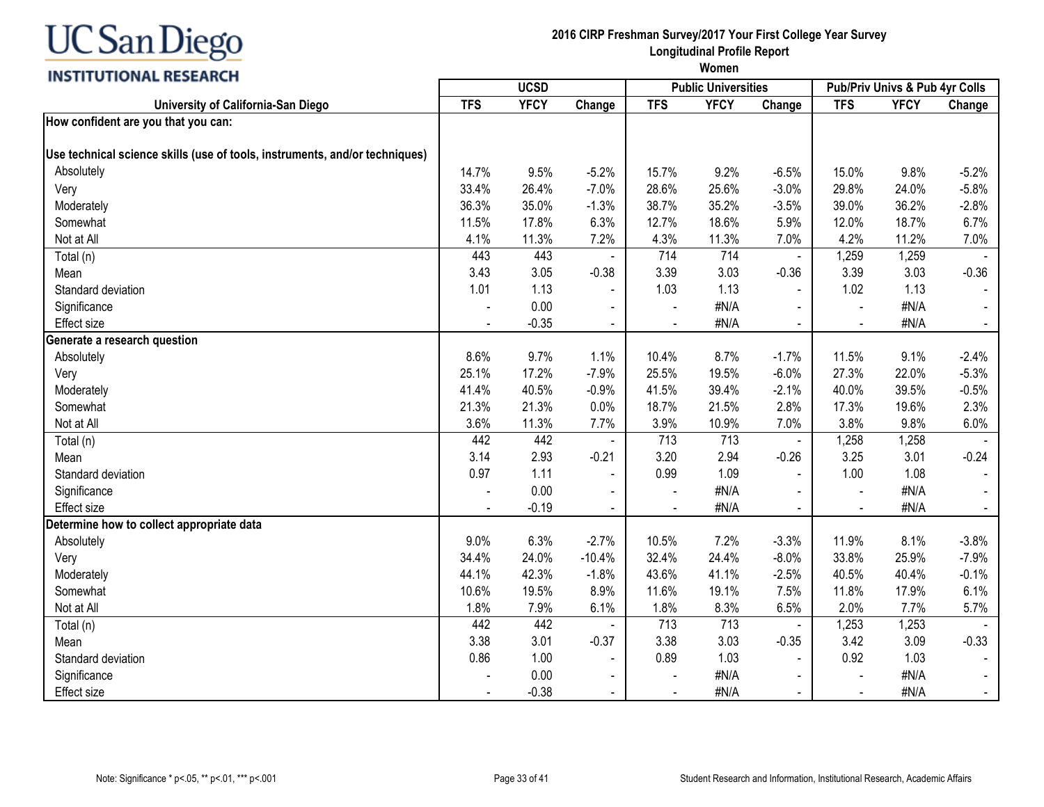# UC San Diego INSTITUTIONAL RESEARCH

**2016 CIRP Freshman Survey/2017 Your First College Year Survey**
**Longitudinal Profile Report**
**Women**

| University of California-San Diego | UCSD | | | Public Universities | | | Pub/Priv Univs & Pub 4yr Colls | | |
|---|---|---|---|---|---|---|---|---|---|
| | TFS | YFCY | Change | TFS | YFCY | Change | TFS | YFCY | Change |
| **How confident are you that you can:** | | | | | | | | | |
| **Use technical science skills (use of tools, instruments, and/or techniques)** | | | | | | | | | |
| Absolutely | 14.7% | 9.5% | -5.2% | 15.7% | 9.2% | -6.5% | 15.0% | 9.8% | -5.2% |
| Very | 33.4% | 26.4% | -7.0% | 28.6% | 25.6% | -3.0% | 29.8% | 24.0% | -5.8% |
| Moderately | 36.3% | 35.0% | -1.3% | 38.7% | 35.2% | -3.5% | 39.0% | 36.2% | -2.8% |
| Somewhat | 11.5% | 17.8% | 6.3% | 12.7% | 18.6% | 5.9% | 12.0% | 18.7% | 6.7% |
| Not at All | 4.1% | 11.3% | 7.2% | 4.3% | 11.3% | 7.0% | 4.2% | 11.2% | 7.0% |
| Total (n) | 443 | 443 | - | 714 | 714 | - | 1,259 | 1,259 | - |
| Mean | 3.43 | 3.05 | -0.38 | 3.39 | 3.03 | -0.36 | 3.39 | 3.03 | -0.36 |
| Standard deviation | 1.01 | 1.13 | - | 1.03 | 1.13 | - | 1.02 | 1.13 | - |
| Significance | - | 0.00 | - | - | #N/A | - | - | #N/A | - |
| Effect size | - | -0.35 | - | - | #N/A | - | - | #N/A | - |
| **Generate a research question** | | | | | | | | | |
| Absolutely | 8.6% | 9.7% | 1.1% | 10.4% | 8.7% | -1.7% | 11.5% | 9.1% | -2.4% |
| Very | 25.1% | 17.2% | -7.9% | 25.5% | 19.5% | -6.0% | 27.3% | 22.0% | -5.3% |
| Moderately | 41.4% | 40.5% | -0.9% | 41.5% | 39.4% | -2.1% | 40.0% | 39.5% | -0.5% |
| Somewhat | 21.3% | 21.3% | 0.0% | 18.7% | 21.5% | 2.8% | 17.3% | 19.6% | 2.3% |
| Not at All | 3.6% | 11.3% | 7.7% | 3.9% | 10.9% | 7.0% | 3.8% | 9.8% | 6.0% |
| Total (n) | 442 | 442 | - | 713 | 713 | - | 1,258 | 1,258 | - |
| Mean | 3.14 | 2.93 | -0.21 | 3.20 | 2.94 | -0.26 | 3.25 | 3.01 | -0.24 |
| Standard deviation | 0.97 | 1.11 | - | 0.99 | 1.09 | - | 1.00 | 1.08 | - |
| Significance | - | 0.00 | - | - | #N/A | - | - | #N/A | - |
| Effect size | - | -0.19 | - | - | #N/A | - | - | #N/A | - |
| **Determine how to collect appropriate data** | | | | | | | | | |
| Absolutely | 9.0% | 6.3% | -2.7% | 10.5% | 7.2% | -3.3% | 11.9% | 8.1% | -3.8% |
| Very | 34.4% | 24.0% | -10.4% | 32.4% | 24.4% | -8.0% | 33.8% | 25.9% | -7.9% |
| Moderately | 44.1% | 42.3% | -1.8% | 43.6% | 41.1% | -2.5% | 40.5% | 40.4% | -0.1% |
| Somewhat | 10.6% | 19.5% | 8.9% | 11.6% | 19.1% | 7.5% | 11.8% | 17.9% | 6.1% |
| Not at All | 1.8% | 7.9% | 6.1% | 1.8% | 8.3% | 6.5% | 2.0% | 7.7% | 5.7% |
| Total (n) | 442 | 442 | - | 713 | 713 | - | 1,253 | 1,253 | - |
| Mean | 3.38 | 3.01 | -0.37 | 3.38 | 3.03 | -0.35 | 3.42 | 3.09 | -0.33 |
| Standard deviation | 0.86 | 1.00 | - | 0.89 | 1.03 | - | 0.92 | 1.03 | - |
| Significance | - | 0.00 | - | - | #N/A | - | - | #N/A | - |
| Effect size | - | -0.38 | - | - | #N/A | - | - | #N/A | - |

Note: Significance * p<.05, ** p<.01, *** p<.001

Student Research and Information, Institutional Research, Academic Affairs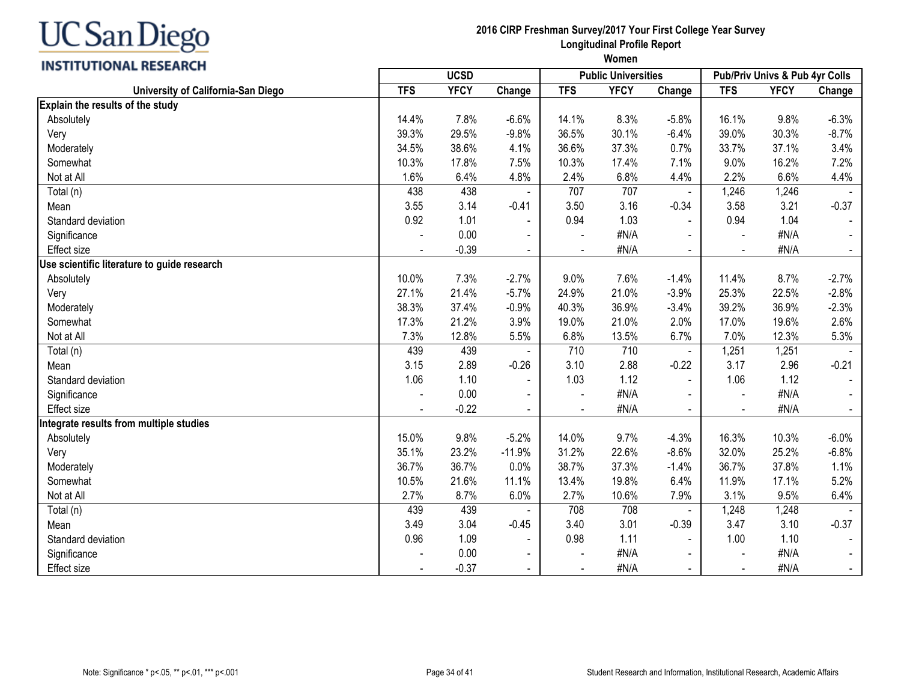UC San Diego
INSTITUTIONAL RESEARCH

**2016 CIRP Freshman Survey/2017 Your First College Year Survey**
**Longitudinal Profile Report**
**Women**

| University of California-San Diego | UCSD | | | Public Universities | | | Pub/Priv Univs & Pub 4yr Colls | | |
|---|---|---|---|---|---|---|---|---|---|
| | TFS | YFCY | Change | TFS | YFCY | Change | TFS | YFCY | Change |
| **Explain the results of the study** | | | | | | | | | |
| Absolutely | 14.4% | 7.8% | -6.6% | 14.1% | 8.3% | -5.8% | 16.1% | 9.8% | -6.3% |
| Very | 39.3% | 29.5% | -9.8% | 36.5% | 30.1% | -6.4% | 39.0% | 30.3% | -8.7% |
| Moderately | 34.5% | 38.6% | 4.1% | 36.6% | 37.3% | 0.7% | 33.7% | 37.1% | 3.4% |
| Somewhat | 10.3% | 17.8% | 7.5% | 10.3% | 17.4% | 7.1% | 9.0% | 16.2% | 7.2% |
| Not at All | 1.6% | 6.4% | 4.8% | 2.4% | 6.8% | 4.4% | 2.2% | 6.6% | 4.4% |
| Total (n) | 438 | 438 | - | 707 | 707 | - | 1,246 | 1,246 | - |
| Mean | 3.55 | 3.14 | -0.41 | 3.50 | 3.16 | -0.34 | 3.58 | 3.21 | -0.37 |
| Standard deviation | 0.92 | 1.01 | - | 0.94 | 1.03 | - | 0.94 | 1.04 | - |
| Significance | - | 0.00 | - | - | #N/A | - | - | #N/A | - |
| Effect size | - | -0.39 | - | - | #N/A | - | - | #N/A | - |
| **Use scientific literature to guide research** | | | | | | | | | |
| Absolutely | 10.0% | 7.3% | -2.7% | 9.0% | 7.6% | -1.4% | 11.4% | 8.7% | -2.7% |
| Very | 27.1% | 21.4% | -5.7% | 24.9% | 21.0% | -3.9% | 25.3% | 22.5% | -2.8% |
| Moderately | 38.3% | 37.4% | -0.9% | 40.3% | 36.9% | -3.4% | 39.2% | 36.9% | -2.3% |
| Somewhat | 17.3% | 21.2% | 3.9% | 19.0% | 21.0% | 2.0% | 17.0% | 19.6% | 2.6% |
| Not at All | 7.3% | 12.8% | 5.5% | 6.8% | 13.5% | 6.7% | 7.0% | 12.3% | 5.3% |
| Total (n) | 439 | 439 | - | 710 | 710 | - | 1,251 | 1,251 | - |
| Mean | 3.15 | 2.89 | -0.26 | 3.10 | 2.88 | -0.22 | 3.17 | 2.96 | -0.21 |
| Standard deviation | 1.06 | 1.10 | - | 1.03 | 1.12 | - | 1.06 | 1.12 | - |
| Significance | - | 0.00 | - | - | #N/A | - | - | #N/A | - |
| Effect size | - | -0.22 | - | - | #N/A | - | - | #N/A | - |
| **Integrate results from multiple studies** | | | | | | | | | |
| Absolutely | 15.0% | 9.8% | -5.2% | 14.0% | 9.7% | -4.3% | 16.3% | 10.3% | -6.0% |
| Very | 35.1% | 23.2% | -11.9% | 31.2% | 22.6% | -8.6% | 32.0% | 25.2% | -6.8% |
| Moderately | 36.7% | 36.7% | 0.0% | 38.7% | 37.3% | -1.4% | 36.7% | 37.8% | 1.1% |
| Somewhat | 10.5% | 21.6% | 11.1% | 13.4% | 19.8% | 6.4% | 11.9% | 17.1% | 5.2% |
| Not at All | 2.7% | 8.7% | 6.0% | 2.7% | 10.6% | 7.9% | 3.1% | 9.5% | 6.4% |
| Total (n) | 439 | 439 | - | 708 | 708 | - | 1,248 | 1,248 | - |
| Mean | 3.49 | 3.04 | -0.45 | 3.40 | 3.01 | -0.39 | 3.47 | 3.10 | -0.37 |
| Standard deviation | 0.96 | 1.09 | - | 0.98 | 1.11 | - | 1.00 | 1.10 | - |
| Significance | - | 0.00 | - | - | #N/A | - | - | #N/A | - |
| Effect size | - | -0.37 | - | - | #N/A | - | - | #N/A | - |

Note: Significance * p<.05, ** p<.01, *** p<.001

Student Research and Information, Institutional Research, Academic Affairs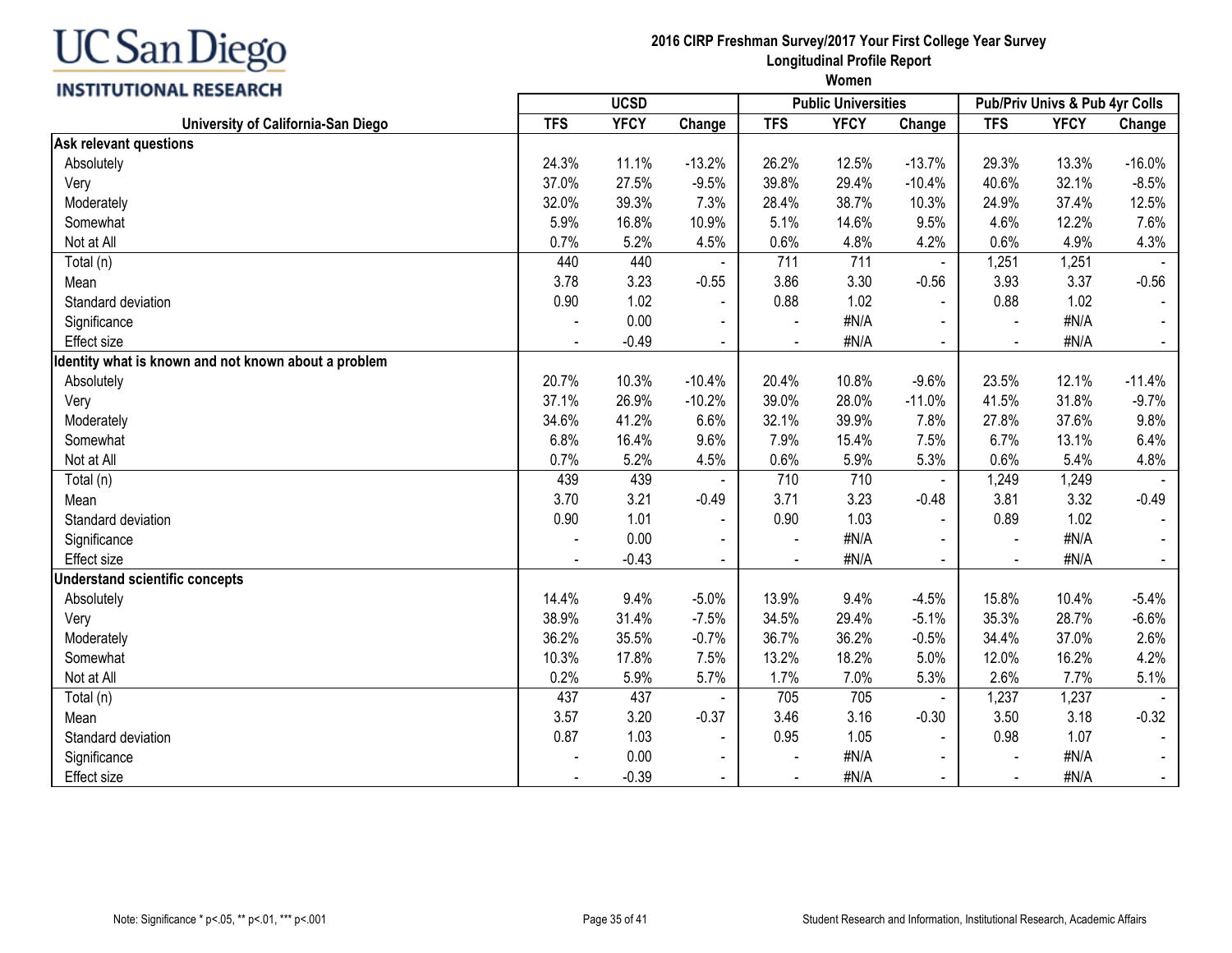# UC San Diego INSTITUTIONAL RESEARCH

**2016 CIRP Freshman Survey/2017 Your First College Year Survey**
**Longitudinal Profile Report**
**Women**

| University of California-San Diego | UCSD | | | Public Universities | | | Pub/Priv Univs & Pub 4yr Colls | | |
|---|---|---|---|---|---|---|---|---|---|
| | TFS | YFCY | Change | TFS | YFCY | Change | TFS | YFCY | Change |
| **Ask relevant questions** | | | | | | | | | |
| Absolutely | 24.3% | 11.1% | -13.2% | 26.2% | 12.5% | -13.7% | 29.3% | 13.3% | -16.0% |
| Very | 37.0% | 27.5% | -9.5% | 39.8% | 29.4% | -10.4% | 40.6% | 32.1% | -8.5% |
| Moderately | 32.0% | 39.3% | 7.3% | 28.4% | 38.7% | 10.3% | 24.9% | 37.4% | 12.5% |
| Somewhat | 5.9% | 16.8% | 10.9% | 5.1% | 14.6% | 9.5% | 4.6% | 12.2% | 7.6% |
| Not at All | 0.7% | 5.2% | 4.5% | 0.6% | 4.8% | 4.2% | 0.6% | 4.9% | 4.3% |
| Total (n) | 440 | 440 | - | 711 | 711 | - | 1,251 | 1,251 | - |
| Mean | 3.78 | 3.23 | -0.55 | 3.86 | 3.30 | -0.56 | 3.93 | 3.37 | -0.56 |
| Standard deviation | 0.90 | 1.02 | - | 0.88 | 1.02 | - | 0.88 | 1.02 | - |
| Significance | - | 0.00 | - | - | #N/A | - | - | #N/A | - |
| Effect size | - | -0.49 | - | - | #N/A | - | - | #N/A | - |
| **Identity what is known and not known about a problem** | | | | | | | | | |
| Absolutely | 20.7% | 10.3% | -10.4% | 20.4% | 10.8% | -9.6% | 23.5% | 12.1% | -11.4% |
| Very | 37.1% | 26.9% | -10.2% | 39.0% | 28.0% | -11.0% | 41.5% | 31.8% | -9.7% |
| Moderately | 34.6% | 41.2% | 6.6% | 32.1% | 39.9% | 7.8% | 27.8% | 37.6% | 9.8% |
| Somewhat | 6.8% | 16.4% | 9.6% | 7.9% | 15.4% | 7.5% | 6.7% | 13.1% | 6.4% |
| Not at All | 0.7% | 5.2% | 4.5% | 0.6% | 5.9% | 5.3% | 0.6% | 5.4% | 4.8% |
| Total (n) | 439 | 439 | - | 710 | 710 | - | 1,249 | 1,249 | - |
| Mean | 3.70 | 3.21 | -0.49 | 3.71 | 3.23 | -0.48 | 3.81 | 3.32 | -0.49 |
| Standard deviation | 0.90 | 1.01 | - | 0.90 | 1.03 | - | 0.89 | 1.02 | - |
| Significance | - | 0.00 | - | - | #N/A | - | - | #N/A | - |
| Effect size | - | -0.43 | - | - | #N/A | - | - | #N/A | - |
| **Understand scientific concepts** | | | | | | | | | |
| Absolutely | 14.4% | 9.4% | -5.0% | 13.9% | 9.4% | -4.5% | 15.8% | 10.4% | -5.4% |
| Very | 38.9% | 31.4% | -7.5% | 34.5% | 29.4% | -5.1% | 35.3% | 28.7% | -6.6% |
| Moderately | 36.2% | 35.5% | -0.7% | 36.7% | 36.2% | -0.5% | 34.4% | 37.0% | 2.6% |
| Somewhat | 10.3% | 17.8% | 7.5% | 13.2% | 18.2% | 5.0% | 12.0% | 16.2% | 4.2% |
| Not at All | 0.2% | 5.9% | 5.7% | 1.7% | 7.0% | 5.3% | 2.6% | 7.7% | 5.1% |
| Total (n) | 437 | 437 | - | 705 | 705 | - | 1,237 | 1,237 | - |
| Mean | 3.57 | 3.20 | -0.37 | 3.46 | 3.16 | -0.30 | 3.50 | 3.18 | -0.32 |
| Standard deviation | 0.87 | 1.03 | - | 0.95 | 1.05 | - | 0.98 | 1.07 | - |
| Significance | - | 0.00 | - | - | #N/A | - | - | #N/A | - |
| Effect size | - | -0.39 | - | - | #N/A | - | - | #N/A | - |

Note: Significance * p<.05, ** p<.01, *** p<.001

Student Research and Information, Institutional Research, Academic Affairs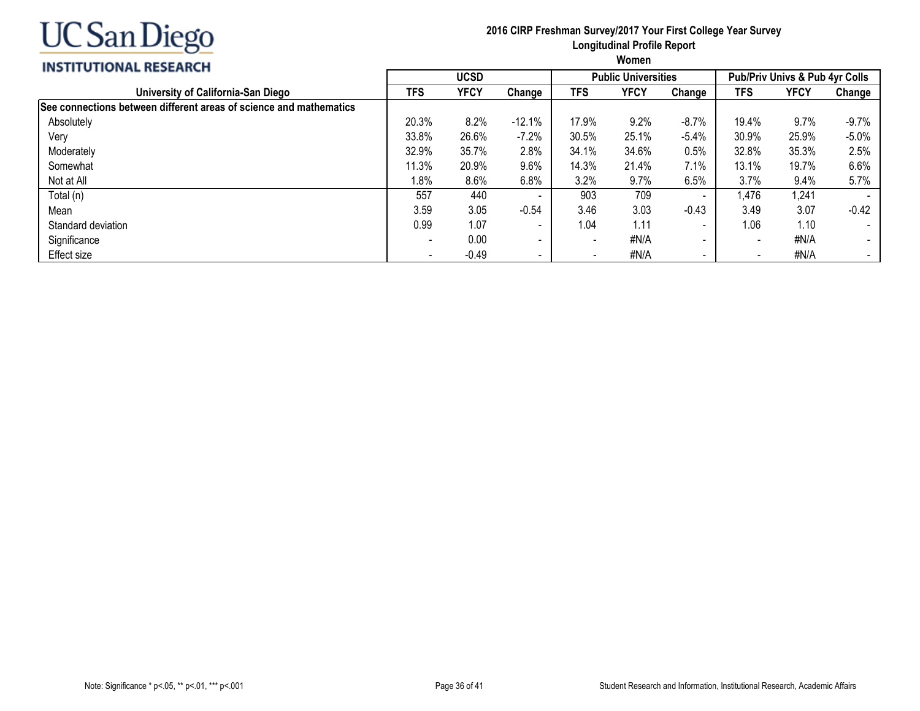UC San Diego
INSTITUTIONAL RESEARCH

**2016 CIRP Freshman Survey/2017 Your First College Year Survey**
**Longitudinal Profile Report**
**Women**

| University of California-San Diego | UCSD | | | Public Universities | | | Pub/Priv Univs & Pub 4yr Colls | | |
|---|---|---|---|---|---|---|---|---|---|
| | TFS | YFCY | Change | TFS | YFCY | Change | TFS | YFCY | Change |
| **See connections between different areas of science and mathematics** | | | | | | | | | |
| Absolutely | 20.3% | 8.2% | -12.1% | 17.9% | 9.2% | -8.7% | 19.4% | 9.7% | -9.7% |
| Very | 33.8% | 26.6% | -7.2% | 30.5% | 25.1% | -5.4% | 30.9% | 25.9% | -5.0% |
| Moderately | 32.9% | 35.7% | 2.8% | 34.1% | 34.6% | 0.5% | 32.8% | 35.3% | 2.5% |
| Somewhat | 11.3% | 20.9% | 9.6% | 14.3% | 21.4% | 7.1% | 13.1% | 19.7% | 6.6% |
| Not at All | 1.8% | 8.6% | 6.8% | 3.2% | 9.7% | 6.5% | 3.7% | 9.4% | 5.7% |
| Total (n) | 557 | 440 | - | 903 | 709 | - | 1,476 | 1,241 | - |
| Mean | 3.59 | 3.05 | -0.54 | 3.46 | 3.03 | -0.43 | 3.49 | 3.07 | -0.42 |
| Standard deviation | 0.99 | 1.07 | - | 1.04 | 1.11 | - | 1.06 | 1.10 | - |
| Significance | - | 0.00 | - | - | #N/A | - | - | #N/A | - |
| Effect size | - | -0.49 | - | - | #N/A | - | - | #N/A | - |

Note: Significance * p<.05, ** p<.01, *** p<.001

Student Research and Information, Institutional Research, Academic Affairs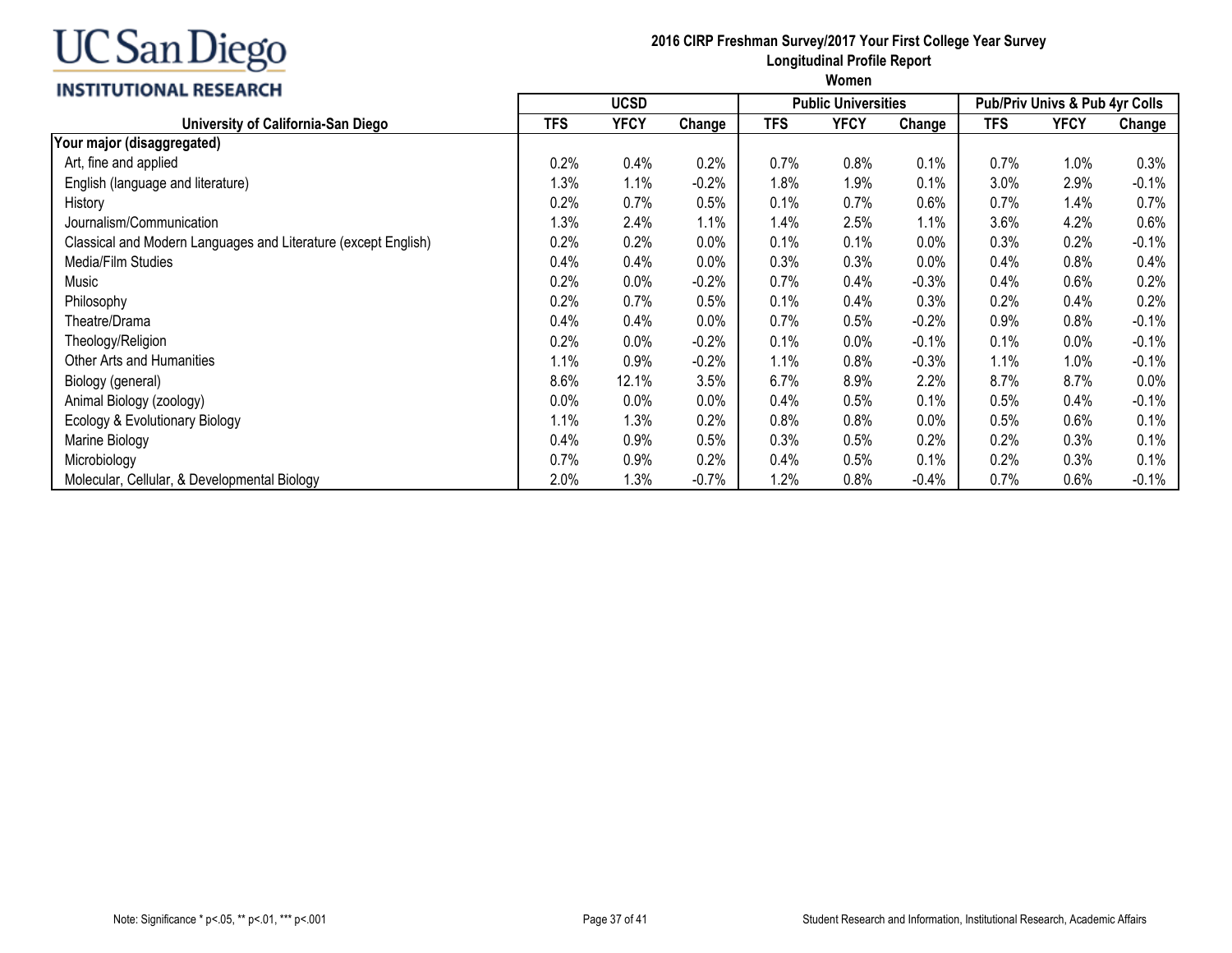UC San Diego
INSTITUTIONAL RESEARCH

**2016 CIRP Freshman Survey/2017 Your First College Year Survey**
**Longitudinal Profile Report**
**Women**

| University of California-San Diego | UCSD | | | Public Universities | | | Pub/Priv Univs & Pub 4yr Colls | | |
|---|---|---|---|---|---|---|---|---|---|
| | TFS | YFCY | Change | TFS | YFCY | Change | TFS | YFCY | Change |
| **Your major (disaggregated)** | | | | | | | | | |
| Art, fine and applied | 0.2% | 0.4% | 0.2% | 0.7% | 0.8% | 0.1% | 0.7% | 1.0% | 0.3% |
| English (language and literature) | 1.3% | 1.1% | -0.2% | 1.8% | 1.9% | 0.1% | 3.0% | 2.9% | -0.1% |
| History | 0.2% | 0.7% | 0.5% | 0.1% | 0.7% | 0.6% | 0.7% | 1.4% | 0.7% |
| Journalism/Communication | 1.3% | 2.4% | 1.1% | 1.4% | 2.5% | 1.1% | 3.6% | 4.2% | 0.6% |
| Classical and Modern Languages and Literature (except English) | 0.2% | 0.2% | 0.0% | 0.1% | 0.1% | 0.0% | 0.3% | 0.2% | -0.1% |
| Media/Film Studies | 0.4% | 0.4% | 0.0% | 0.3% | 0.3% | 0.0% | 0.4% | 0.8% | 0.4% |
| Music | 0.2% | 0.0% | -0.2% | 0.7% | 0.4% | -0.3% | 0.4% | 0.6% | 0.2% |
| Philosophy | 0.2% | 0.7% | 0.5% | 0.1% | 0.4% | 0.3% | 0.2% | 0.4% | 0.2% |
| Theatre/Drama | 0.4% | 0.4% | 0.0% | 0.7% | 0.5% | -0.2% | 0.9% | 0.8% | -0.1% |
| Theology/Religion | 0.2% | 0.0% | -0.2% | 0.1% | 0.0% | -0.1% | 0.1% | 0.0% | -0.1% |
| Other Arts and Humanities | 1.1% | 0.9% | -0.2% | 1.1% | 0.8% | -0.3% | 1.1% | 1.0% | -0.1% |
| Biology (general) | 8.6% | 12.1% | 3.5% | 6.7% | 8.9% | 2.2% | 8.7% | 8.7% | 0.0% |
| Animal Biology (zoology) | 0.0% | 0.0% | 0.0% | 0.4% | 0.5% | 0.1% | 0.5% | 0.4% | -0.1% |
| Ecology & Evolutionary Biology | 1.1% | 1.3% | 0.2% | 0.8% | 0.8% | 0.0% | 0.5% | 0.6% | 0.1% |
| Marine Biology | 0.4% | 0.9% | 0.5% | 0.3% | 0.5% | 0.2% | 0.2% | 0.3% | 0.1% |
| Microbiology | 0.7% | 0.9% | 0.2% | 0.4% | 0.5% | 0.1% | 0.2% | 0.3% | 0.1% |
| Molecular, Cellular, & Developmental Biology | 2.0% | 1.3% | -0.7% | 1.2% | 0.8% | -0.4% | 0.7% | 0.6% | -0.1% |

Note: Significance * p<.05, ** p<.01, *** p<.001

Student Research and Information, Institutional Research, Academic Affairs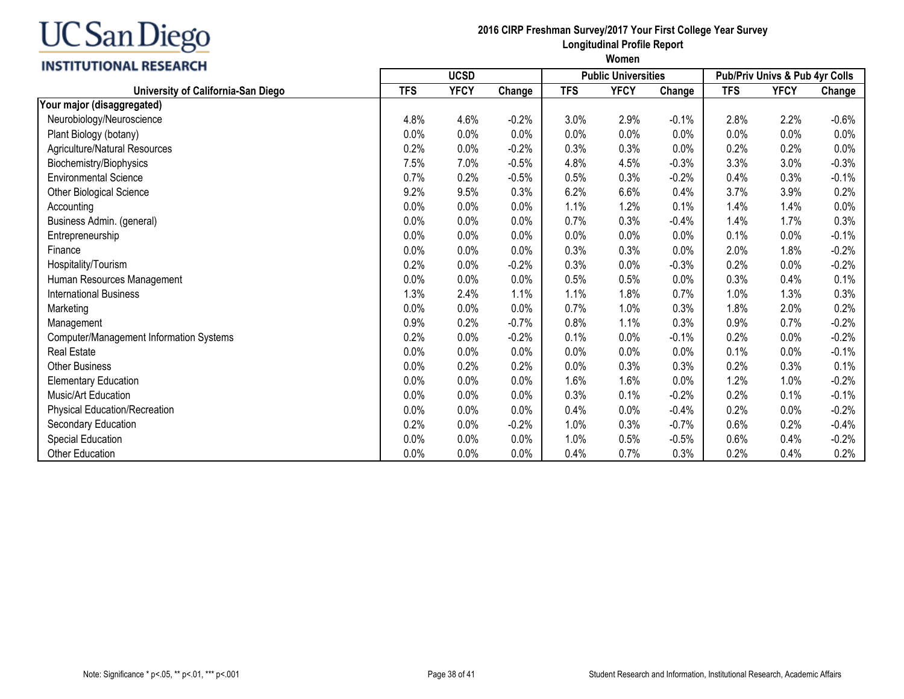# UC San Diego INSTITUTIONAL RESEARCH

**2016 CIRP Freshman Survey/2017 Your First College Year Survey**
**Longitudinal Profile Report**
**Women**

| University of California-San Diego | UCSD | | | Public Universities | | | Pub/Priv Univs & Pub 4yr Colls | | |
|---|---|---|---|---|---|---|---|---|---|
| | TFS | YFCY | Change | TFS | YFCY | Change | TFS | YFCY | Change |
| **Your major (disaggregated)** | | | | | | | | | |
| Neurobiology/Neuroscience | 4.8% | 4.6% | -0.2% | 3.0% | 2.9% | -0.1% | 2.8% | 2.2% | -0.6% |
| Plant Biology (botany) | 0.0% | 0.0% | 0.0% | 0.0% | 0.0% | 0.0% | 0.0% | 0.0% | 0.0% |
| Agriculture/Natural Resources | 0.2% | 0.0% | -0.2% | 0.3% | 0.3% | 0.0% | 0.2% | 0.2% | 0.0% |
| Biochemistry/Biophysics | 7.5% | 7.0% | -0.5% | 4.8% | 4.5% | -0.3% | 3.3% | 3.0% | -0.3% |
| Environmental Science | 0.7% | 0.2% | -0.5% | 0.5% | 0.3% | -0.2% | 0.4% | 0.3% | -0.1% |
| Other Biological Science | 9.2% | 9.5% | 0.3% | 6.2% | 6.6% | 0.4% | 3.7% | 3.9% | 0.2% |
| Accounting | 0.0% | 0.0% | 0.0% | 1.1% | 1.2% | 0.1% | 1.4% | 1.4% | 0.0% |
| Business Admin. (general) | 0.0% | 0.0% | 0.0% | 0.7% | 0.3% | -0.4% | 1.4% | 1.7% | 0.3% |
| Entrepreneurship | 0.0% | 0.0% | 0.0% | 0.0% | 0.0% | 0.0% | 0.1% | 0.0% | -0.1% |
| Finance | 0.0% | 0.0% | 0.0% | 0.3% | 0.3% | 0.0% | 2.0% | 1.8% | -0.2% |
| Hospitality/Tourism | 0.2% | 0.0% | -0.2% | 0.3% | 0.0% | -0.3% | 0.2% | 0.0% | -0.2% |
| Human Resources Management | 0.0% | 0.0% | 0.0% | 0.5% | 0.5% | 0.0% | 0.3% | 0.4% | 0.1% |
| International Business | 1.3% | 2.4% | 1.1% | 1.1% | 1.8% | 0.7% | 1.0% | 1.3% | 0.3% |
| Marketing | 0.0% | 0.0% | 0.0% | 0.7% | 1.0% | 0.3% | 1.8% | 2.0% | 0.2% |
| Management | 0.9% | 0.2% | -0.7% | 0.8% | 1.1% | 0.3% | 0.9% | 0.7% | -0.2% |
| Computer/Management Information Systems | 0.2% | 0.0% | -0.2% | 0.1% | 0.0% | -0.1% | 0.2% | 0.0% | -0.2% |
| Real Estate | 0.0% | 0.0% | 0.0% | 0.0% | 0.0% | 0.0% | 0.1% | 0.0% | -0.1% |
| Other Business | 0.0% | 0.2% | 0.2% | 0.0% | 0.3% | 0.3% | 0.2% | 0.3% | 0.1% |
| Elementary Education | 0.0% | 0.0% | 0.0% | 1.6% | 1.6% | 0.0% | 1.2% | 1.0% | -0.2% |
| Music/Art Education | 0.0% | 0.0% | 0.0% | 0.3% | 0.1% | -0.2% | 0.2% | 0.1% | -0.1% |
| Physical Education/Recreation | 0.0% | 0.0% | 0.0% | 0.4% | 0.0% | -0.4% | 0.2% | 0.0% | -0.2% |
| Secondary Education | 0.2% | 0.0% | -0.2% | 1.0% | 0.3% | -0.7% | 0.6% | 0.2% | -0.4% |
| Special Education | 0.0% | 0.0% | 0.0% | 1.0% | 0.5% | -0.5% | 0.6% | 0.4% | -0.2% |
| Other Education | 0.0% | 0.0% | 0.0% | 0.4% | 0.7% | 0.3% | 0.2% | 0.4% | 0.2% |

Note: Significance * p<.05, ** p<.01, *** p<.001

Student Research and Information, Institutional Research, Academic Affairs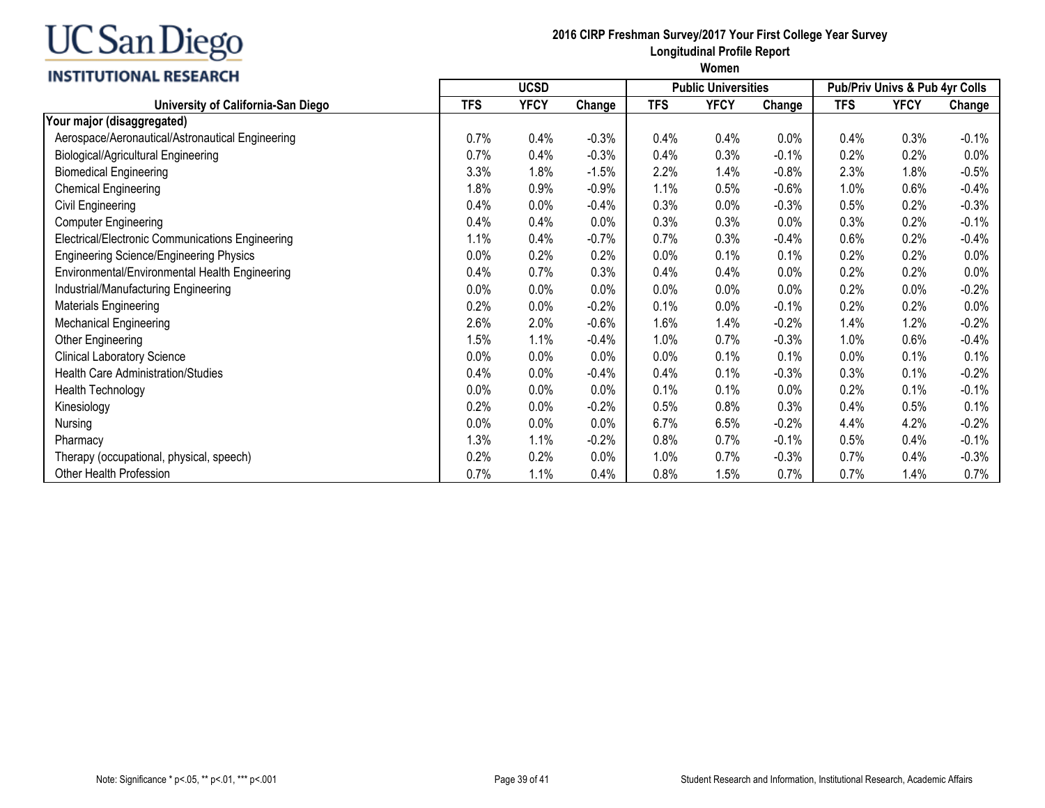# UC San Diego INSTITUTIONAL RESEARCH

**2016 CIRP Freshman Survey/2017 Your First College Year Survey**
**Longitudinal Profile Report**
**Women**

| University of California-San Diego | UCSD | | | Public Universities | | | Pub/Priv Univs & Pub 4yr Colls | | |
|---|---|---|---|---|---|---|---|---|---|
| | TFS | YFCY | Change | TFS | YFCY | Change | TFS | YFCY | Change |
| **Your major (disaggregated)** | | | | | | | | | |
| Aerospace/Aeronautical/Astronautical Engineering | 0.7% | 0.4% | -0.3% | 0.4% | 0.4% | 0.0% | 0.4% | 0.3% | -0.1% |
| Biological/Agricultural Engineering | 0.7% | 0.4% | -0.3% | 0.4% | 0.3% | -0.1% | 0.2% | 0.2% | 0.0% |
| Biomedical Engineering | 3.3% | 1.8% | -1.5% | 2.2% | 1.4% | -0.8% | 2.3% | 1.8% | -0.5% |
| Chemical Engineering | 1.8% | 0.9% | -0.9% | 1.1% | 0.5% | -0.6% | 1.0% | 0.6% | -0.4% |
| Civil Engineering | 0.4% | 0.0% | -0.4% | 0.3% | 0.0% | -0.3% | 0.5% | 0.2% | -0.3% |
| Computer Engineering | 0.4% | 0.4% | 0.0% | 0.3% | 0.3% | 0.0% | 0.3% | 0.2% | -0.1% |
| Electrical/Electronic Communications Engineering | 1.1% | 0.4% | -0.7% | 0.7% | 0.3% | -0.4% | 0.6% | 0.2% | -0.4% |
| Engineering Science/Engineering Physics | 0.0% | 0.2% | 0.2% | 0.0% | 0.1% | 0.1% | 0.2% | 0.2% | 0.0% |
| Environmental/Environmental Health Engineering | 0.4% | 0.7% | 0.3% | 0.4% | 0.4% | 0.0% | 0.2% | 0.2% | 0.0% |
| Industrial/Manufacturing Engineering | 0.0% | 0.0% | 0.0% | 0.0% | 0.0% | 0.0% | 0.2% | 0.0% | -0.2% |
| Materials Engineering | 0.2% | 0.0% | -0.2% | 0.1% | 0.0% | -0.1% | 0.2% | 0.2% | 0.0% |
| Mechanical Engineering | 2.6% | 2.0% | -0.6% | 1.6% | 1.4% | -0.2% | 1.4% | 1.2% | -0.2% |
| Other Engineering | 1.5% | 1.1% | -0.4% | 1.0% | 0.7% | -0.3% | 1.0% | 0.6% | -0.4% |
| Clinical Laboratory Science | 0.0% | 0.0% | 0.0% | 0.0% | 0.1% | 0.1% | 0.0% | 0.1% | 0.1% |
| Health Care Administration/Studies | 0.4% | 0.0% | -0.4% | 0.4% | 0.1% | -0.3% | 0.3% | 0.1% | -0.2% |
| Health Technology | 0.0% | 0.0% | 0.0% | 0.1% | 0.1% | 0.0% | 0.2% | 0.1% | -0.1% |
| Kinesiology | 0.2% | 0.0% | -0.2% | 0.5% | 0.8% | 0.3% | 0.4% | 0.5% | 0.1% |
| Nursing | 0.0% | 0.0% | 0.0% | 6.7% | 6.5% | -0.2% | 4.4% | 4.2% | -0.2% |
| Pharmacy | 1.3% | 1.1% | -0.2% | 0.8% | 0.7% | -0.1% | 0.5% | 0.4% | -0.1% |
| Therapy (occupational, physical, speech) | 0.2% | 0.2% | 0.0% | 1.0% | 0.7% | -0.3% | 0.7% | 0.4% | -0.3% |
| Other Health Profession | 0.7% | 1.1% | 0.4% | 0.8% | 1.5% | 0.7% | 0.7% | 1.4% | 0.7% |

Note: Significance * p<.05, ** p<.01, *** p<.001

Student Research and Information, Institutional Research, Academic Affairs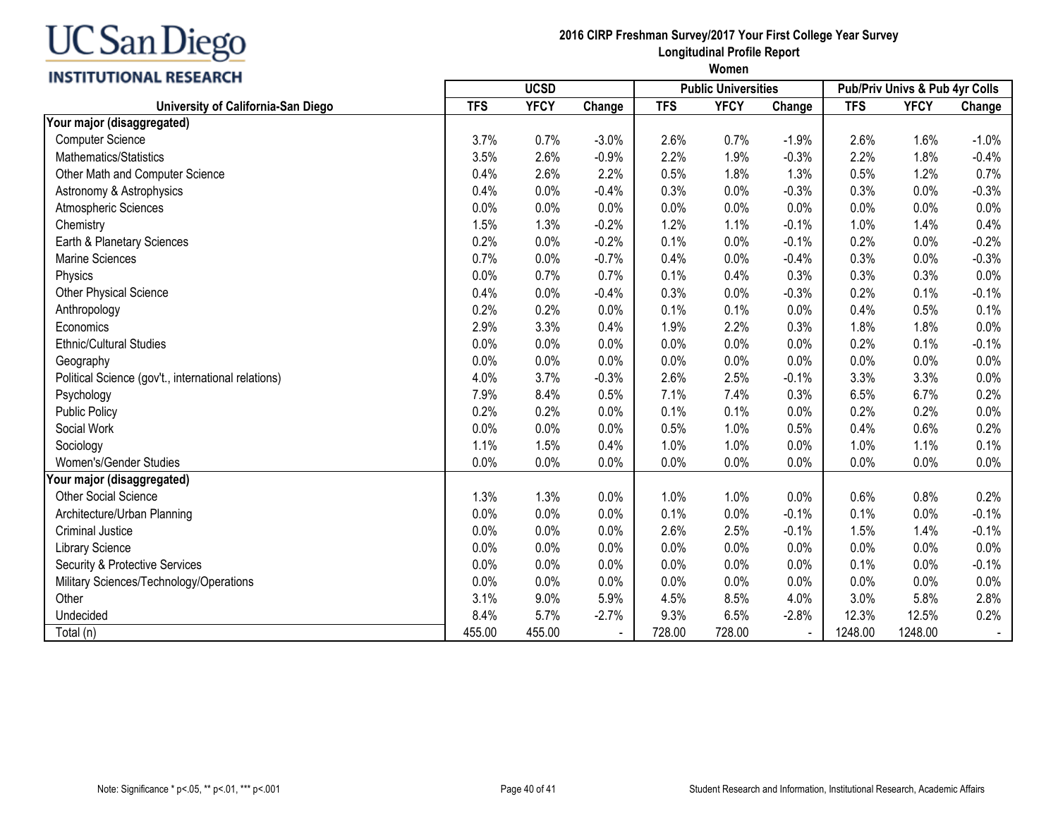UC San Diego
INSTITUTIONAL RESEARCH

**2016 CIRP Freshman Survey/2017 Your First College Year Survey**
**Longitudinal Profile Report**
**Women**

| University of California-San Diego | UCSD | | | Public Universities | | | Pub/Priv Univs & Pub 4yr Colls | | |
|---|---|---|---|---|---|---|---|---|---|
| | TFS | YFCY | Change | TFS | YFCY | Change | TFS | YFCY | Change |
| **Your major (disaggregated)** | | | | | | | | | |
| Computer Science | 3.7% | 0.7% | -3.0% | 2.6% | 0.7% | -1.9% | 2.6% | 1.6% | -1.0% |
| Mathematics/Statistics | 3.5% | 2.6% | -0.9% | 2.2% | 1.9% | -0.3% | 2.2% | 1.8% | -0.4% |
| Other Math and Computer Science | 0.4% | 2.6% | 2.2% | 0.5% | 1.8% | 1.3% | 0.5% | 1.2% | 0.7% |
| Astronomy & Astrophysics | 0.4% | 0.0% | -0.4% | 0.3% | 0.0% | -0.3% | 0.3% | 0.0% | -0.3% |
| Atmospheric Sciences | 0.0% | 0.0% | 0.0% | 0.0% | 0.0% | 0.0% | 0.0% | 0.0% | 0.0% |
| Chemistry | 1.5% | 1.3% | -0.2% | 1.2% | 1.1% | -0.1% | 1.0% | 1.4% | 0.4% |
| Earth & Planetary Sciences | 0.2% | 0.0% | -0.2% | 0.1% | 0.0% | -0.1% | 0.2% | 0.0% | -0.2% |
| Marine Sciences | 0.7% | 0.0% | -0.7% | 0.4% | 0.0% | -0.4% | 0.3% | 0.0% | -0.3% |
| Physics | 0.0% | 0.7% | 0.7% | 0.1% | 0.4% | 0.3% | 0.3% | 0.3% | 0.0% |
| Other Physical Science | 0.4% | 0.0% | -0.4% | 0.3% | 0.0% | -0.3% | 0.2% | 0.1% | -0.1% |
| Anthropology | 0.2% | 0.2% | 0.0% | 0.1% | 0.1% | 0.0% | 0.4% | 0.5% | 0.1% |
| Economics | 2.9% | 3.3% | 0.4% | 1.9% | 2.2% | 0.3% | 1.8% | 1.8% | 0.0% |
| Ethnic/Cultural Studies | 0.0% | 0.0% | 0.0% | 0.0% | 0.0% | 0.0% | 0.2% | 0.1% | -0.1% |
| Geography | 0.0% | 0.0% | 0.0% | 0.0% | 0.0% | 0.0% | 0.0% | 0.0% | 0.0% |
| Political Science (gov't., international relations) | 4.0% | 3.7% | -0.3% | 2.6% | 2.5% | -0.1% | 3.3% | 3.3% | 0.0% |
| Psychology | 7.9% | 8.4% | 0.5% | 7.1% | 7.4% | 0.3% | 6.5% | 6.7% | 0.2% |
| Public Policy | 0.2% | 0.2% | 0.0% | 0.1% | 0.1% | 0.0% | 0.2% | 0.2% | 0.0% |
| Social Work | 0.0% | 0.0% | 0.0% | 0.5% | 1.0% | 0.5% | 0.4% | 0.6% | 0.2% |
| Sociology | 1.1% | 1.5% | 0.4% | 1.0% | 1.0% | 0.0% | 1.0% | 1.1% | 0.1% |
| Women's/Gender Studies | 0.0% | 0.0% | 0.0% | 0.0% | 0.0% | 0.0% | 0.0% | 0.0% | 0.0% |
| **Your major (disaggregated)** | | | | | | | | | |
| Other Social Science | 1.3% | 1.3% | 0.0% | 1.0% | 1.0% | 0.0% | 0.6% | 0.8% | 0.2% |
| Architecture/Urban Planning | 0.0% | 0.0% | 0.0% | 0.1% | 0.0% | -0.1% | 0.1% | 0.0% | -0.1% |
| Criminal Justice | 0.0% | 0.0% | 0.0% | 2.6% | 2.5% | -0.1% | 1.5% | 1.4% | -0.1% |
| Library Science | 0.0% | 0.0% | 0.0% | 0.0% | 0.0% | 0.0% | 0.0% | 0.0% | 0.0% |
| Security & Protective Services | 0.0% | 0.0% | 0.0% | 0.0% | 0.0% | 0.0% | 0.1% | 0.0% | -0.1% |
| Military Sciences/Technology/Operations | 0.0% | 0.0% | 0.0% | 0.0% | 0.0% | 0.0% | 0.0% | 0.0% | 0.0% |
| Other | 3.1% | 9.0% | 5.9% | 4.5% | 8.5% | 4.0% | 3.0% | 5.8% | 2.8% |
| Undecided | 8.4% | 5.7% | -2.7% | 9.3% | 6.5% | -2.8% | 12.3% | 12.5% | 0.2% |
| Total (n) | 455.00 | 455.00 | - | 728.00 | 728.00 | - | 1248.00 | 1248.00 | - |

Note: Significance * p<.05, ** p<.01, *** p<.001

Student Research and Information, Institutional Research, Academic Affairs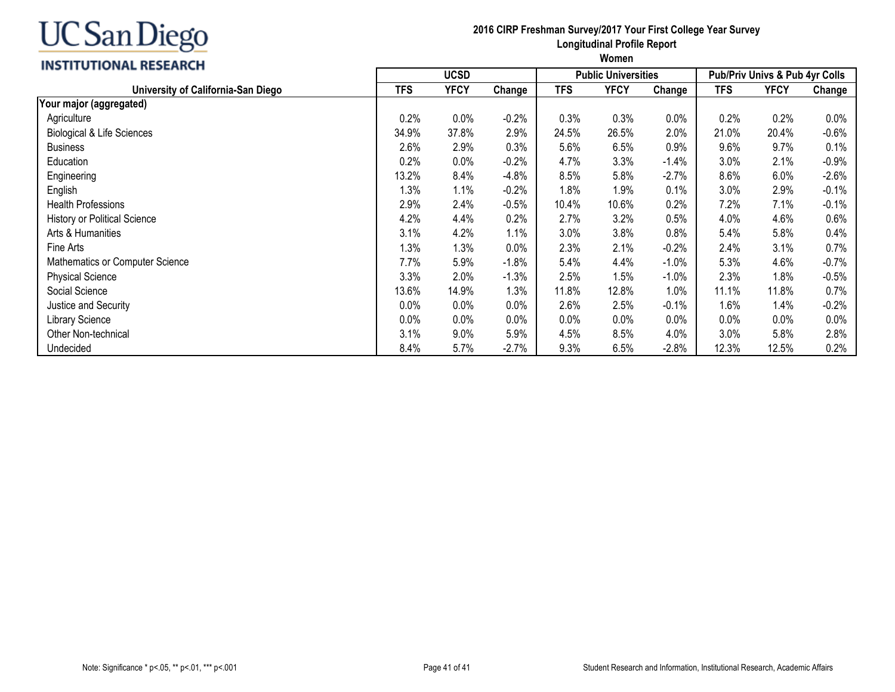UC San Diego
INSTITUTIONAL RESEARCH

**2016 CIRP Freshman Survey/2017 Your First College Year Survey**
**Longitudinal Profile Report**
**Women**

| University of California-San Diego | UCSD | | | Public Universities | | | Pub/Priv Univs & Pub 4yr Colls | | |
|---|---|---|---|---|---|---|---|---|---|
| | TFS | YFCY | Change | TFS | YFCY | Change | TFS | YFCY | Change |
| **Your major (aggregated)** | | | | | | | | | |
| Agriculture | 0.2% | 0.0% | -0.2% | 0.3% | 0.3% | 0.0% | 0.2% | 0.2% | 0.0% |
| Biological & Life Sciences | 34.9% | 37.8% | 2.9% | 24.5% | 26.5% | 2.0% | 21.0% | 20.4% | -0.6% |
| Business | 2.6% | 2.9% | 0.3% | 5.6% | 6.5% | 0.9% | 9.6% | 9.7% | 0.1% |
| Education | 0.2% | 0.0% | -0.2% | 4.7% | 3.3% | -1.4% | 3.0% | 2.1% | -0.9% |
| Engineering | 13.2% | 8.4% | -4.8% | 8.5% | 5.8% | -2.7% | 8.6% | 6.0% | -2.6% |
| English | 1.3% | 1.1% | -0.2% | 1.8% | 1.9% | 0.1% | 3.0% | 2.9% | -0.1% |
| Health Professions | 2.9% | 2.4% | -0.5% | 10.4% | 10.6% | 0.2% | 7.2% | 7.1% | -0.1% |
| History or Political Science | 4.2% | 4.4% | 0.2% | 2.7% | 3.2% | 0.5% | 4.0% | 4.6% | 0.6% |
| Arts & Humanities | 3.1% | 4.2% | 1.1% | 3.0% | 3.8% | 0.8% | 5.4% | 5.8% | 0.4% |
| Fine Arts | 1.3% | 1.3% | 0.0% | 2.3% | 2.1% | -0.2% | 2.4% | 3.1% | 0.7% |
| Mathematics or Computer Science | 7.7% | 5.9% | -1.8% | 5.4% | 4.4% | -1.0% | 5.3% | 4.6% | -0.7% |
| Physical Science | 3.3% | 2.0% | -1.3% | 2.5% | 1.5% | -1.0% | 2.3% | 1.8% | -0.5% |
| Social Science | 13.6% | 14.9% | 1.3% | 11.8% | 12.8% | 1.0% | 11.1% | 11.8% | 0.7% |
| Justice and Security | 0.0% | 0.0% | 0.0% | 2.6% | 2.5% | -0.1% | 1.6% | 1.4% | -0.2% |
| Library Science | 0.0% | 0.0% | 0.0% | 0.0% | 0.0% | 0.0% | 0.0% | 0.0% | 0.0% |
| Other Non-technical | 3.1% | 9.0% | 5.9% | 4.5% | 8.5% | 4.0% | 3.0% | 5.8% | 2.8% |
| Undecided | 8.4% | 5.7% | -2.7% | 9.3% | 6.5% | -2.8% | 12.3% | 12.5% | 0.2% |

Note: Significance * p<.05, ** p<.01, *** p<.001

Student Research and Information, Institutional Research, Academic Affairs